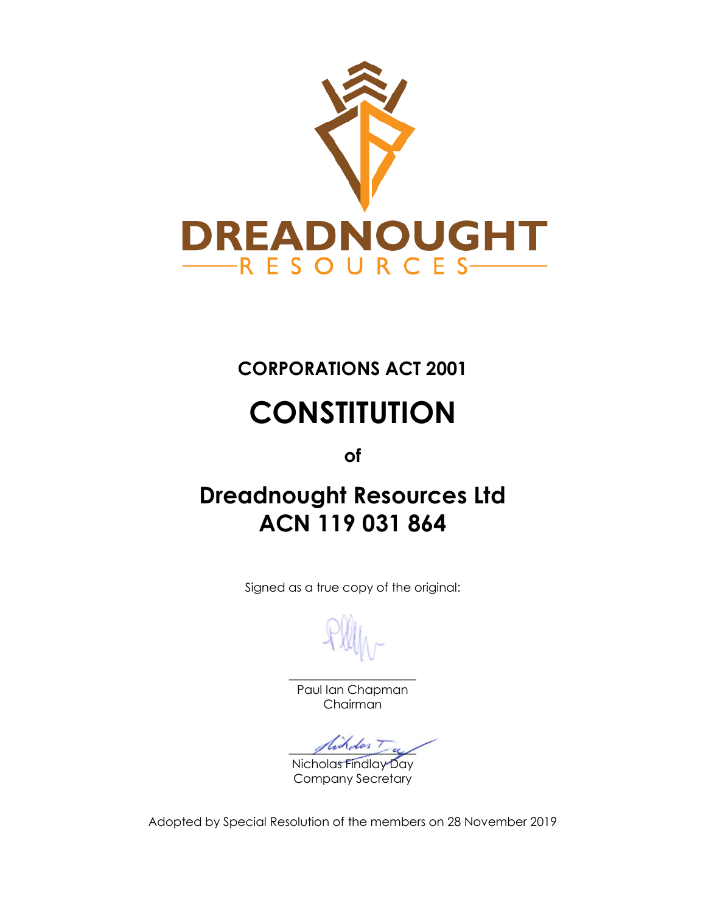DREADNOUGHT

RESOURCES

**CORPORATIONS ACT 2001**

# CONSTITUTION

**of**

## Dreadnought Resources Ltd
## ACN 119 031 864

Signed as a true copy of the original:

Paul Ian Chapman
Chairman

Nicholas Findlay Day
Company Secretary

Adopted by Special Resolution of the members on 28 November 2019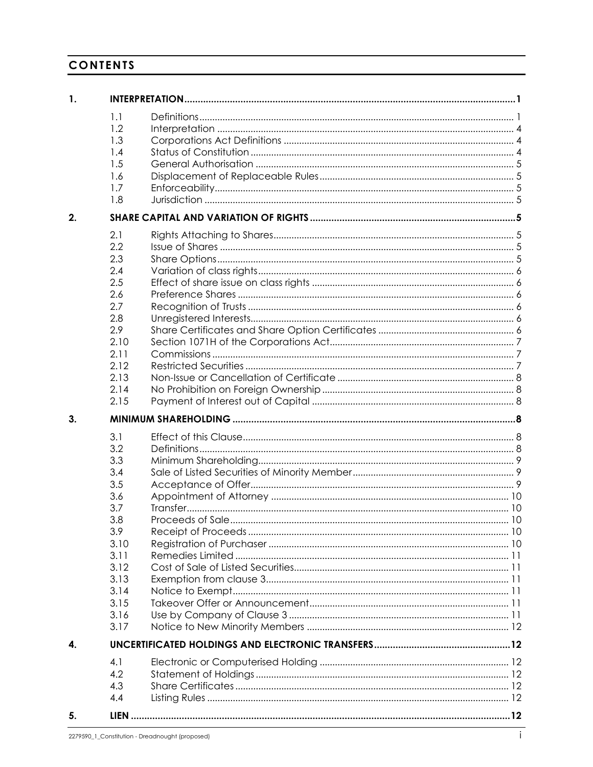# CONTENTS

| | | | |
|---|---|---|---|
| **1.** | **INTERPRETATION** | | **1** |
| | 1.1 | Definitions | 1 |
| | 1.2 | Interpretation | 4 |
| | 1.3 | Corporations Act Definitions | 4 |
| | 1.4 | Status of Constitution | 4 |
| | 1.5 | General Authorisation | 5 |
| | 1.6 | Displacement of Replaceable Rules | 5 |
| | 1.7 | Enforceability | 5 |
| | 1.8 | Jurisdiction | 5 |
| **2.** | **SHARE CAPITAL AND VARIATION OF RIGHTS** | | **5** |
| | 2.1 | Rights Attaching to Shares | 5 |
| | 2.2 | Issue of Shares | 5 |
| | 2.3 | Share Options | 5 |
| | 2.4 | Variation of class rights | 6 |
| | 2.5 | Effect of share issue on class rights | 6 |
| | 2.6 | Preference Shares | 6 |
| | 2.7 | Recognition of Trusts | 6 |
| | 2.8 | Unregistered Interests | 6 |
| | 2.9 | Share Certificates and Share Option Certificates | 6 |
| | 2.10 | Section 1071H of the Corporations Act | 7 |
| | 2.11 | Commissions | 7 |
| | 2.12 | Restricted Securities | 7 |
| | 2.13 | Non-Issue or Cancellation of Certificate | 8 |
| | 2.14 | No Prohibition on Foreign Ownership | 8 |
| | 2.15 | Payment of Interest out of Capital | 8 |
| **3.** | **MINIMUM SHAREHOLDING** | | **8** |
| | 3.1 | Effect of this Clause | 8 |
| | 3.2 | Definitions | 8 |
| | 3.3 | Minimum Shareholding | 9 |
| | 3.4 | Sale of Listed Securities of Minority Member | 9 |
| | 3.5 | Acceptance of Offer | 9 |
| | 3.6 | Appointment of Attorney | 10 |
| | 3.7 | Transfer | 10 |
| | 3.8 | Proceeds of Sale | 10 |
| | 3.9 | Receipt of Proceeds | 10 |
| | 3.10 | Registration of Purchaser | 10 |
| | 3.11 | Remedies Limited | 11 |
| | 3.12 | Cost of Sale of Listed Securities | 11 |
| | 3.13 | Exemption from clause 3 | 11 |
| | 3.14 | Notice to Exempt | 11 |
| | 3.15 | Takeover Offer or Announcement | 11 |
| | 3.16 | Use by Company of Clause 3 | 11 |
| | 3.17 | Notice to New Minority Members | 12 |
| **4.** | **UNCERTIFICATED HOLDINGS AND ELECTRONIC TRANSFERS** | | **12** |
| | 4.1 | Electronic or Computerised Holding | 12 |
| | 4.2 | Statement of Holdings | 12 |
| | 4.3 | Share Certificates | 12 |
| | 4.4 | Listing Rules | 12 |
| **5.** | **LIEN** | | **12** |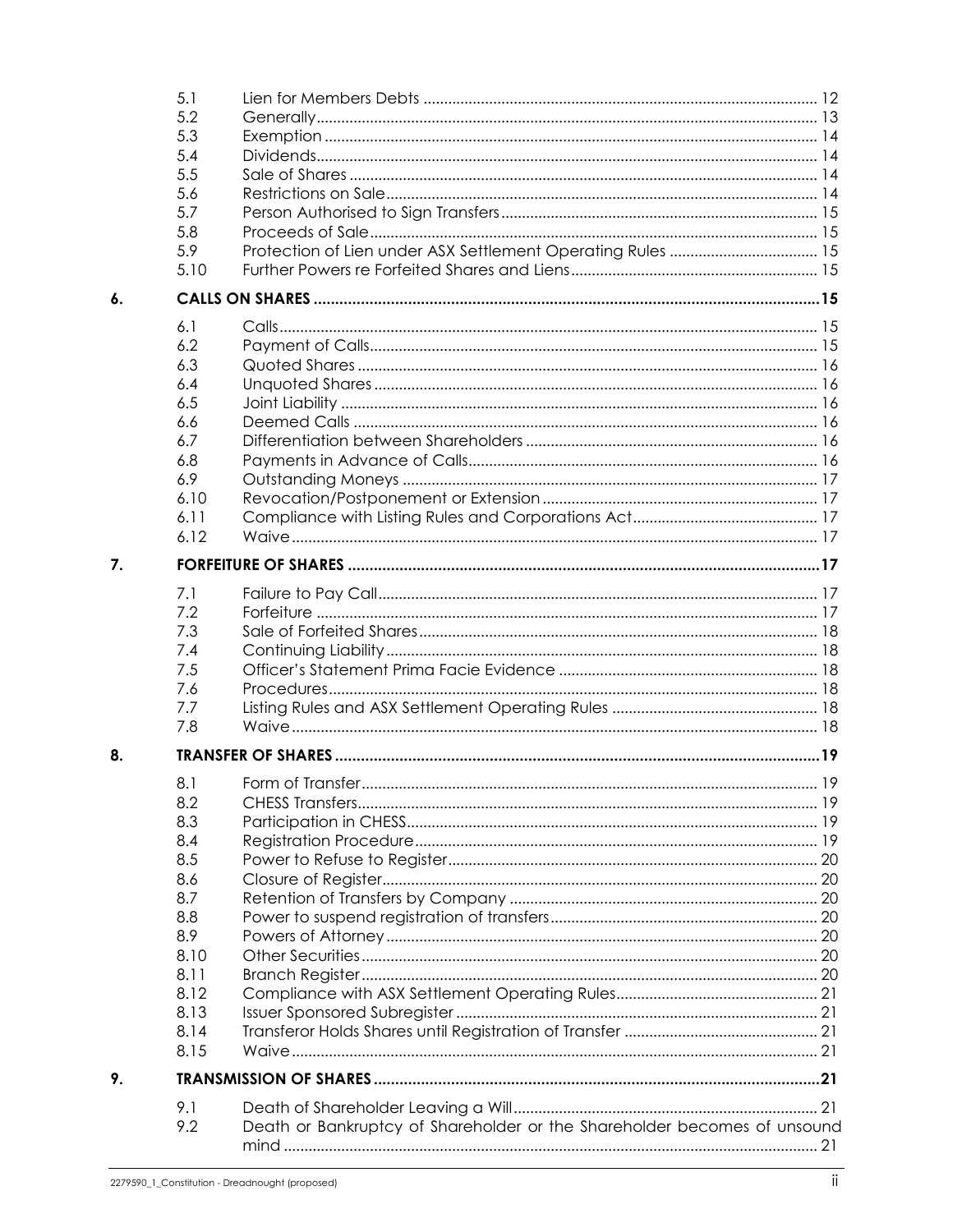| | | |
|---|---|---|
| 5.1 | Lien for Members Debts | 12 |
| 5.2 | Generally | 13 |
| 5.3 | Exemption | 14 |
| 5.4 | Dividends | 14 |
| 5.5 | Sale of Shares | 14 |
| 5.6 | Restrictions on Sale | 14 |
| 5.7 | Person Authorised to Sign Transfers | 15 |
| 5.8 | Proceeds of Sale | 15 |
| 5.9 | Protection of Lien under ASX Settlement Operating Rules | 15 |
| 5.10 | Further Powers re Forfeited Shares and Liens | 15 |

**6. CALLS ON SHARES ..... 15**

| | | |
|---|---|---|
| 6.1 | Calls | 15 |
| 6.2 | Payment of Calls | 15 |
| 6.3 | Quoted Shares | 16 |
| 6.4 | Unquoted Shares | 16 |
| 6.5 | Joint Liability | 16 |
| 6.6 | Deemed Calls | 16 |
| 6.7 | Differentiation between Shareholders | 16 |
| 6.8 | Payments in Advance of Calls | 16 |
| 6.9 | Outstanding Moneys | 17 |
| 6.10 | Revocation/Postponement or Extension | 17 |
| 6.11 | Compliance with Listing Rules and Corporations Act | 17 |
| 6.12 | Waive | 17 |

**7. FORFEITURE OF SHARES ..... 17**

| | | |
|---|---|---|
| 7.1 | Failure to Pay Call | 17 |
| 7.2 | Forfeiture | 17 |
| 7.3 | Sale of Forfeited Shares | 18 |
| 7.4 | Continuing Liability | 18 |
| 7.5 | Officer's Statement Prima Facie Evidence | 18 |
| 7.6 | Procedures | 18 |
| 7.7 | Listing Rules and ASX Settlement Operating Rules | 18 |
| 7.8 | Waive | 18 |

**8. TRANSFER OF SHARES ..... 19**

| | | |
|---|---|---|
| 8.1 | Form of Transfer | 19 |
| 8.2 | CHESS Transfers | 19 |
| 8.3 | Participation in CHESS | 19 |
| 8.4 | Registration Procedure | 19 |
| 8.5 | Power to Refuse to Register | 20 |
| 8.6 | Closure of Register | 20 |
| 8.7 | Retention of Transfers by Company | 20 |
| 8.8 | Power to suspend registration of transfers | 20 |
| 8.9 | Powers of Attorney | 20 |
| 8.10 | Other Securities | 20 |
| 8.11 | Branch Register | 20 |
| 8.12 | Compliance with ASX Settlement Operating Rules | 21 |
| 8.13 | Issuer Sponsored Subregister | 21 |
| 8.14 | Transferor Holds Shares until Registration of Transfer | 21 |
| 8.15 | Waive | 21 |

**9. TRANSMISSION OF SHARES ..... 21**

| | | |
|---|---|---|
| 9.1 | Death of Shareholder Leaving a Will | 21 |
| 9.2 | Death or Bankruptcy of Shareholder or the Shareholder becomes of unsound mind | 21 |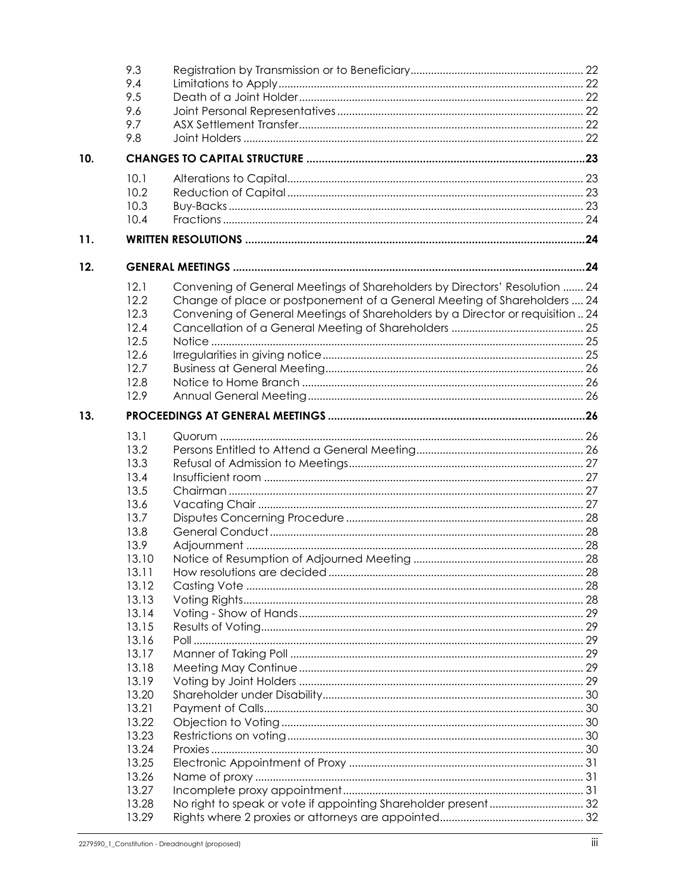| | | |
|---|---|---|
| 9.3 | Registration by Transmission or to Beneficiary | 22 |
| 9.4 | Limitations to Apply | 22 |
| 9.5 | Death of a Joint Holder | 22 |
| 9.6 | Joint Personal Representatives | 22 |
| 9.7 | ASX Settlement Transfer | 22 |
| 9.8 | Joint Holders | 22 |
| **10.** | **CHANGES TO CAPITAL STRUCTURE** | **23** |
| 10.1 | Alterations to Capital | 23 |
| 10.2 | Reduction of Capital | 23 |
| 10.3 | Buy-Backs | 23 |
| 10.4 | Fractions | 24 |
| **11.** | **WRITTEN RESOLUTIONS** | **24** |
| **12.** | **GENERAL MEETINGS** | **24** |
| 12.1 | Convening of General Meetings of Shareholders by Directors' Resolution | 24 |
| 12.2 | Change of place or postponement of a General Meeting of Shareholders | 24 |
| 12.3 | Convening of General Meetings of Shareholders by a Director or requisition | 24 |
| 12.4 | Cancellation of a General Meeting of Shareholders | 25 |
| 12.5 | Notice | 25 |
| 12.6 | Irregularities in giving notice | 25 |
| 12.7 | Business at General Meeting | 26 |
| 12.8 | Notice to Home Branch | 26 |
| 12.9 | Annual General Meeting | 26 |
| **13.** | **PROCEEDINGS AT GENERAL MEETINGS** | **26** |
| 13.1 | Quorum | 26 |
| 13.2 | Persons Entitled to Attend a General Meeting | 26 |
| 13.3 | Refusal of Admission to Meetings | 27 |
| 13.4 | Insufficient room | 27 |
| 13.5 | Chairman | 27 |
| 13.6 | Vacating Chair | 27 |
| 13.7 | Disputes Concerning Procedure | 28 |
| 13.8 | General Conduct | 28 |
| 13.9 | Adjournment | 28 |
| 13.10 | Notice of Resumption of Adjourned Meeting | 28 |
| 13.11 | How resolutions are decided | 28 |
| 13.12 | Casting Vote | 28 |
| 13.13 | Voting Rights | 28 |
| 13.14 | Voting - Show of Hands | 29 |
| 13.15 | Results of Voting | 29 |
| 13.16 | Poll | 29 |
| 13.17 | Manner of Taking Poll | 29 |
| 13.18 | Meeting May Continue | 29 |
| 13.19 | Voting by Joint Holders | 29 |
| 13.20 | Shareholder under Disability | 30 |
| 13.21 | Payment of Calls | 30 |
| 13.22 | Objection to Voting | 30 |
| 13.23 | Restrictions on voting | 30 |
| 13.24 | Proxies | 30 |
| 13.25 | Electronic Appointment of Proxy | 31 |
| 13.26 | Name of proxy | 31 |
| 13.27 | Incomplete proxy appointment | 31 |
| 13.28 | No right to speak or vote if appointing Shareholder present | 32 |
| 13.29 | Rights where 2 proxies or attorneys are appointed | 32 |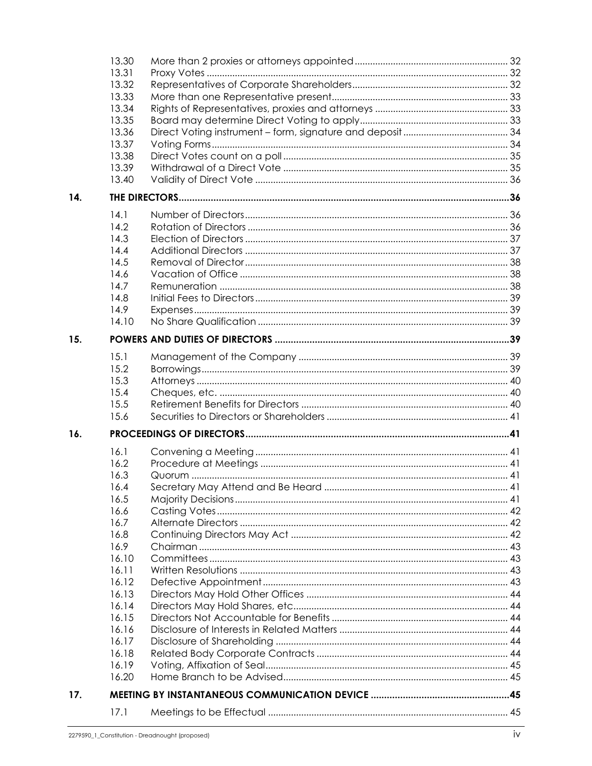| | | | |
|---|---|---|---|
| | 13.30 | More than 2 proxies or attorneys appointed | 32 |
| | 13.31 | Proxy Votes | 32 |
| | 13.32 | Representatives of Corporate Shareholders | 32 |
| | 13.33 | More than one Representative present | 33 |
| | 13.34 | Rights of Representatives, proxies and attorneys | 33 |
| | 13.35 | Board may determine Direct Voting to apply | 33 |
| | 13.36 | Direct Voting instrument – form, signature and deposit | 34 |
| | 13.37 | Voting Forms | 34 |
| | 13.38 | Direct Votes count on a poll | 35 |
| | 13.39 | Withdrawal of a Direct Vote | 35 |
| | 13.40 | Validity of Direct Vote | 36 |
| **14.** | **THE DIRECTORS** | | **36** |
| | 14.1 | Number of Directors | 36 |
| | 14.2 | Rotation of Directors | 36 |
| | 14.3 | Election of Directors | 37 |
| | 14.4 | Additional Directors | 37 |
| | 14.5 | Removal of Director | 38 |
| | 14.6 | Vacation of Office | 38 |
| | 14.7 | Remuneration | 38 |
| | 14.8 | Initial Fees to Directors | 39 |
| | 14.9 | Expenses | 39 |
| | 14.10 | No Share Qualification | 39 |
| **15.** | **POWERS AND DUTIES OF DIRECTORS** | | **39** |
| | 15.1 | Management of the Company | 39 |
| | 15.2 | Borrowings | 39 |
| | 15.3 | Attorneys | 40 |
| | 15.4 | Cheques, etc. | 40 |
| | 15.5 | Retirement Benefits for Directors | 40 |
| | 15.6 | Securities to Directors or Shareholders | 41 |
| **16.** | **PROCEEDINGS OF DIRECTORS** | | **41** |
| | 16.1 | Convening a Meeting | 41 |
| | 16.2 | Procedure at Meetings | 41 |
| | 16.3 | Quorum | 41 |
| | 16.4 | Secretary May Attend and Be Heard | 41 |
| | 16.5 | Majority Decisions | 41 |
| | 16.6 | Casting Votes | 42 |
| | 16.7 | Alternate Directors | 42 |
| | 16.8 | Continuing Directors May Act | 42 |
| | 16.9 | Chairman | 43 |
| | 16.10 | Committees | 43 |
| | 16.11 | Written Resolutions | 43 |
| | 16.12 | Defective Appointment | 43 |
| | 16.13 | Directors May Hold Other Offices | 44 |
| | 16.14 | Directors May Hold Shares, etc | 44 |
| | 16.15 | Directors Not Accountable for Benefits | 44 |
| | 16.16 | Disclosure of Interests in Related Matters | 44 |
| | 16.17 | Disclosure of Shareholding | 44 |
| | 16.18 | Related Body Corporate Contracts | 44 |
| | 16.19 | Voting, Affixation of Seal | 45 |
| | 16.20 | Home Branch to be Advised | 45 |
| **17.** | **MEETING BY INSTANTANEOUS COMMUNICATION DEVICE** | | **45** |
| | 17.1 | Meetings to be Effectual | 45 |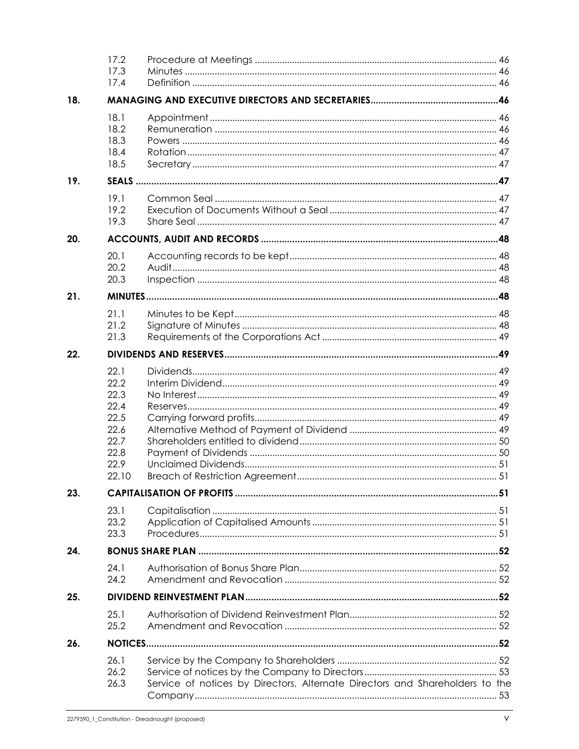| | | | |
|---|---|---|---|
| | 17.2 | Procedure at Meetings | 46 |
| | 17.3 | Minutes | 46 |
| | 17.4 | Definition | 46 |
| **18.** | **MANAGING AND EXECUTIVE DIRECTORS AND SECRETARIES** | | **46** |
| | 18.1 | Appointment | 46 |
| | 18.2 | Remuneration | 46 |
| | 18.3 | Powers | 46 |
| | 18.4 | Rotation | 47 |
| | 18.5 | Secretary | 47 |
| **19.** | **SEALS** | | **47** |
| | 19.1 | Common Seal | 47 |
| | 19.2 | Execution of Documents Without a Seal | 47 |
| | 19.3 | Share Seal | 47 |
| **20.** | **ACCOUNTS, AUDIT AND RECORDS** | | **48** |
| | 20.1 | Accounting records to be kept | 48 |
| | 20.2 | Audit | 48 |
| | 20.3 | Inspection | 48 |
| **21.** | **MINUTES** | | **48** |
| | 21.1 | Minutes to be Kept | 48 |
| | 21.2 | Signature of Minutes | 48 |
| | 21.3 | Requirements of the Corporations Act | 49 |
| **22.** | **DIVIDENDS AND RESERVES** | | **49** |
| | 22.1 | Dividends | 49 |
| | 22.2 | Interim Dividend | 49 |
| | 22.3 | No Interest | 49 |
| | 22.4 | Reserves | 49 |
| | 22.5 | Carrying forward profits | 49 |
| | 22.6 | Alternative Method of Payment of Dividend | 49 |
| | 22.7 | Shareholders entitled to dividend | 50 |
| | 22.8 | Payment of Dividends | 50 |
| | 22.9 | Unclaimed Dividends | 51 |
| | 22.10 | Breach of Restriction Agreement | 51 |
| **23.** | **CAPITALISATION OF PROFITS** | | **51** |
| | 23.1 | Capitalisation | 51 |
| | 23.2 | Application of Capitalised Amounts | 51 |
| | 23.3 | Procedures | 51 |
| **24.** | **BONUS SHARE PLAN** | | **52** |
| | 24.1 | Authorisation of Bonus Share Plan | 52 |
| | 24.2 | Amendment and Revocation | 52 |
| **25.** | **DIVIDEND REINVESTMENT PLAN** | | **52** |
| | 25.1 | Authorisation of Dividend Reinvestment Plan | 52 |
| | 25.2 | Amendment and Revocation | 52 |
| **26.** | **NOTICES** | | **52** |
| | 26.1 | Service by the Company to Shareholders | 52 |
| | 26.2 | Service of notices by the Company to Directors | 53 |
| | 26.3 | Service of notices by Directors, Alternate Directors and Shareholders to the Company | 53 |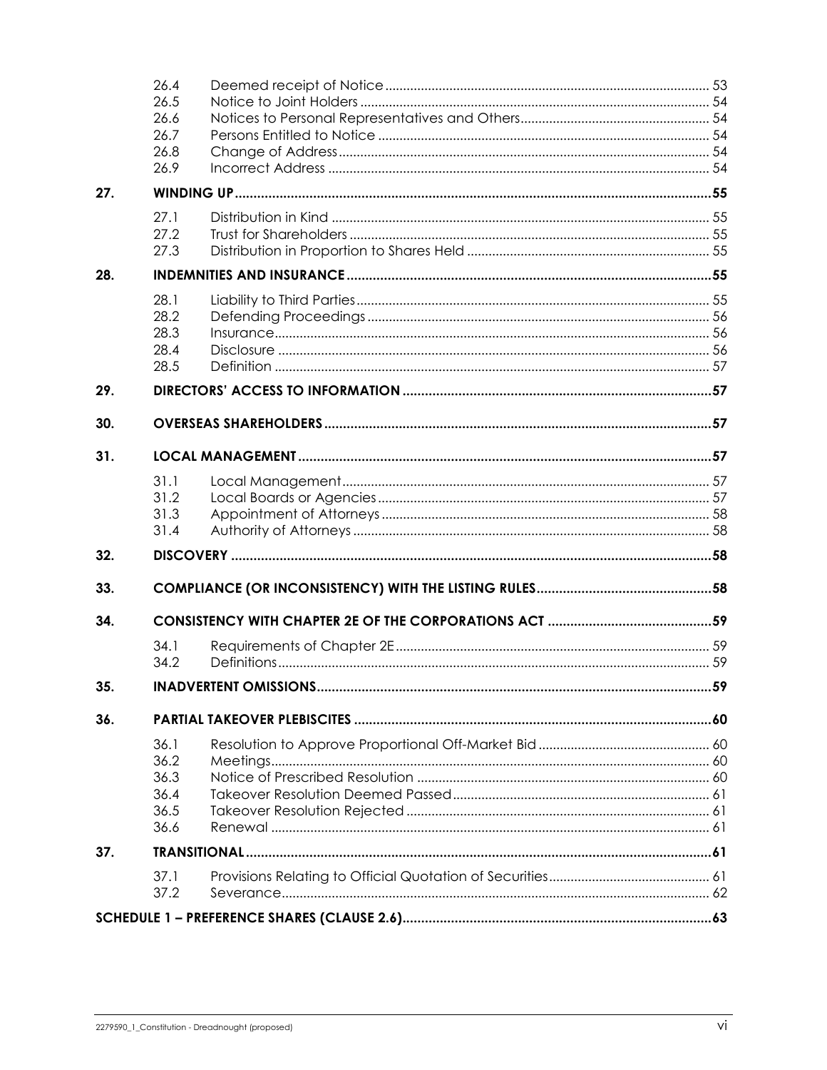| | | | |
|---|---|---|---|
| | 26.4 | Deemed receipt of Notice | 53 |
| | 26.5 | Notice to Joint Holders | 54 |
| | 26.6 | Notices to Personal Representatives and Others | 54 |
| | 26.7 | Persons Entitled to Notice | 54 |
| | 26.8 | Change of Address | 54 |
| | 26.9 | Incorrect Address | 54 |
| **27.** | **WINDING UP** | | **55** |
| | 27.1 | Distribution in Kind | 55 |
| | 27.2 | Trust for Shareholders | 55 |
| | 27.3 | Distribution in Proportion to Shares Held | 55 |
| **28.** | **INDEMNITIES AND INSURANCE** | | **55** |
| | 28.1 | Liability to Third Parties | 55 |
| | 28.2 | Defending Proceedings | 56 |
| | 28.3 | Insurance | 56 |
| | 28.4 | Disclosure | 56 |
| | 28.5 | Definition | 57 |
| **29.** | **DIRECTORS' ACCESS TO INFORMATION** | | **57** |
| **30.** | **OVERSEAS SHAREHOLDERS** | | **57** |
| **31.** | **LOCAL MANAGEMENT** | | **57** |
| | 31.1 | Local Management | 57 |
| | 31.2 | Local Boards or Agencies | 57 |
| | 31.3 | Appointment of Attorneys | 58 |
| | 31.4 | Authority of Attorneys | 58 |
| **32.** | **DISCOVERY** | | **58** |
| **33.** | **COMPLIANCE (OR INCONSISTENCY) WITH THE LISTING RULES** | | **58** |
| **34.** | **CONSISTENCY WITH CHAPTER 2E OF THE CORPORATIONS ACT** | | **59** |
| | 34.1 | Requirements of Chapter 2E | 59 |
| | 34.2 | Definitions | 59 |
| **35.** | **INADVERTENT OMISSIONS** | | **59** |
| **36.** | **PARTIAL TAKEOVER PLEBISCITES** | | **60** |
| | 36.1 | Resolution to Approve Proportional Off-Market Bid | 60 |
| | 36.2 | Meetings | 60 |
| | 36.3 | Notice of Prescribed Resolution | 60 |
| | 36.4 | Takeover Resolution Deemed Passed | 61 |
| | 36.5 | Takeover Resolution Rejected | 61 |
| | 36.6 | Renewal | 61 |
| **37.** | **TRANSITIONAL** | | **61** |
| | 37.1 | Provisions Relating to Official Quotation of Securities | 61 |
| | 37.2 | Severance | 62 |
| **SCHEDULE 1 – PREFERENCE SHARES (CLAUSE 2.6)** | | | **63** |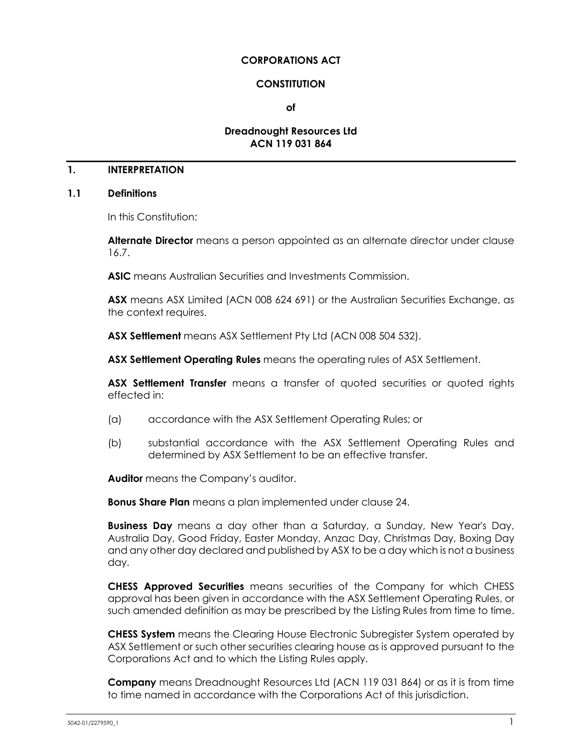**CORPORATIONS ACT**

**CONSTITUTION**

**of**

**Dreadnought Resources Ltd**
**ACN 119 031 864**

## 1. INTERPRETATION

### 1.1 Definitions

In this Constitution:

**Alternate Director** means a person appointed as an alternate director under clause 16.7.

**ASIC** means Australian Securities and Investments Commission.

**ASX** means ASX Limited (ACN 008 624 691) or the Australian Securities Exchange, as the context requires.

**ASX Settlement** means ASX Settlement Pty Ltd (ACN 008 504 532).

**ASX Settlement Operating Rules** means the operating rules of ASX Settlement.

**ASX Settlement Transfer** means a transfer of quoted securities or quoted rights effected in:

(a) accordance with the ASX Settlement Operating Rules; or

(b) substantial accordance with the ASX Settlement Operating Rules and determined by ASX Settlement to be an effective transfer.

**Auditor** means the Company's auditor.

**Bonus Share Plan** means a plan implemented under clause 24.

**Business Day** means a day other than a Saturday, a Sunday, New Year's Day, Australia Day, Good Friday, Easter Monday, Anzac Day, Christmas Day, Boxing Day and any other day declared and published by ASX to be a day which is not a business day.

**CHESS Approved Securities** means securities of the Company for which CHESS approval has been given in accordance with the ASX Settlement Operating Rules, or such amended definition as may be prescribed by the Listing Rules from time to time.

**CHESS System** means the Clearing House Electronic Subregister System operated by ASX Settlement or such other securities clearing house as is approved pursuant to the Corporations Act and to which the Listing Rules apply.

**Company** means Dreadnought Resources Ltd (ACN 119 031 864) or as it is from time to time named in accordance with the Corporations Act of this jurisdiction.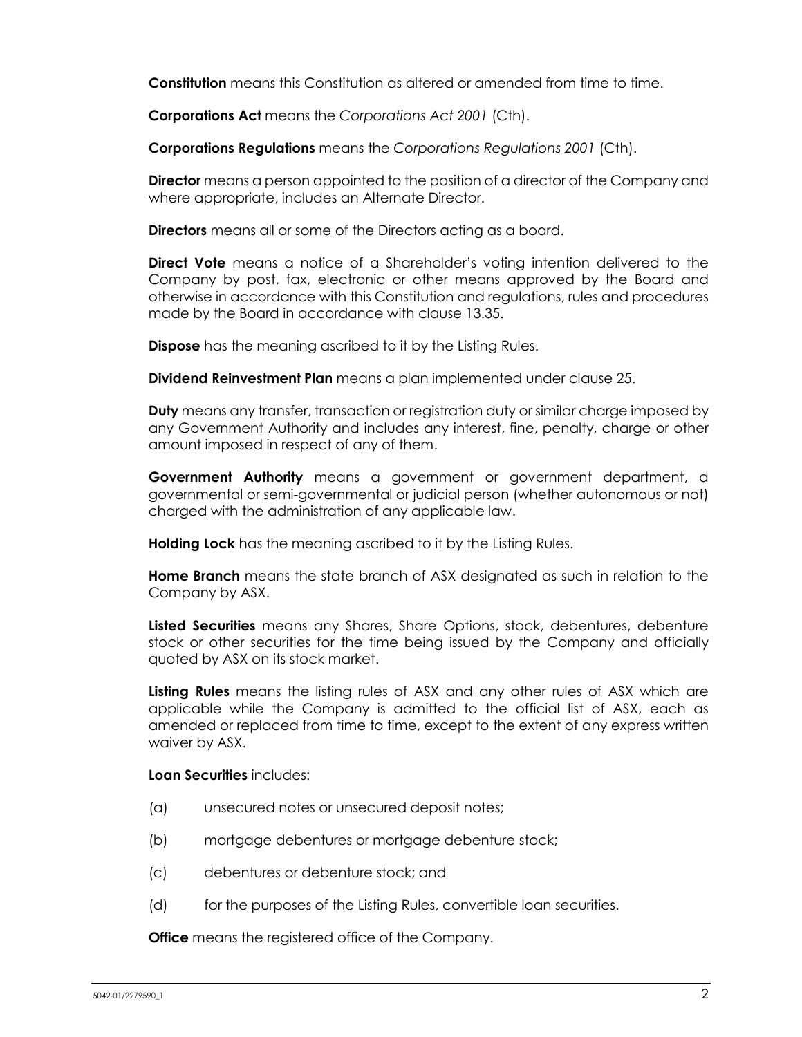**Constitution** means this Constitution as altered or amended from time to time.

**Corporations Act** means the *Corporations Act 2001* (Cth).

**Corporations Regulations** means the *Corporations Regulations 2001* (Cth).

**Director** means a person appointed to the position of a director of the Company and where appropriate, includes an Alternate Director.

**Directors** means all or some of the Directors acting as a board.

**Direct Vote** means a notice of a Shareholder's voting intention delivered to the Company by post, fax, electronic or other means approved by the Board and otherwise in accordance with this Constitution and regulations, rules and procedures made by the Board in accordance with clause 13.35.

**Dispose** has the meaning ascribed to it by the Listing Rules.

**Dividend Reinvestment Plan** means a plan implemented under clause 25.

**Duty** means any transfer, transaction or registration duty or similar charge imposed by any Government Authority and includes any interest, fine, penalty, charge or other amount imposed in respect of any of them.

**Government Authority** means a government or government department, a governmental or semi-governmental or judicial person (whether autonomous or not) charged with the administration of any applicable law.

**Holding Lock** has the meaning ascribed to it by the Listing Rules.

**Home Branch** means the state branch of ASX designated as such in relation to the Company by ASX.

**Listed Securities** means any Shares, Share Options, stock, debentures, debenture stock or other securities for the time being issued by the Company and officially quoted by ASX on its stock market.

**Listing Rules** means the listing rules of ASX and any other rules of ASX which are applicable while the Company is admitted to the official list of ASX, each as amended or replaced from time to time, except to the extent of any express written waiver by ASX.

**Loan Securities** includes:

(a) unsecured notes or unsecured deposit notes;

(b) mortgage debentures or mortgage debenture stock;

(c) debentures or debenture stock; and

(d) for the purposes of the Listing Rules, convertible loan securities.

**Office** means the registered office of the Company.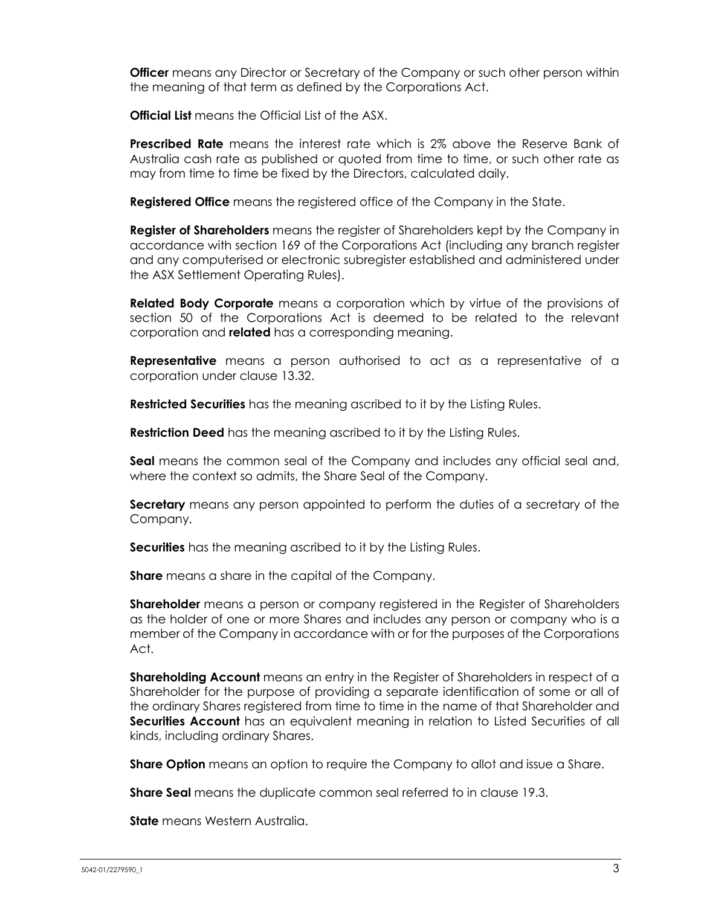**Officer** means any Director or Secretary of the Company or such other person within the meaning of that term as defined by the Corporations Act.

**Official List** means the Official List of the ASX.

**Prescribed Rate** means the interest rate which is 2% above the Reserve Bank of Australia cash rate as published or quoted from time to time, or such other rate as may from time to time be fixed by the Directors, calculated daily.

**Registered Office** means the registered office of the Company in the State.

**Register of Shareholders** means the register of Shareholders kept by the Company in accordance with section 169 of the Corporations Act (including any branch register and any computerised or electronic subregister established and administered under the ASX Settlement Operating Rules).

**Related Body Corporate** means a corporation which by virtue of the provisions of section 50 of the Corporations Act is deemed to be related to the relevant corporation and **related** has a corresponding meaning.

**Representative** means a person authorised to act as a representative of a corporation under clause 13.32.

**Restricted Securities** has the meaning ascribed to it by the Listing Rules.

**Restriction Deed** has the meaning ascribed to it by the Listing Rules.

**Seal** means the common seal of the Company and includes any official seal and, where the context so admits, the Share Seal of the Company.

**Secretary** means any person appointed to perform the duties of a secretary of the Company.

**Securities** has the meaning ascribed to it by the Listing Rules.

**Share** means a share in the capital of the Company.

**Shareholder** means a person or company registered in the Register of Shareholders as the holder of one or more Shares and includes any person or company who is a member of the Company in accordance with or for the purposes of the Corporations Act.

**Shareholding Account** means an entry in the Register of Shareholders in respect of a Shareholder for the purpose of providing a separate identification of some or all of the ordinary Shares registered from time to time in the name of that Shareholder and **Securities Account** has an equivalent meaning in relation to Listed Securities of all kinds, including ordinary Shares.

**Share Option** means an option to require the Company to allot and issue a Share.

**Share Seal** means the duplicate common seal referred to in clause 19.3.

**State** means Western Australia.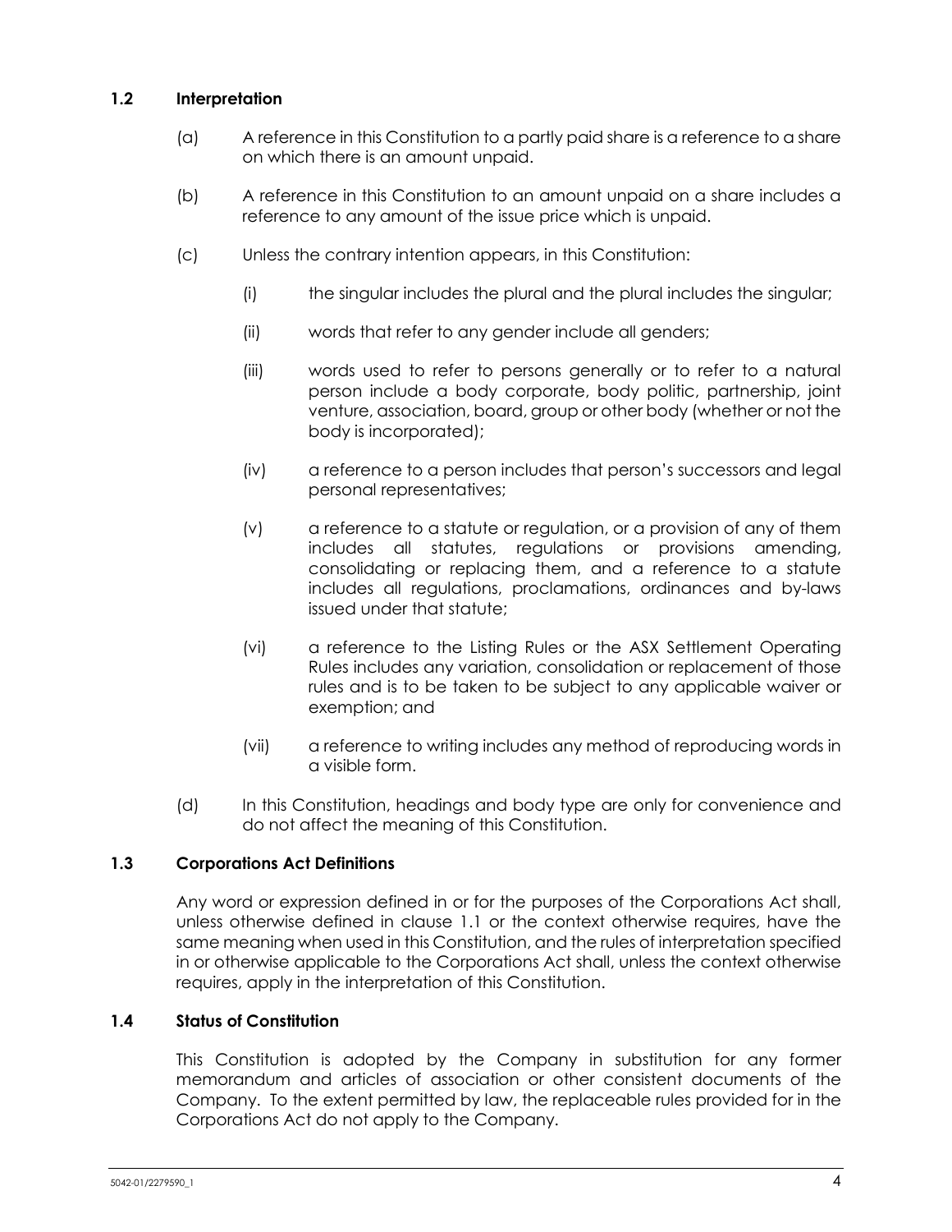### 1.2 Interpretation

(a) A reference in this Constitution to a partly paid share is a reference to a share on which there is an amount unpaid.

(b) A reference in this Constitution to an amount unpaid on a share includes a reference to any amount of the issue price which is unpaid.

(c) Unless the contrary intention appears, in this Constitution:

(i) the singular includes the plural and the plural includes the singular;

(ii) words that refer to any gender include all genders;

(iii) words used to refer to persons generally or to refer to a natural person include a body corporate, body politic, partnership, joint venture, association, board, group or other body (whether or not the body is incorporated);

(iv) a reference to a person includes that person's successors and legal personal representatives;

(v) a reference to a statute or regulation, or a provision of any of them includes all statutes, regulations or provisions amending, consolidating or replacing them, and a reference to a statute includes all regulations, proclamations, ordinances and by-laws issued under that statute;

(vi) a reference to the Listing Rules or the ASX Settlement Operating Rules includes any variation, consolidation or replacement of those rules and is to be taken to be subject to any applicable waiver or exemption; and

(vii) a reference to writing includes any method of reproducing words in a visible form.

(d) In this Constitution, headings and body type are only for convenience and do not affect the meaning of this Constitution.

### 1.3 Corporations Act Definitions

Any word or expression defined in or for the purposes of the Corporations Act shall, unless otherwise defined in clause 1.1 or the context otherwise requires, have the same meaning when used in this Constitution, and the rules of interpretation specified in or otherwise applicable to the Corporations Act shall, unless the context otherwise requires, apply in the interpretation of this Constitution.

### 1.4 Status of Constitution

This Constitution is adopted by the Company in substitution for any former memorandum and articles of association or other consistent documents of the Company. To the extent permitted by law, the replaceable rules provided for in the Corporations Act do not apply to the Company.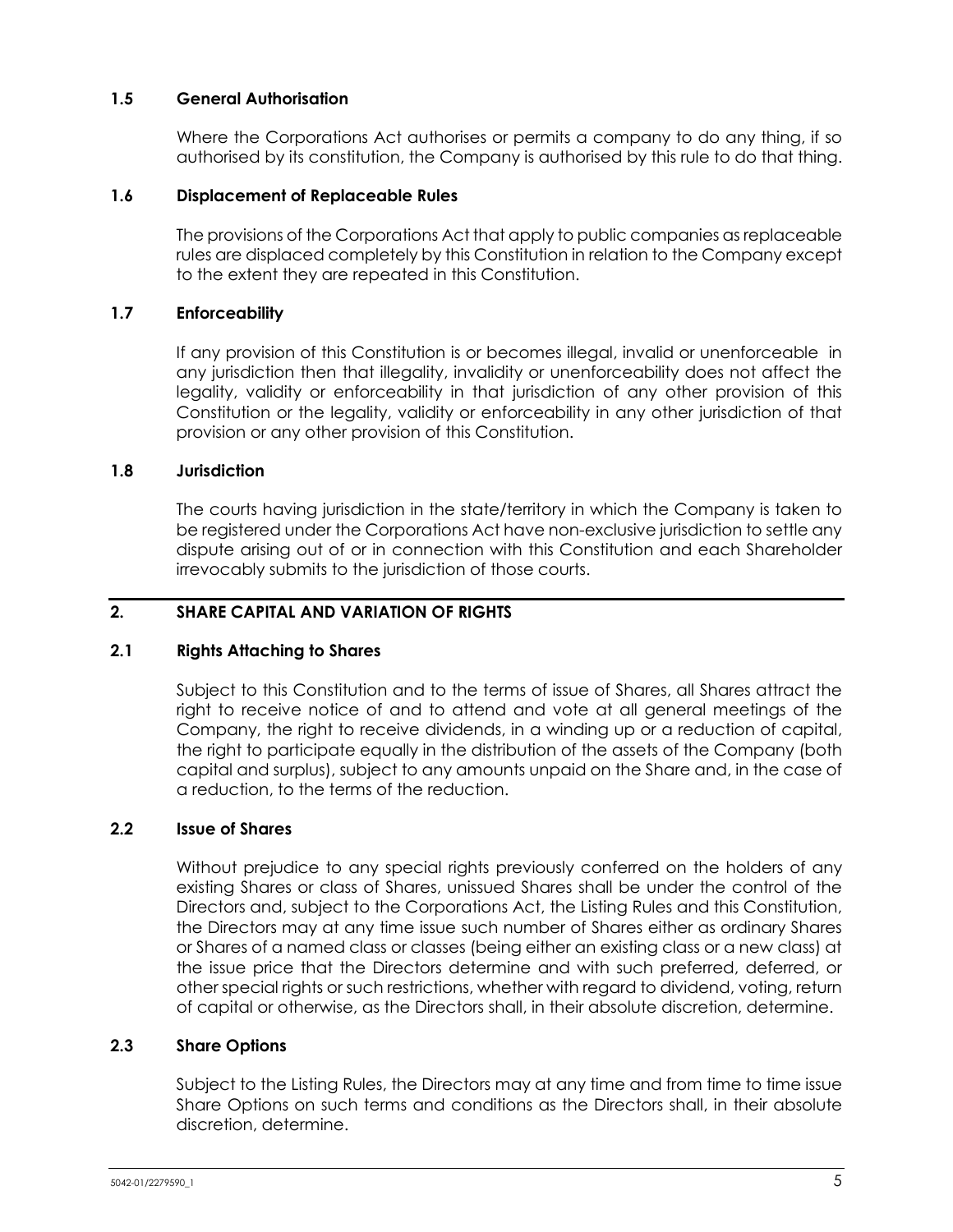### 1.5 General Authorisation

Where the Corporations Act authorises or permits a company to do any thing, if so authorised by its constitution, the Company is authorised by this rule to do that thing.

### 1.6 Displacement of Replaceable Rules

The provisions of the Corporations Act that apply to public companies as replaceable rules are displaced completely by this Constitution in relation to the Company except to the extent they are repeated in this Constitution.

### 1.7 Enforceability

If any provision of this Constitution is or becomes illegal, invalid or unenforceable in any jurisdiction then that illegality, invalidity or unenforceability does not affect the legality, validity or enforceability in that jurisdiction of any other provision of this Constitution or the legality, validity or enforceability in any other jurisdiction of that provision or any other provision of this Constitution.

### 1.8 Jurisdiction

The courts having jurisdiction in the state/territory in which the Company is taken to be registered under the Corporations Act have non-exclusive jurisdiction to settle any dispute arising out of or in connection with this Constitution and each Shareholder irrevocably submits to the jurisdiction of those courts.

## 2. SHARE CAPITAL AND VARIATION OF RIGHTS

### 2.1 Rights Attaching to Shares

Subject to this Constitution and to the terms of issue of Shares, all Shares attract the right to receive notice of and to attend and vote at all general meetings of the Company, the right to receive dividends, in a winding up or a reduction of capital, the right to participate equally in the distribution of the assets of the Company (both capital and surplus), subject to any amounts unpaid on the Share and, in the case of a reduction, to the terms of the reduction.

### 2.2 Issue of Shares

Without prejudice to any special rights previously conferred on the holders of any existing Shares or class of Shares, unissued Shares shall be under the control of the Directors and, subject to the Corporations Act, the Listing Rules and this Constitution, the Directors may at any time issue such number of Shares either as ordinary Shares or Shares of a named class or classes (being either an existing class or a new class) at the issue price that the Directors determine and with such preferred, deferred, or other special rights or such restrictions, whether with regard to dividend, voting, return of capital or otherwise, as the Directors shall, in their absolute discretion, determine.

### 2.3 Share Options

Subject to the Listing Rules, the Directors may at any time and from time to time issue Share Options on such terms and conditions as the Directors shall, in their absolute discretion, determine.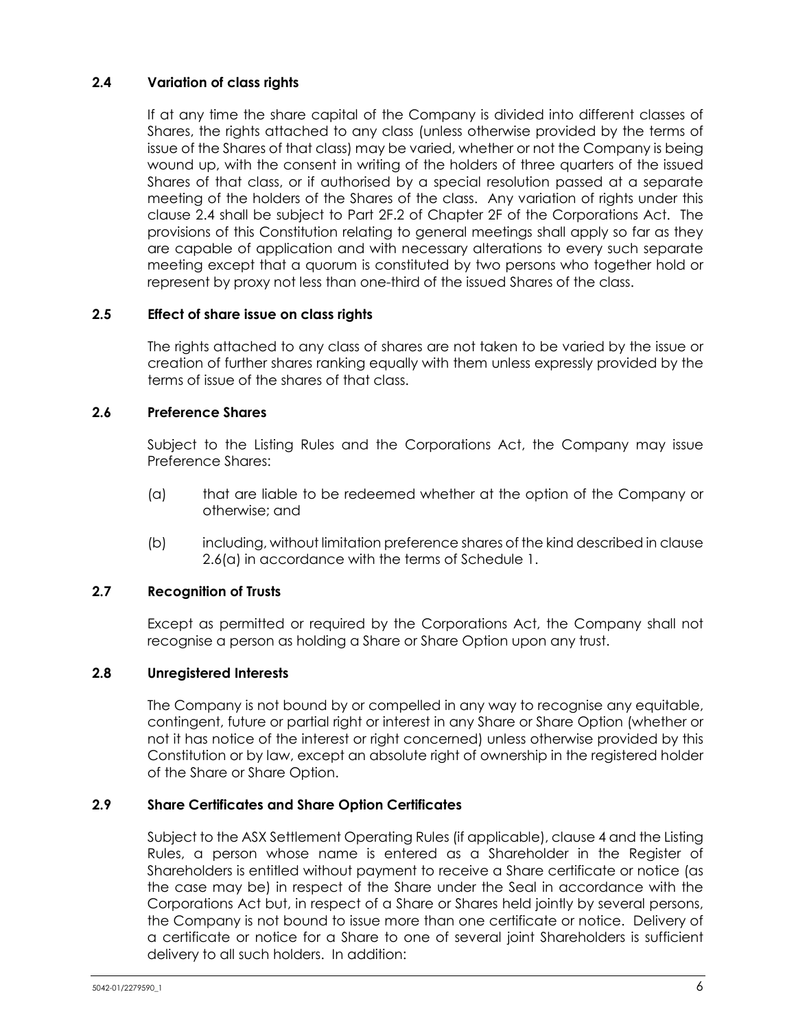### 2.4 Variation of class rights

If at any time the share capital of the Company is divided into different classes of Shares, the rights attached to any class (unless otherwise provided by the terms of issue of the Shares of that class) may be varied, whether or not the Company is being wound up, with the consent in writing of the holders of three quarters of the issued Shares of that class, or if authorised by a special resolution passed at a separate meeting of the holders of the Shares of the class. Any variation of rights under this clause 2.4 shall be subject to Part 2F.2 of Chapter 2F of the Corporations Act. The provisions of this Constitution relating to general meetings shall apply so far as they are capable of application and with necessary alterations to every such separate meeting except that a quorum is constituted by two persons who together hold or represent by proxy not less than one-third of the issued Shares of the class.

### 2.5 Effect of share issue on class rights

The rights attached to any class of shares are not taken to be varied by the issue or creation of further shares ranking equally with them unless expressly provided by the terms of issue of the shares of that class.

### 2.6 Preference Shares

Subject to the Listing Rules and the Corporations Act, the Company may issue Preference Shares:

(a) that are liable to be redeemed whether at the option of the Company or otherwise; and

(b) including, without limitation preference shares of the kind described in clause 2.6(a) in accordance with the terms of Schedule 1.

### 2.7 Recognition of Trusts

Except as permitted or required by the Corporations Act, the Company shall not recognise a person as holding a Share or Share Option upon any trust.

### 2.8 Unregistered Interests

The Company is not bound by or compelled in any way to recognise any equitable, contingent, future or partial right or interest in any Share or Share Option (whether or not it has notice of the interest or right concerned) unless otherwise provided by this Constitution or by law, except an absolute right of ownership in the registered holder of the Share or Share Option.

### 2.9 Share Certificates and Share Option Certificates

Subject to the ASX Settlement Operating Rules (if applicable), clause 4 and the Listing Rules, a person whose name is entered as a Shareholder in the Register of Shareholders is entitled without payment to receive a Share certificate or notice (as the case may be) in respect of the Share under the Seal in accordance with the Corporations Act but, in respect of a Share or Shares held jointly by several persons, the Company is not bound to issue more than one certificate or notice. Delivery of a certificate or notice for a Share to one of several joint Shareholders is sufficient delivery to all such holders. In addition: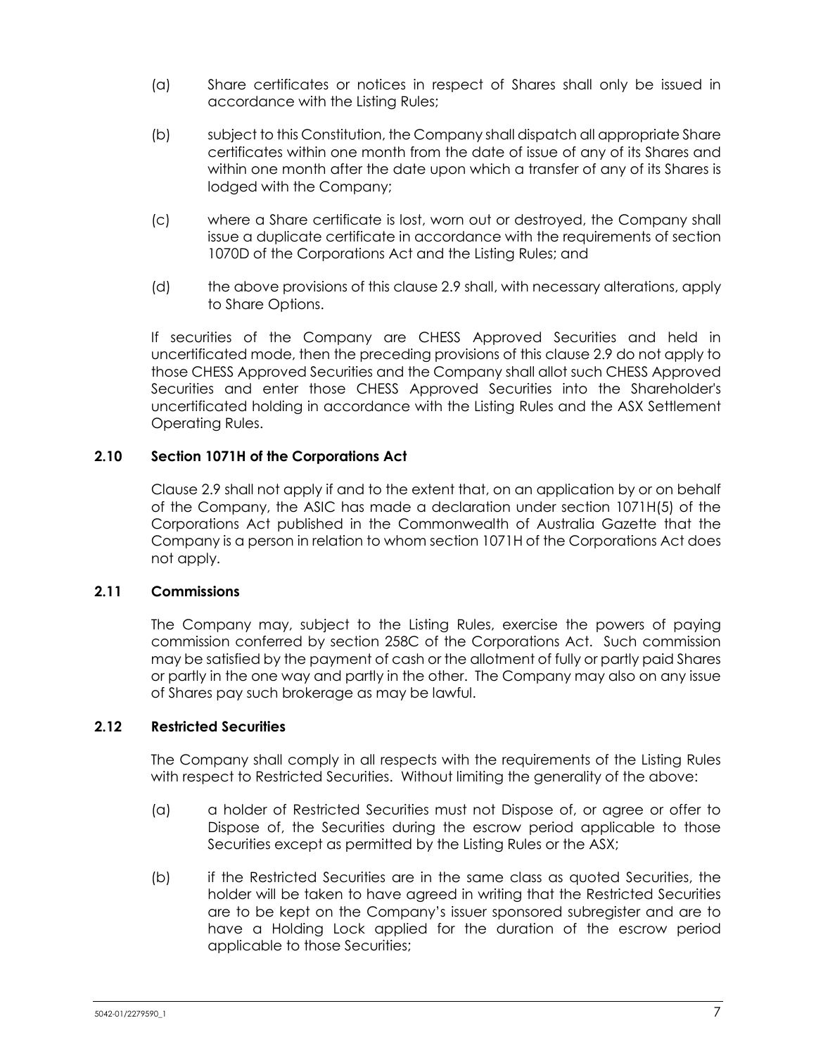(a) Share certificates or notices in respect of Shares shall only be issued in accordance with the Listing Rules;

(b) subject to this Constitution, the Company shall dispatch all appropriate Share certificates within one month from the date of issue of any of its Shares and within one month after the date upon which a transfer of any of its Shares is lodged with the Company;

(c) where a Share certificate is lost, worn out or destroyed, the Company shall issue a duplicate certificate in accordance with the requirements of section 1070D of the Corporations Act and the Listing Rules; and

(d) the above provisions of this clause 2.9 shall, with necessary alterations, apply to Share Options.

If securities of the Company are CHESS Approved Securities and held in uncertificated mode, then the preceding provisions of this clause 2.9 do not apply to those CHESS Approved Securities and the Company shall allot such CHESS Approved Securities and enter those CHESS Approved Securities into the Shareholder's uncertificated holding in accordance with the Listing Rules and the ASX Settlement Operating Rules.

### 2.10 Section 1071H of the Corporations Act

Clause 2.9 shall not apply if and to the extent that, on an application by or on behalf of the Company, the ASIC has made a declaration under section 1071H(5) of the Corporations Act published in the Commonwealth of Australia Gazette that the Company is a person in relation to whom section 1071H of the Corporations Act does not apply.

### 2.11 Commissions

The Company may, subject to the Listing Rules, exercise the powers of paying commission conferred by section 258C of the Corporations Act. Such commission may be satisfied by the payment of cash or the allotment of fully or partly paid Shares or partly in the one way and partly in the other. The Company may also on any issue of Shares pay such brokerage as may be lawful.

### 2.12 Restricted Securities

The Company shall comply in all respects with the requirements of the Listing Rules with respect to Restricted Securities. Without limiting the generality of the above:

(a) a holder of Restricted Securities must not Dispose of, or agree or offer to Dispose of, the Securities during the escrow period applicable to those Securities except as permitted by the Listing Rules or the ASX;

(b) if the Restricted Securities are in the same class as quoted Securities, the holder will be taken to have agreed in writing that the Restricted Securities are to be kept on the Company's issuer sponsored subregister and are to have a Holding Lock applied for the duration of the escrow period applicable to those Securities;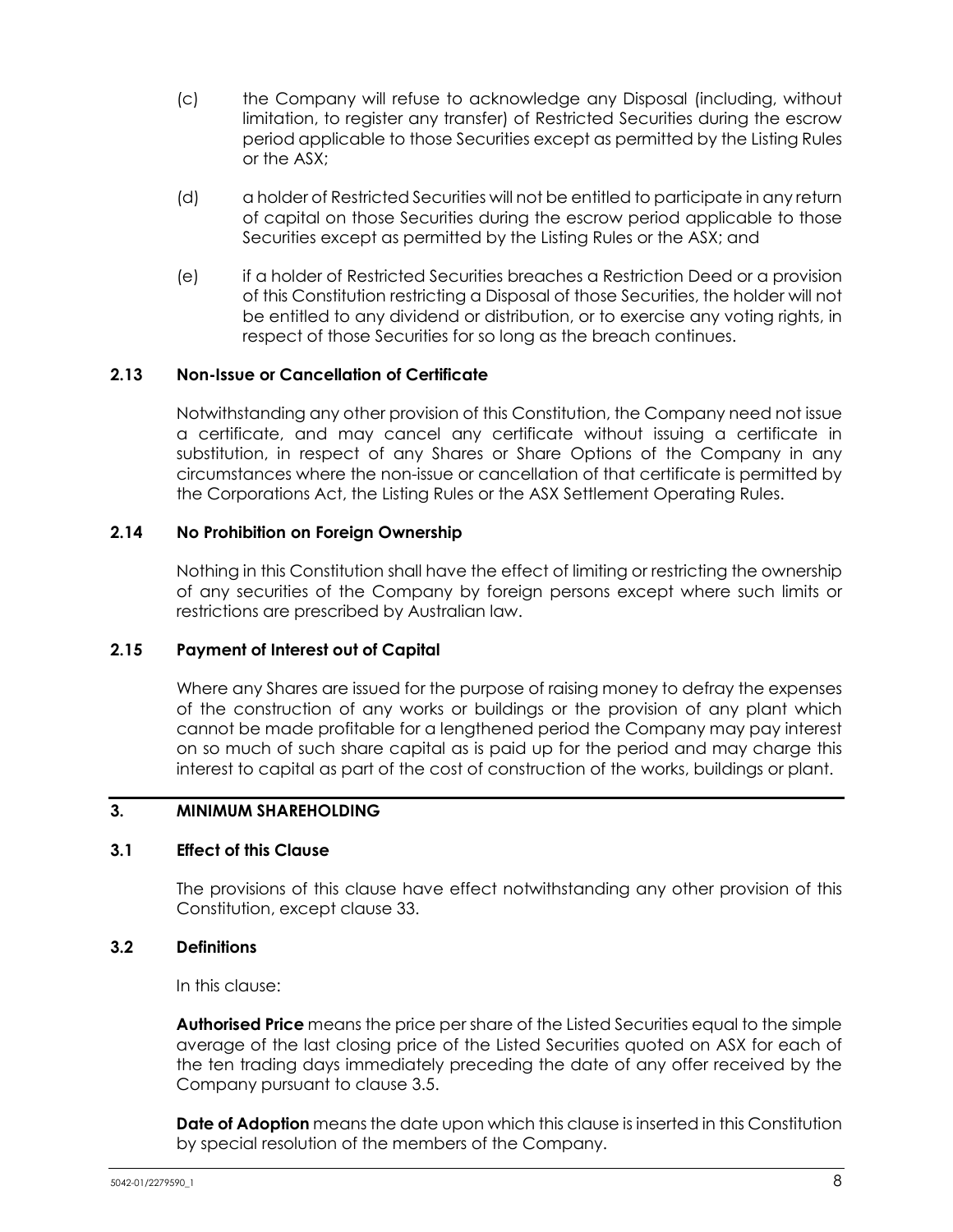(c) the Company will refuse to acknowledge any Disposal (including, without limitation, to register any transfer) of Restricted Securities during the escrow period applicable to those Securities except as permitted by the Listing Rules or the ASX;

(d) a holder of Restricted Securities will not be entitled to participate in any return of capital on those Securities during the escrow period applicable to those Securities except as permitted by the Listing Rules or the ASX; and

(e) if a holder of Restricted Securities breaches a Restriction Deed or a provision of this Constitution restricting a Disposal of those Securities, the holder will not be entitled to any dividend or distribution, or to exercise any voting rights, in respect of those Securities for so long as the breach continues.

### 2.13 Non-Issue or Cancellation of Certificate

Notwithstanding any other provision of this Constitution, the Company need not issue a certificate, and may cancel any certificate without issuing a certificate in substitution, in respect of any Shares or Share Options of the Company in any circumstances where the non-issue or cancellation of that certificate is permitted by the Corporations Act, the Listing Rules or the ASX Settlement Operating Rules.

### 2.14 No Prohibition on Foreign Ownership

Nothing in this Constitution shall have the effect of limiting or restricting the ownership of any securities of the Company by foreign persons except where such limits or restrictions are prescribed by Australian law.

### 2.15 Payment of Interest out of Capital

Where any Shares are issued for the purpose of raising money to defray the expenses of the construction of any works or buildings or the provision of any plant which cannot be made profitable for a lengthened period the Company may pay interest on so much of such share capital as is paid up for the period and may charge this interest to capital as part of the cost of construction of the works, buildings or plant.

## 3. MINIMUM SHAREHOLDING

### 3.1 Effect of this Clause

The provisions of this clause have effect notwithstanding any other provision of this Constitution, except clause 33.

### 3.2 Definitions

In this clause:

**Authorised Price** means the price per share of the Listed Securities equal to the simple average of the last closing price of the Listed Securities quoted on ASX for each of the ten trading days immediately preceding the date of any offer received by the Company pursuant to clause 3.5.

**Date of Adoption** means the date upon which this clause is inserted in this Constitution by special resolution of the members of the Company.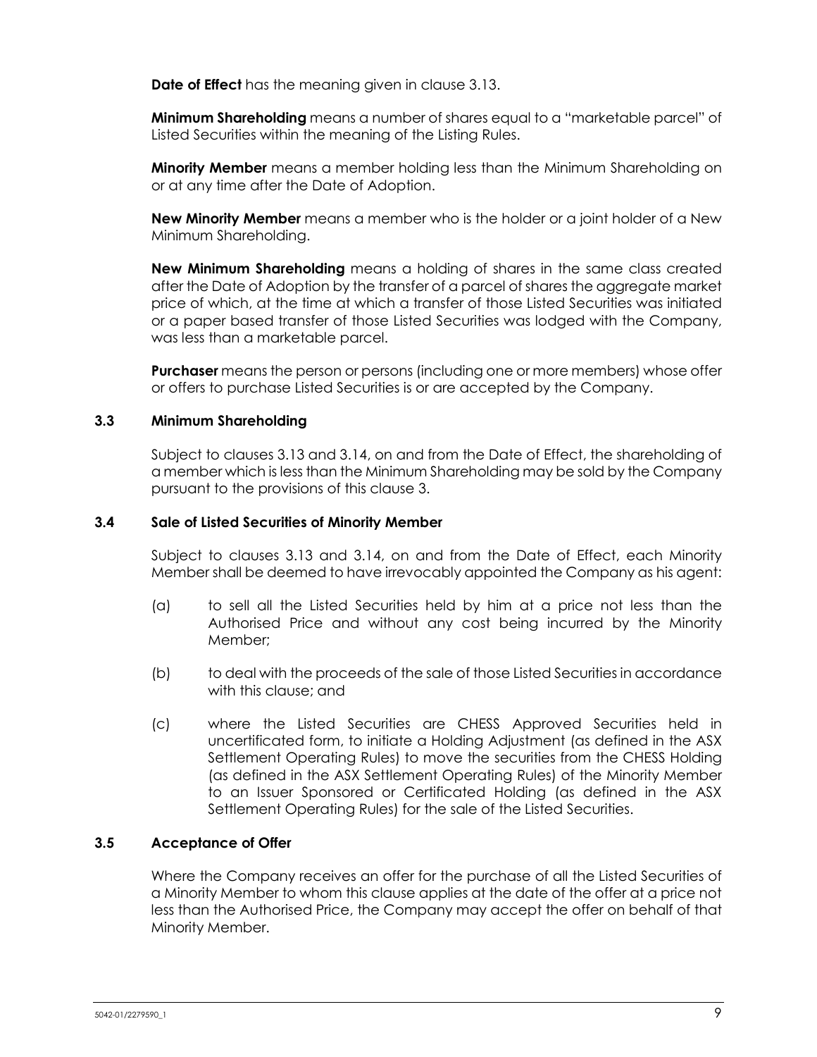**Date of Effect** has the meaning given in clause 3.13.

**Minimum Shareholding** means a number of shares equal to a "marketable parcel" of Listed Securities within the meaning of the Listing Rules.

**Minority Member** means a member holding less than the Minimum Shareholding on or at any time after the Date of Adoption.

**New Minority Member** means a member who is the holder or a joint holder of a New Minimum Shareholding.

**New Minimum Shareholding** means a holding of shares in the same class created after the Date of Adoption by the transfer of a parcel of shares the aggregate market price of which, at the time at which a transfer of those Listed Securities was initiated or a paper based transfer of those Listed Securities was lodged with the Company, was less than a marketable parcel.

**Purchaser** means the person or persons (including one or more members) whose offer or offers to purchase Listed Securities is or are accepted by the Company.

### 3.3 Minimum Shareholding

Subject to clauses 3.13 and 3.14, on and from the Date of Effect, the shareholding of a member which is less than the Minimum Shareholding may be sold by the Company pursuant to the provisions of this clause 3.

### 3.4 Sale of Listed Securities of Minority Member

Subject to clauses 3.13 and 3.14, on and from the Date of Effect, each Minority Member shall be deemed to have irrevocably appointed the Company as his agent:

(a) to sell all the Listed Securities held by him at a price not less than the Authorised Price and without any cost being incurred by the Minority Member;

(b) to deal with the proceeds of the sale of those Listed Securities in accordance with this clause; and

(c) where the Listed Securities are CHESS Approved Securities held in uncertificated form, to initiate a Holding Adjustment (as defined in the ASX Settlement Operating Rules) to move the securities from the CHESS Holding (as defined in the ASX Settlement Operating Rules) of the Minority Member to an Issuer Sponsored or Certificated Holding (as defined in the ASX Settlement Operating Rules) for the sale of the Listed Securities.

### 3.5 Acceptance of Offer

Where the Company receives an offer for the purchase of all the Listed Securities of a Minority Member to whom this clause applies at the date of the offer at a price not less than the Authorised Price, the Company may accept the offer on behalf of that Minority Member.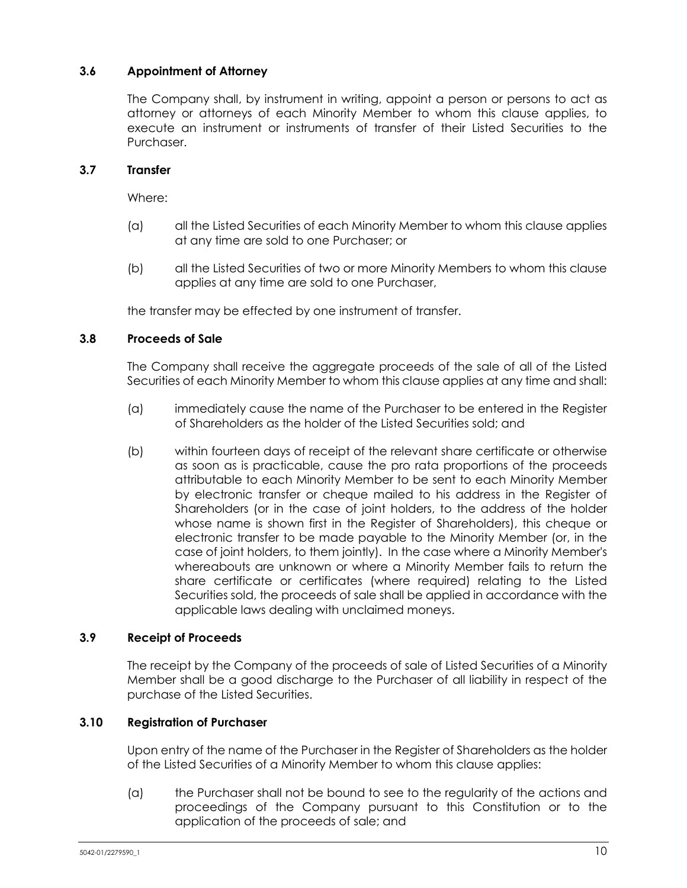### 3.6 Appointment of Attorney

The Company shall, by instrument in writing, appoint a person or persons to act as attorney or attorneys of each Minority Member to whom this clause applies, to execute an instrument or instruments of transfer of their Listed Securities to the Purchaser.

### 3.7 Transfer

Where:

(a) all the Listed Securities of each Minority Member to whom this clause applies at any time are sold to one Purchaser; or

(b) all the Listed Securities of two or more Minority Members to whom this clause applies at any time are sold to one Purchaser,

the transfer may be effected by one instrument of transfer.

### 3.8 Proceeds of Sale

The Company shall receive the aggregate proceeds of the sale of all of the Listed Securities of each Minority Member to whom this clause applies at any time and shall:

(a) immediately cause the name of the Purchaser to be entered in the Register of Shareholders as the holder of the Listed Securities sold; and

(b) within fourteen days of receipt of the relevant share certificate or otherwise as soon as is practicable, cause the pro rata proportions of the proceeds attributable to each Minority Member to be sent to each Minority Member by electronic transfer or cheque mailed to his address in the Register of Shareholders (or in the case of joint holders, to the address of the holder whose name is shown first in the Register of Shareholders), this cheque or electronic transfer to be made payable to the Minority Member (or, in the case of joint holders, to them jointly). In the case where a Minority Member's whereabouts are unknown or where a Minority Member fails to return the share certificate or certificates (where required) relating to the Listed Securities sold, the proceeds of sale shall be applied in accordance with the applicable laws dealing with unclaimed moneys.

### 3.9 Receipt of Proceeds

The receipt by the Company of the proceeds of sale of Listed Securities of a Minority Member shall be a good discharge to the Purchaser of all liability in respect of the purchase of the Listed Securities.

### 3.10 Registration of Purchaser

Upon entry of the name of the Purchaser in the Register of Shareholders as the holder of the Listed Securities of a Minority Member to whom this clause applies:

(a) the Purchaser shall not be bound to see to the regularity of the actions and proceedings of the Company pursuant to this Constitution or to the application of the proceeds of sale; and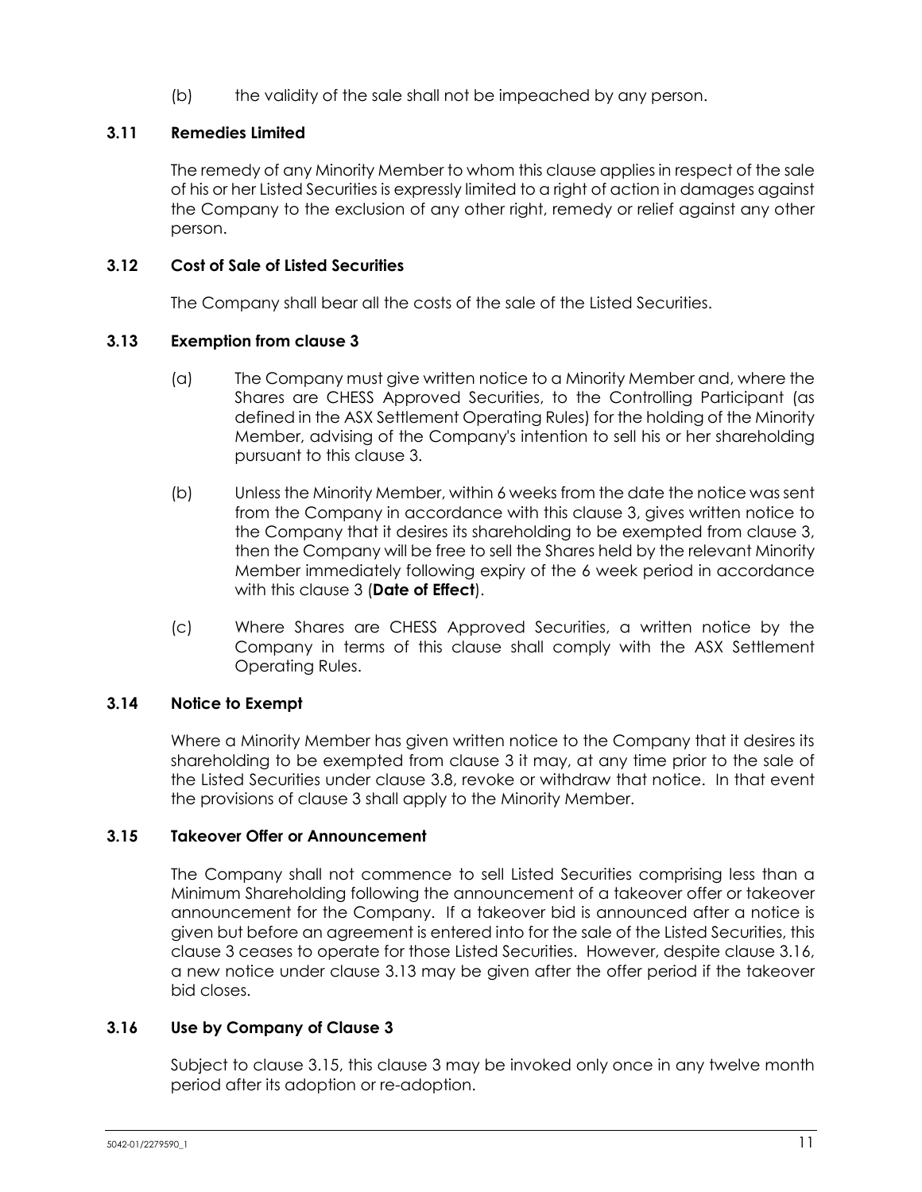(b) the validity of the sale shall not be impeached by any person.

### 3.11 Remedies Limited

The remedy of any Minority Member to whom this clause applies in respect of the sale of his or her Listed Securities is expressly limited to a right of action in damages against the Company to the exclusion of any other right, remedy or relief against any other person.

### 3.12 Cost of Sale of Listed Securities

The Company shall bear all the costs of the sale of the Listed Securities.

### 3.13 Exemption from clause 3

(a) The Company must give written notice to a Minority Member and, where the Shares are CHESS Approved Securities, to the Controlling Participant (as defined in the ASX Settlement Operating Rules) for the holding of the Minority Member, advising of the Company's intention to sell his or her shareholding pursuant to this clause 3.

(b) Unless the Minority Member, within 6 weeks from the date the notice was sent from the Company in accordance with this clause 3, gives written notice to the Company that it desires its shareholding to be exempted from clause 3, then the Company will be free to sell the Shares held by the relevant Minority Member immediately following expiry of the 6 week period in accordance with this clause 3 (**Date of Effect**).

(c) Where Shares are CHESS Approved Securities, a written notice by the Company in terms of this clause shall comply with the ASX Settlement Operating Rules.

### 3.14 Notice to Exempt

Where a Minority Member has given written notice to the Company that it desires its shareholding to be exempted from clause 3 it may, at any time prior to the sale of the Listed Securities under clause 3.8, revoke or withdraw that notice. In that event the provisions of clause 3 shall apply to the Minority Member.

### 3.15 Takeover Offer or Announcement

The Company shall not commence to sell Listed Securities comprising less than a Minimum Shareholding following the announcement of a takeover offer or takeover announcement for the Company. If a takeover bid is announced after a notice is given but before an agreement is entered into for the sale of the Listed Securities, this clause 3 ceases to operate for those Listed Securities. However, despite clause 3.16, a new notice under clause 3.13 may be given after the offer period if the takeover bid closes.

### 3.16 Use by Company of Clause 3

Subject to clause 3.15, this clause 3 may be invoked only once in any twelve month period after its adoption or re-adoption.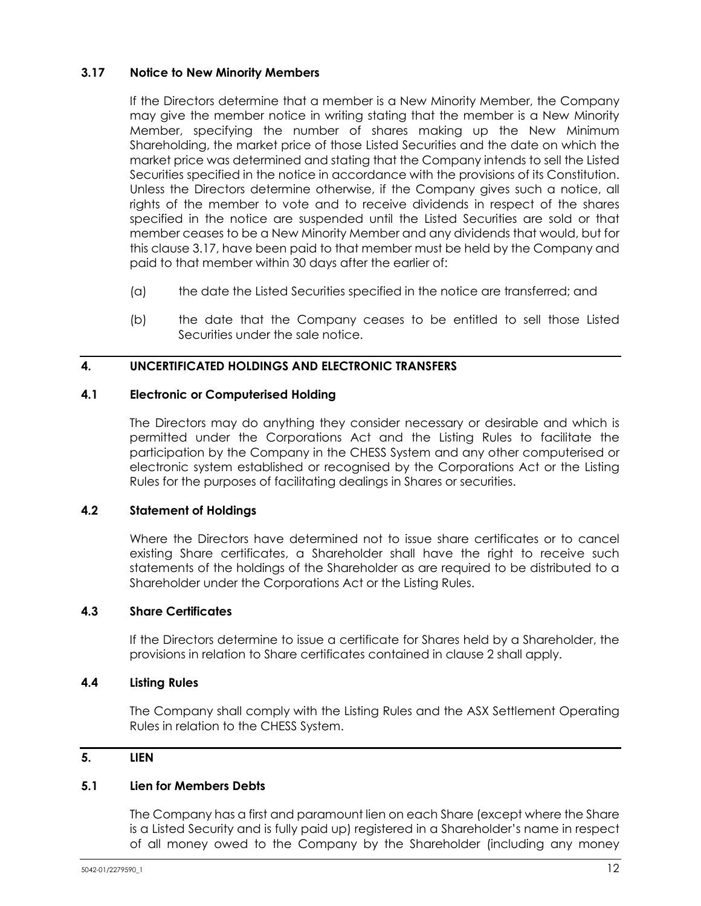### 3.17 Notice to New Minority Members

If the Directors determine that a member is a New Minority Member, the Company may give the member notice in writing stating that the member is a New Minority Member, specifying the number of shares making up the New Minimum Shareholding, the market price of those Listed Securities and the date on which the market price was determined and stating that the Company intends to sell the Listed Securities specified in the notice in accordance with the provisions of its Constitution. Unless the Directors determine otherwise, if the Company gives such a notice, all rights of the member to vote and to receive dividends in respect of the shares specified in the notice are suspended until the Listed Securities are sold or that member ceases to be a New Minority Member and any dividends that would, but for this clause 3.17, have been paid to that member must be held by the Company and paid to that member within 30 days after the earlier of:

(a) the date the Listed Securities specified in the notice are transferred; and

(b) the date that the Company ceases to be entitled to sell those Listed Securities under the sale notice.

## 4. UNCERTIFICATED HOLDINGS AND ELECTRONIC TRANSFERS

### 4.1 Electronic or Computerised Holding

The Directors may do anything they consider necessary or desirable and which is permitted under the Corporations Act and the Listing Rules to facilitate the participation by the Company in the CHESS System and any other computerised or electronic system established or recognised by the Corporations Act or the Listing Rules for the purposes of facilitating dealings in Shares or securities.

### 4.2 Statement of Holdings

Where the Directors have determined not to issue share certificates or to cancel existing Share certificates, a Shareholder shall have the right to receive such statements of the holdings of the Shareholder as are required to be distributed to a Shareholder under the Corporations Act or the Listing Rules.

### 4.3 Share Certificates

If the Directors determine to issue a certificate for Shares held by a Shareholder, the provisions in relation to Share certificates contained in clause 2 shall apply.

### 4.4 Listing Rules

The Company shall comply with the Listing Rules and the ASX Settlement Operating Rules in relation to the CHESS System.

## 5. LIEN

### 5.1 Lien for Members Debts

The Company has a first and paramount lien on each Share (except where the Share is a Listed Security and is fully paid up) registered in a Shareholder's name in respect of all money owed to the Company by the Shareholder (including any money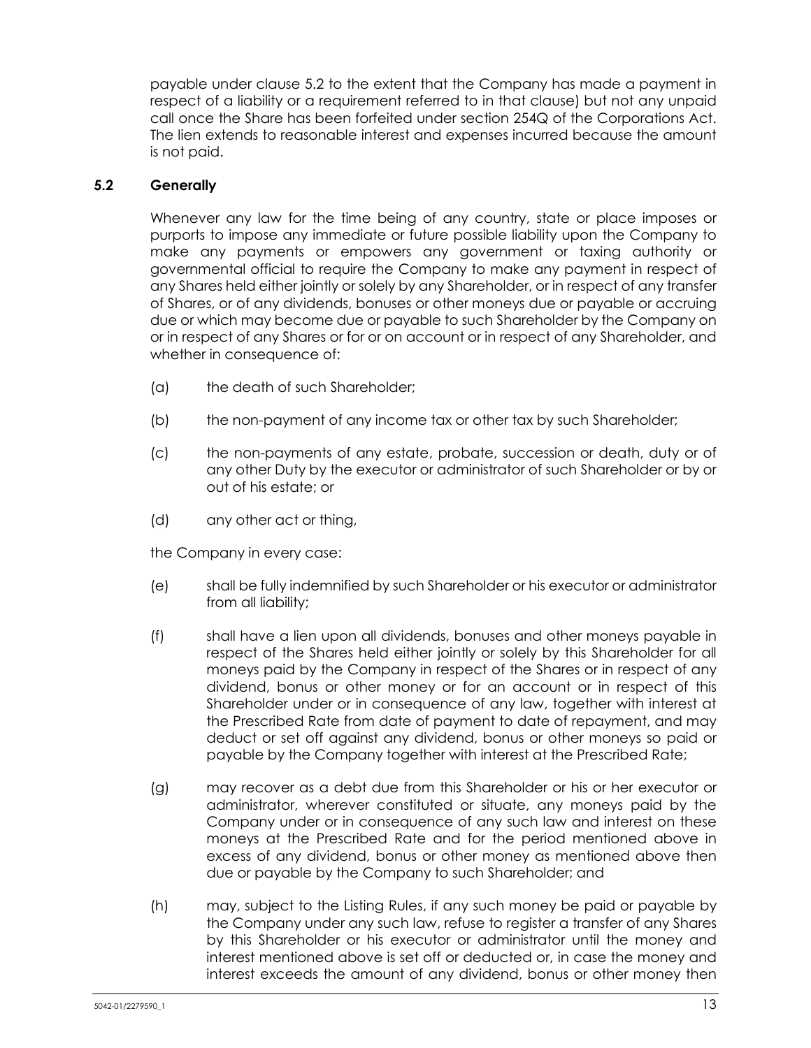payable under clause 5.2 to the extent that the Company has made a payment in respect of a liability or a requirement referred to in that clause) but not any unpaid call once the Share has been forfeited under section 254Q of the Corporations Act. The lien extends to reasonable interest and expenses incurred because the amount is not paid.

### 5.2 Generally

Whenever any law for the time being of any country, state or place imposes or purports to impose any immediate or future possible liability upon the Company to make any payments or empowers any government or taxing authority or governmental official to require the Company to make any payment in respect of any Shares held either jointly or solely by any Shareholder, or in respect of any transfer of Shares, or of any dividends, bonuses or other moneys due or payable or accruing due or which may become due or payable to such Shareholder by the Company on or in respect of any Shares or for or on account or in respect of any Shareholder, and whether in consequence of:

(a) the death of such Shareholder;

(b) the non-payment of any income tax or other tax by such Shareholder;

(c) the non-payments of any estate, probate, succession or death, duty or of any other Duty by the executor or administrator of such Shareholder or by or out of his estate; or

(d) any other act or thing,

the Company in every case:

(e) shall be fully indemnified by such Shareholder or his executor or administrator from all liability;

(f) shall have a lien upon all dividends, bonuses and other moneys payable in respect of the Shares held either jointly or solely by this Shareholder for all moneys paid by the Company in respect of the Shares or in respect of any dividend, bonus or other money or for an account or in respect of this Shareholder under or in consequence of any law, together with interest at the Prescribed Rate from date of payment to date of repayment, and may deduct or set off against any dividend, bonus or other moneys so paid or payable by the Company together with interest at the Prescribed Rate;

(g) may recover as a debt due from this Shareholder or his or her executor or administrator, wherever constituted or situate, any moneys paid by the Company under or in consequence of any such law and interest on these moneys at the Prescribed Rate and for the period mentioned above in excess of any dividend, bonus or other money as mentioned above then due or payable by the Company to such Shareholder; and

(h) may, subject to the Listing Rules, if any such money be paid or payable by the Company under any such law, refuse to register a transfer of any Shares by this Shareholder or his executor or administrator until the money and interest mentioned above is set off or deducted or, in case the money and interest exceeds the amount of any dividend, bonus or other money then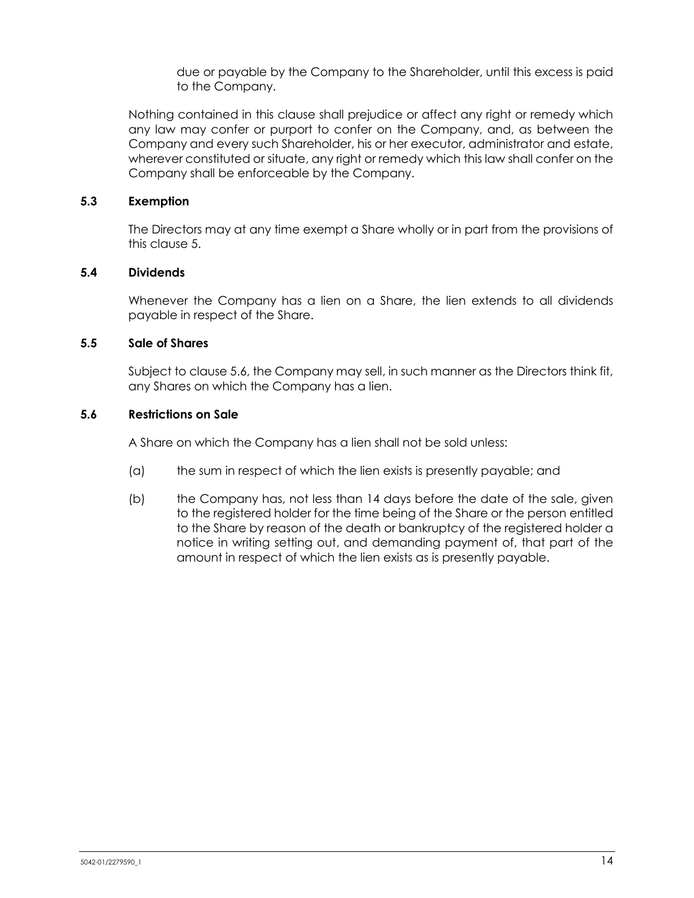due or payable by the Company to the Shareholder, until this excess is paid to the Company.

Nothing contained in this clause shall prejudice or affect any right or remedy which any law may confer or purport to confer on the Company, and, as between the Company and every such Shareholder, his or her executor, administrator and estate, wherever constituted or situate, any right or remedy which this law shall confer on the Company shall be enforceable by the Company.

### 5.3 Exemption

The Directors may at any time exempt a Share wholly or in part from the provisions of this clause 5.

### 5.4 Dividends

Whenever the Company has a lien on a Share, the lien extends to all dividends payable in respect of the Share.

### 5.5 Sale of Shares

Subject to clause 5.6, the Company may sell, in such manner as the Directors think fit, any Shares on which the Company has a lien.

### 5.6 Restrictions on Sale

A Share on which the Company has a lien shall not be sold unless:

(a) the sum in respect of which the lien exists is presently payable; and

(b) the Company has, not less than 14 days before the date of the sale, given to the registered holder for the time being of the Share or the person entitled to the Share by reason of the death or bankruptcy of the registered holder a notice in writing setting out, and demanding payment of, that part of the amount in respect of which the lien exists as is presently payable.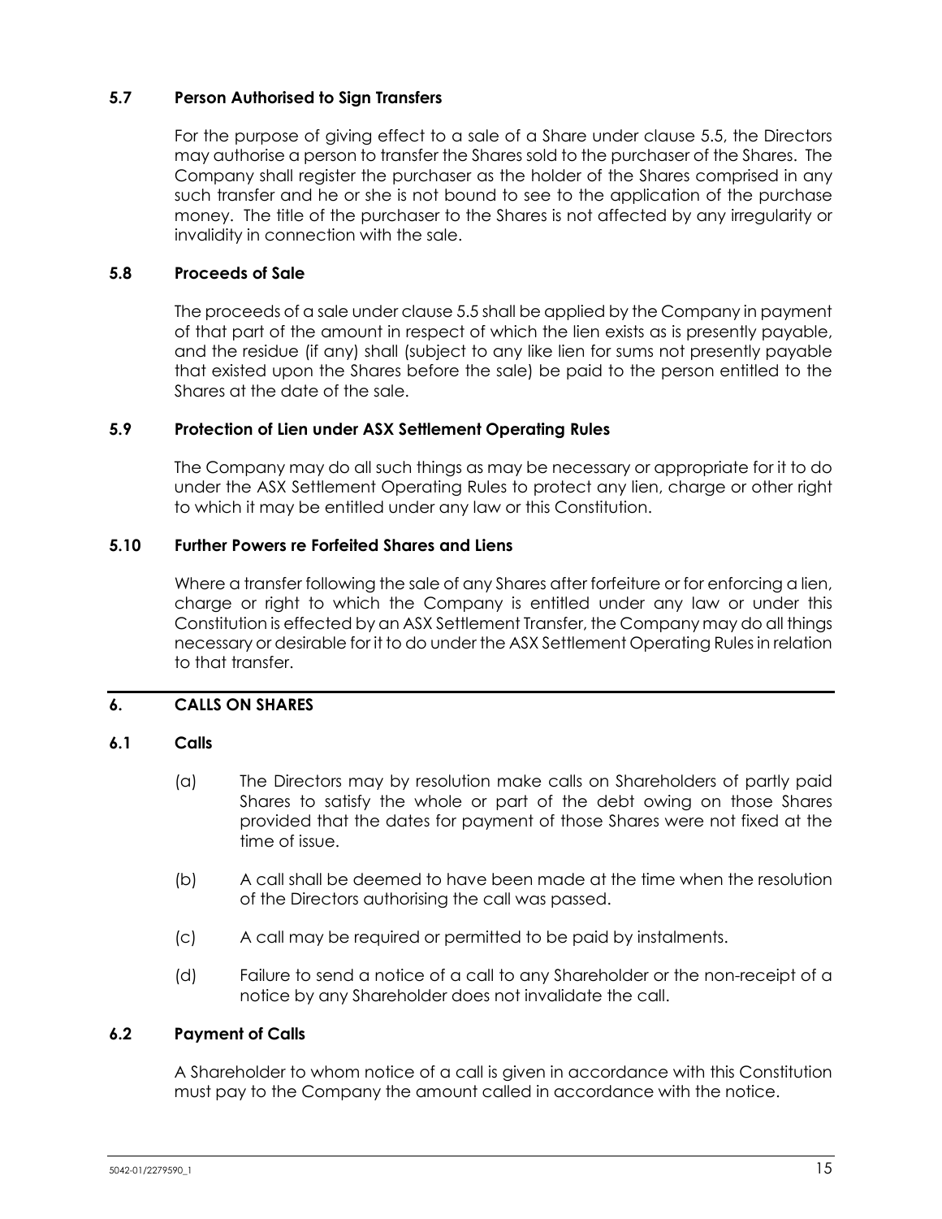### 5.7 Person Authorised to Sign Transfers

For the purpose of giving effect to a sale of a Share under clause 5.5, the Directors may authorise a person to transfer the Shares sold to the purchaser of the Shares. The Company shall register the purchaser as the holder of the Shares comprised in any such transfer and he or she is not bound to see to the application of the purchase money. The title of the purchaser to the Shares is not affected by any irregularity or invalidity in connection with the sale.

### 5.8 Proceeds of Sale

The proceeds of a sale under clause 5.5 shall be applied by the Company in payment of that part of the amount in respect of which the lien exists as is presently payable, and the residue (if any) shall (subject to any like lien for sums not presently payable that existed upon the Shares before the sale) be paid to the person entitled to the Shares at the date of the sale.

### 5.9 Protection of Lien under ASX Settlement Operating Rules

The Company may do all such things as may be necessary or appropriate for it to do under the ASX Settlement Operating Rules to protect any lien, charge or other right to which it may be entitled under any law or this Constitution.

### 5.10 Further Powers re Forfeited Shares and Liens

Where a transfer following the sale of any Shares after forfeiture or for enforcing a lien, charge or right to which the Company is entitled under any law or under this Constitution is effected by an ASX Settlement Transfer, the Company may do all things necessary or desirable for it to do under the ASX Settlement Operating Rules in relation to that transfer.

## 6. CALLS ON SHARES

### 6.1 Calls

(a) The Directors may by resolution make calls on Shareholders of partly paid Shares to satisfy the whole or part of the debt owing on those Shares provided that the dates for payment of those Shares were not fixed at the time of issue.

(b) A call shall be deemed to have been made at the time when the resolution of the Directors authorising the call was passed.

(c) A call may be required or permitted to be paid by instalments.

(d) Failure to send a notice of a call to any Shareholder or the non-receipt of a notice by any Shareholder does not invalidate the call.

### 6.2 Payment of Calls

A Shareholder to whom notice of a call is given in accordance with this Constitution must pay to the Company the amount called in accordance with the notice.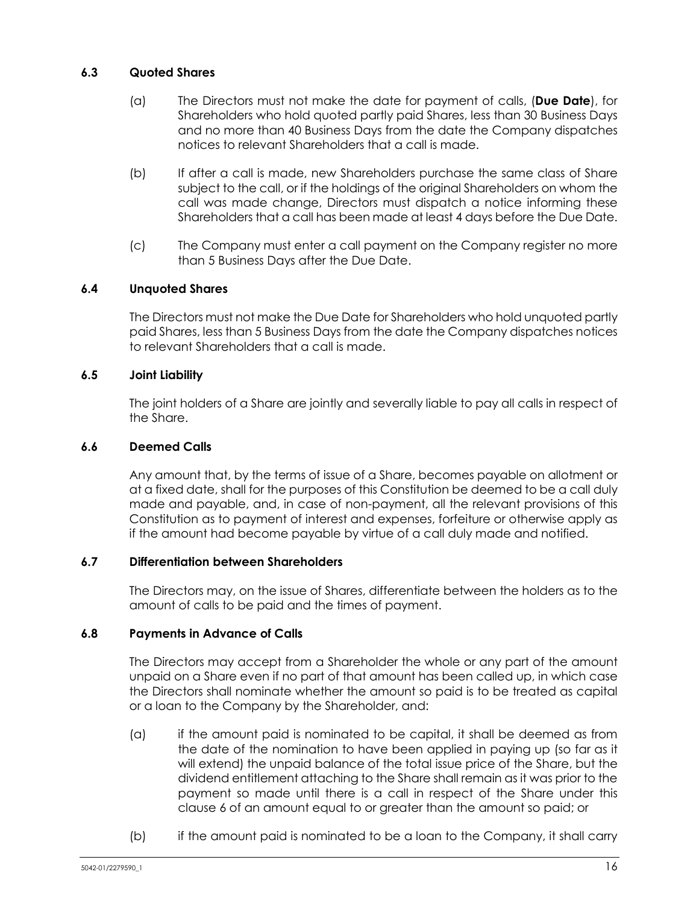### 6.3 Quoted Shares

(a) The Directors must not make the date for payment of calls, (**Due Date**), for Shareholders who hold quoted partly paid Shares, less than 30 Business Days and no more than 40 Business Days from the date the Company dispatches notices to relevant Shareholders that a call is made.

(b) If after a call is made, new Shareholders purchase the same class of Share subject to the call, or if the holdings of the original Shareholders on whom the call was made change, Directors must dispatch a notice informing these Shareholders that a call has been made at least 4 days before the Due Date.

(c) The Company must enter a call payment on the Company register no more than 5 Business Days after the Due Date.

### 6.4 Unquoted Shares

The Directors must not make the Due Date for Shareholders who hold unquoted partly paid Shares, less than 5 Business Days from the date the Company dispatches notices to relevant Shareholders that a call is made.

### 6.5 Joint Liability

The joint holders of a Share are jointly and severally liable to pay all calls in respect of the Share.

### 6.6 Deemed Calls

Any amount that, by the terms of issue of a Share, becomes payable on allotment or at a fixed date, shall for the purposes of this Constitution be deemed to be a call duly made and payable, and, in case of non-payment, all the relevant provisions of this Constitution as to payment of interest and expenses, forfeiture or otherwise apply as if the amount had become payable by virtue of a call duly made and notified.

### 6.7 Differentiation between Shareholders

The Directors may, on the issue of Shares, differentiate between the holders as to the amount of calls to be paid and the times of payment.

### 6.8 Payments in Advance of Calls

The Directors may accept from a Shareholder the whole or any part of the amount unpaid on a Share even if no part of that amount has been called up, in which case the Directors shall nominate whether the amount so paid is to be treated as capital or a loan to the Company by the Shareholder, and:

(a) if the amount paid is nominated to be capital, it shall be deemed as from the date of the nomination to have been applied in paying up (so far as it will extend) the unpaid balance of the total issue price of the Share, but the dividend entitlement attaching to the Share shall remain as it was prior to the payment so made until there is a call in respect of the Share under this clause 6 of an amount equal to or greater than the amount so paid; or

(b) if the amount paid is nominated to be a loan to the Company, it shall carry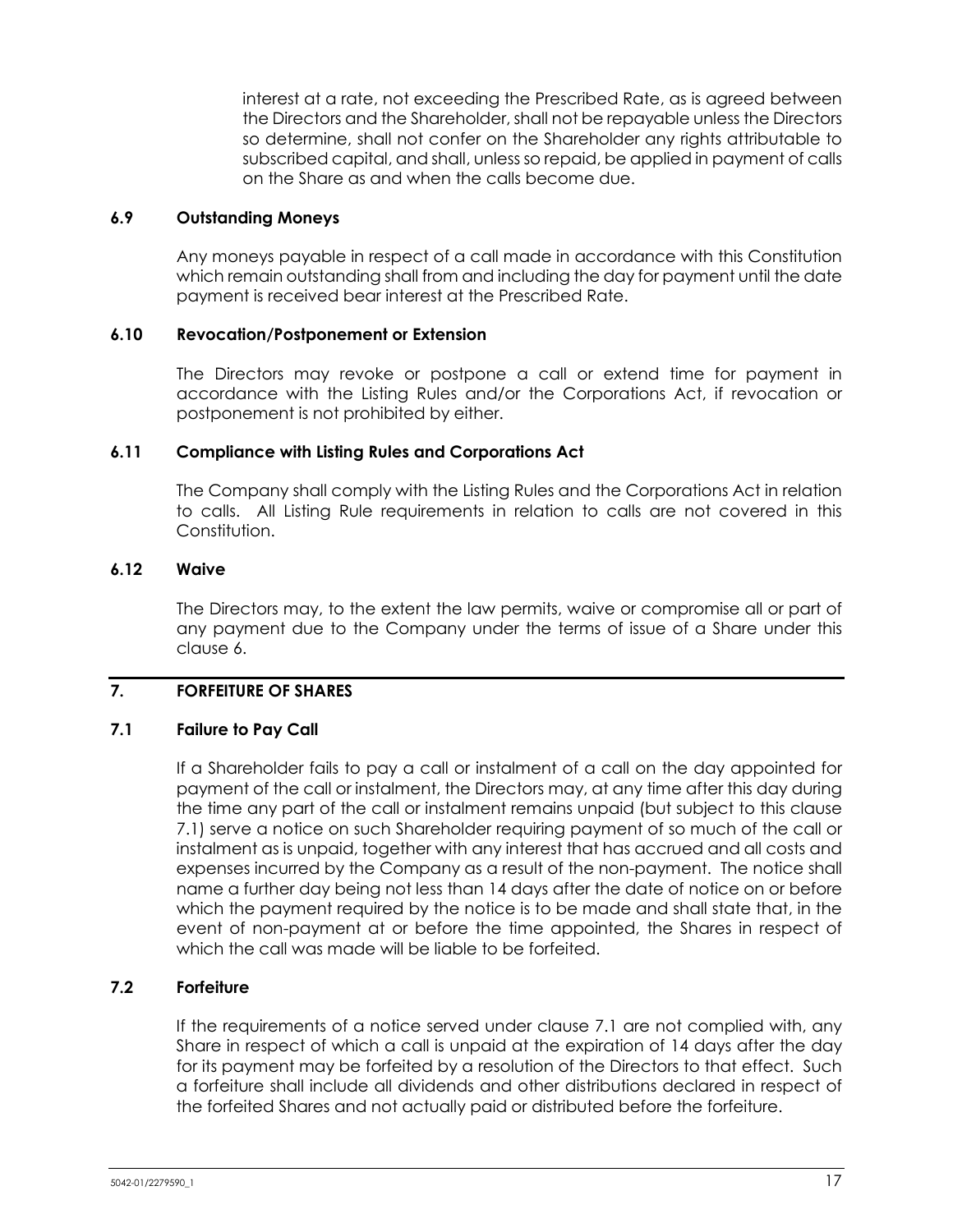interest at a rate, not exceeding the Prescribed Rate, as is agreed between the Directors and the Shareholder, shall not be repayable unless the Directors so determine, shall not confer on the Shareholder any rights attributable to subscribed capital, and shall, unless so repaid, be applied in payment of calls on the Share as and when the calls become due.

### 6.9 Outstanding Moneys

Any moneys payable in respect of a call made in accordance with this Constitution which remain outstanding shall from and including the day for payment until the date payment is received bear interest at the Prescribed Rate.

### 6.10 Revocation/Postponement or Extension

The Directors may revoke or postpone a call or extend time for payment in accordance with the Listing Rules and/or the Corporations Act, if revocation or postponement is not prohibited by either.

### 6.11 Compliance with Listing Rules and Corporations Act

The Company shall comply with the Listing Rules and the Corporations Act in relation to calls. All Listing Rule requirements in relation to calls are not covered in this Constitution.

### 6.12 Waive

The Directors may, to the extent the law permits, waive or compromise all or part of any payment due to the Company under the terms of issue of a Share under this clause 6.

## 7. FORFEITURE OF SHARES

### 7.1 Failure to Pay Call

If a Shareholder fails to pay a call or instalment of a call on the day appointed for payment of the call or instalment, the Directors may, at any time after this day during the time any part of the call or instalment remains unpaid (but subject to this clause 7.1) serve a notice on such Shareholder requiring payment of so much of the call or instalment as is unpaid, together with any interest that has accrued and all costs and expenses incurred by the Company as a result of the non-payment. The notice shall name a further day being not less than 14 days after the date of notice on or before which the payment required by the notice is to be made and shall state that, in the event of non-payment at or before the time appointed, the Shares in respect of which the call was made will be liable to be forfeited.

### 7.2 Forfeiture

If the requirements of a notice served under clause 7.1 are not complied with, any Share in respect of which a call is unpaid at the expiration of 14 days after the day for its payment may be forfeited by a resolution of the Directors to that effect. Such a forfeiture shall include all dividends and other distributions declared in respect of the forfeited Shares and not actually paid or distributed before the forfeiture.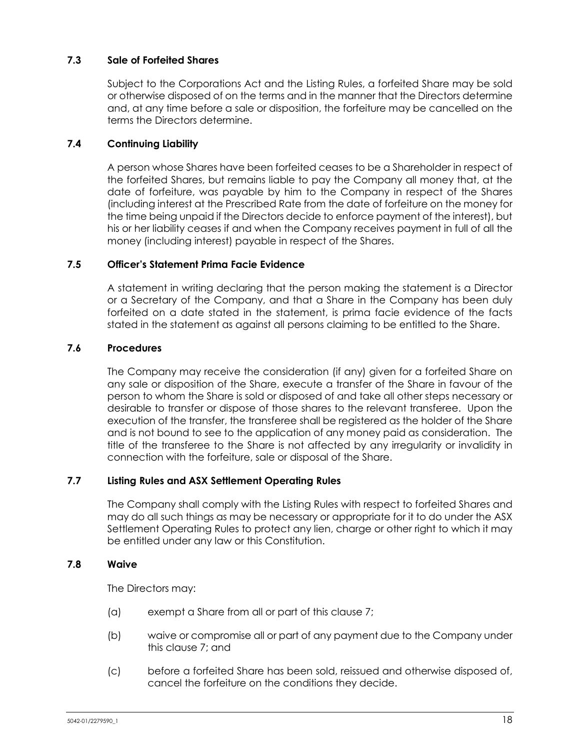### 7.3 Sale of Forfeited Shares

Subject to the Corporations Act and the Listing Rules, a forfeited Share may be sold or otherwise disposed of on the terms and in the manner that the Directors determine and, at any time before a sale or disposition, the forfeiture may be cancelled on the terms the Directors determine.

### 7.4 Continuing Liability

A person whose Shares have been forfeited ceases to be a Shareholder in respect of the forfeited Shares, but remains liable to pay the Company all money that, at the date of forfeiture, was payable by him to the Company in respect of the Shares (including interest at the Prescribed Rate from the date of forfeiture on the money for the time being unpaid if the Directors decide to enforce payment of the interest), but his or her liability ceases if and when the Company receives payment in full of all the money (including interest) payable in respect of the Shares.

### 7.5 Officer's Statement Prima Facie Evidence

A statement in writing declaring that the person making the statement is a Director or a Secretary of the Company, and that a Share in the Company has been duly forfeited on a date stated in the statement, is prima facie evidence of the facts stated in the statement as against all persons claiming to be entitled to the Share.

### 7.6 Procedures

The Company may receive the consideration (if any) given for a forfeited Share on any sale or disposition of the Share, execute a transfer of the Share in favour of the person to whom the Share is sold or disposed of and take all other steps necessary or desirable to transfer or dispose of those shares to the relevant transferee. Upon the execution of the transfer, the transferee shall be registered as the holder of the Share and is not bound to see to the application of any money paid as consideration. The title of the transferee to the Share is not affected by any irregularity or invalidity in connection with the forfeiture, sale or disposal of the Share.

### 7.7 Listing Rules and ASX Settlement Operating Rules

The Company shall comply with the Listing Rules with respect to forfeited Shares and may do all such things as may be necessary or appropriate for it to do under the ASX Settlement Operating Rules to protect any lien, charge or other right to which it may be entitled under any law or this Constitution.

### 7.8 Waive

The Directors may:

(a) exempt a Share from all or part of this clause 7;

(b) waive or compromise all or part of any payment due to the Company under this clause 7; and

(c) before a forfeited Share has been sold, reissued and otherwise disposed of, cancel the forfeiture on the conditions they decide.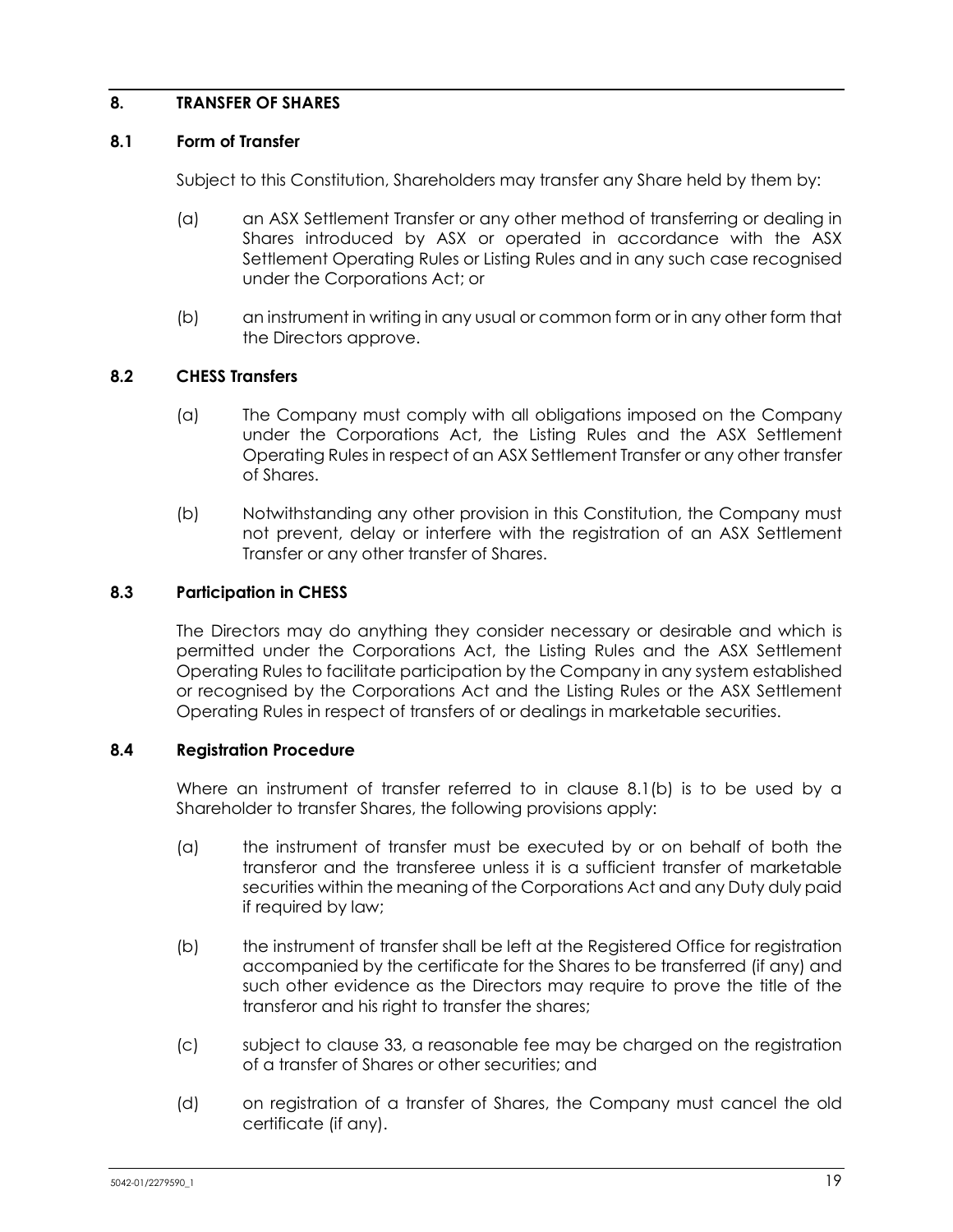## 8. TRANSFER OF SHARES

### 8.1 Form of Transfer

Subject to this Constitution, Shareholders may transfer any Share held by them by:

(a) an ASX Settlement Transfer or any other method of transferring or dealing in Shares introduced by ASX or operated in accordance with the ASX Settlement Operating Rules or Listing Rules and in any such case recognised under the Corporations Act; or

(b) an instrument in writing in any usual or common form or in any other form that the Directors approve.

### 8.2 CHESS Transfers

(a) The Company must comply with all obligations imposed on the Company under the Corporations Act, the Listing Rules and the ASX Settlement Operating Rules in respect of an ASX Settlement Transfer or any other transfer of Shares.

(b) Notwithstanding any other provision in this Constitution, the Company must not prevent, delay or interfere with the registration of an ASX Settlement Transfer or any other transfer of Shares.

### 8.3 Participation in CHESS

The Directors may do anything they consider necessary or desirable and which is permitted under the Corporations Act, the Listing Rules and the ASX Settlement Operating Rules to facilitate participation by the Company in any system established or recognised by the Corporations Act and the Listing Rules or the ASX Settlement Operating Rules in respect of transfers of or dealings in marketable securities.

### 8.4 Registration Procedure

Where an instrument of transfer referred to in clause 8.1(b) is to be used by a Shareholder to transfer Shares, the following provisions apply:

(a) the instrument of transfer must be executed by or on behalf of both the transferor and the transferee unless it is a sufficient transfer of marketable securities within the meaning of the Corporations Act and any Duty duly paid if required by law;

(b) the instrument of transfer shall be left at the Registered Office for registration accompanied by the certificate for the Shares to be transferred (if any) and such other evidence as the Directors may require to prove the title of the transferor and his right to transfer the shares;

(c) subject to clause 33, a reasonable fee may be charged on the registration of a transfer of Shares or other securities; and

(d) on registration of a transfer of Shares, the Company must cancel the old certificate (if any).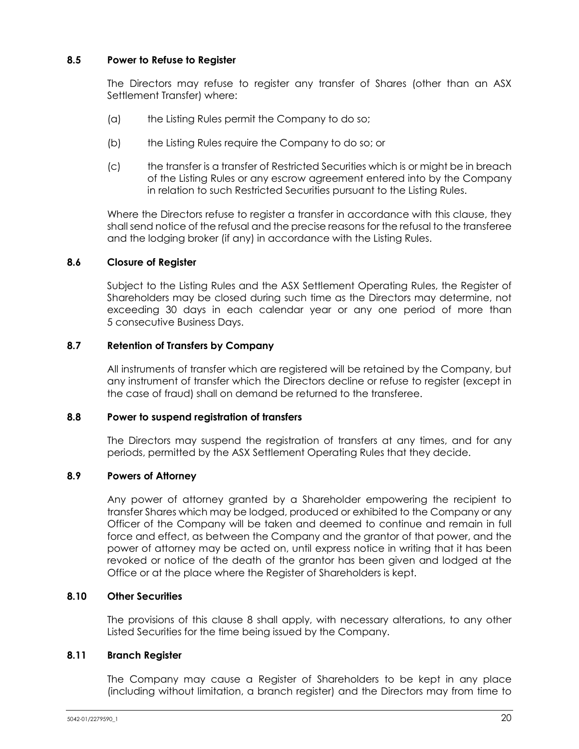### 8.5 Power to Refuse to Register

The Directors may refuse to register any transfer of Shares (other than an ASX Settlement Transfer) where:

(a) the Listing Rules permit the Company to do so;

(b) the Listing Rules require the Company to do so; or

(c) the transfer is a transfer of Restricted Securities which is or might be in breach of the Listing Rules or any escrow agreement entered into by the Company in relation to such Restricted Securities pursuant to the Listing Rules.

Where the Directors refuse to register a transfer in accordance with this clause, they shall send notice of the refusal and the precise reasons for the refusal to the transferee and the lodging broker (if any) in accordance with the Listing Rules.

### 8.6 Closure of Register

Subject to the Listing Rules and the ASX Settlement Operating Rules, the Register of Shareholders may be closed during such time as the Directors may determine, not exceeding 30 days in each calendar year or any one period of more than 5 consecutive Business Days.

### 8.7 Retention of Transfers by Company

All instruments of transfer which are registered will be retained by the Company, but any instrument of transfer which the Directors decline or refuse to register (except in the case of fraud) shall on demand be returned to the transferee.

### 8.8 Power to suspend registration of transfers

The Directors may suspend the registration of transfers at any times, and for any periods, permitted by the ASX Settlement Operating Rules that they decide.

### 8.9 Powers of Attorney

Any power of attorney granted by a Shareholder empowering the recipient to transfer Shares which may be lodged, produced or exhibited to the Company or any Officer of the Company will be taken and deemed to continue and remain in full force and effect, as between the Company and the grantor of that power, and the power of attorney may be acted on, until express notice in writing that it has been revoked or notice of the death of the grantor has been given and lodged at the Office or at the place where the Register of Shareholders is kept.

### 8.10 Other Securities

The provisions of this clause 8 shall apply, with necessary alterations, to any other Listed Securities for the time being issued by the Company.

### 8.11 Branch Register

The Company may cause a Register of Shareholders to be kept in any place (including without limitation, a branch register) and the Directors may from time to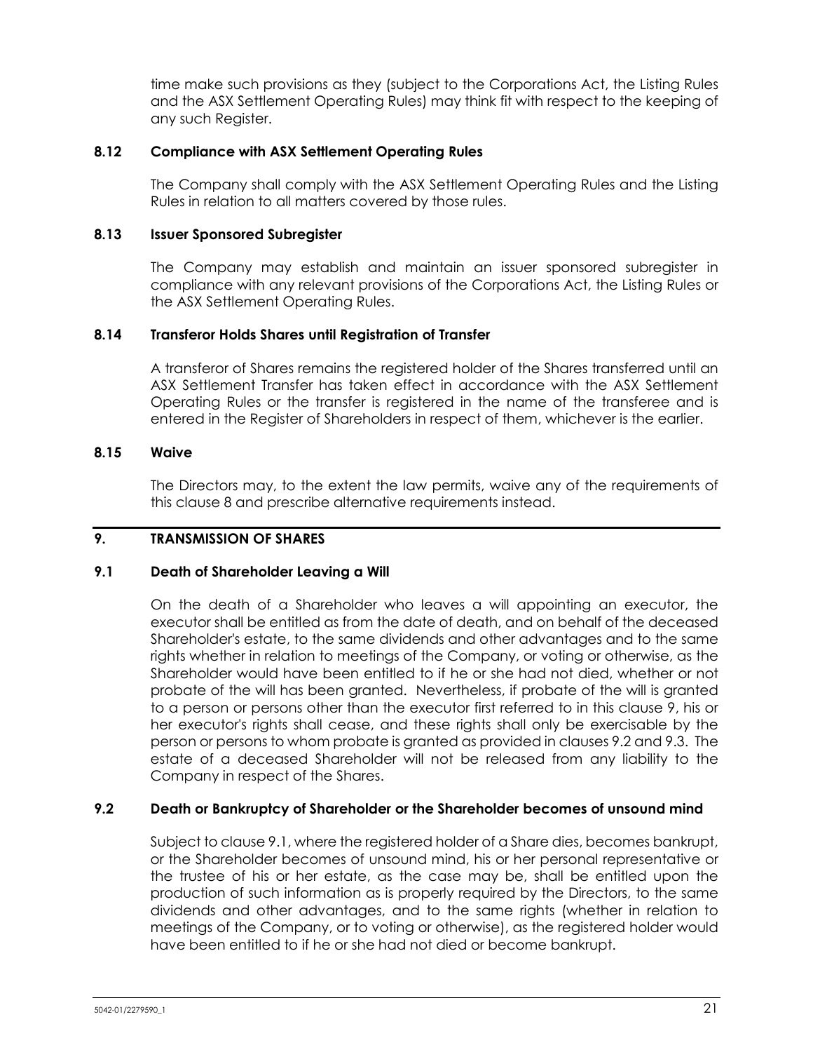time make such provisions as they (subject to the Corporations Act, the Listing Rules and the ASX Settlement Operating Rules) may think fit with respect to the keeping of any such Register.

### 8.12 Compliance with ASX Settlement Operating Rules

The Company shall comply with the ASX Settlement Operating Rules and the Listing Rules in relation to all matters covered by those rules.

### 8.13 Issuer Sponsored Subregister

The Company may establish and maintain an issuer sponsored subregister in compliance with any relevant provisions of the Corporations Act, the Listing Rules or the ASX Settlement Operating Rules.

### 8.14 Transferor Holds Shares until Registration of Transfer

A transferor of Shares remains the registered holder of the Shares transferred until an ASX Settlement Transfer has taken effect in accordance with the ASX Settlement Operating Rules or the transfer is registered in the name of the transferee and is entered in the Register of Shareholders in respect of them, whichever is the earlier.

### 8.15 Waive

The Directors may, to the extent the law permits, waive any of the requirements of this clause 8 and prescribe alternative requirements instead.

## 9. TRANSMISSION OF SHARES

### 9.1 Death of Shareholder Leaving a Will

On the death of a Shareholder who leaves a will appointing an executor, the executor shall be entitled as from the date of death, and on behalf of the deceased Shareholder's estate, to the same dividends and other advantages and to the same rights whether in relation to meetings of the Company, or voting or otherwise, as the Shareholder would have been entitled to if he or she had not died, whether or not probate of the will has been granted. Nevertheless, if probate of the will is granted to a person or persons other than the executor first referred to in this clause 9, his or her executor's rights shall cease, and these rights shall only be exercisable by the person or persons to whom probate is granted as provided in clauses 9.2 and 9.3. The estate of a deceased Shareholder will not be released from any liability to the Company in respect of the Shares.

### 9.2 Death or Bankruptcy of Shareholder or the Shareholder becomes of unsound mind

Subject to clause 9.1, where the registered holder of a Share dies, becomes bankrupt, or the Shareholder becomes of unsound mind, his or her personal representative or the trustee of his or her estate, as the case may be, shall be entitled upon the production of such information as is properly required by the Directors, to the same dividends and other advantages, and to the same rights (whether in relation to meetings of the Company, or to voting or otherwise), as the registered holder would have been entitled to if he or she had not died or become bankrupt.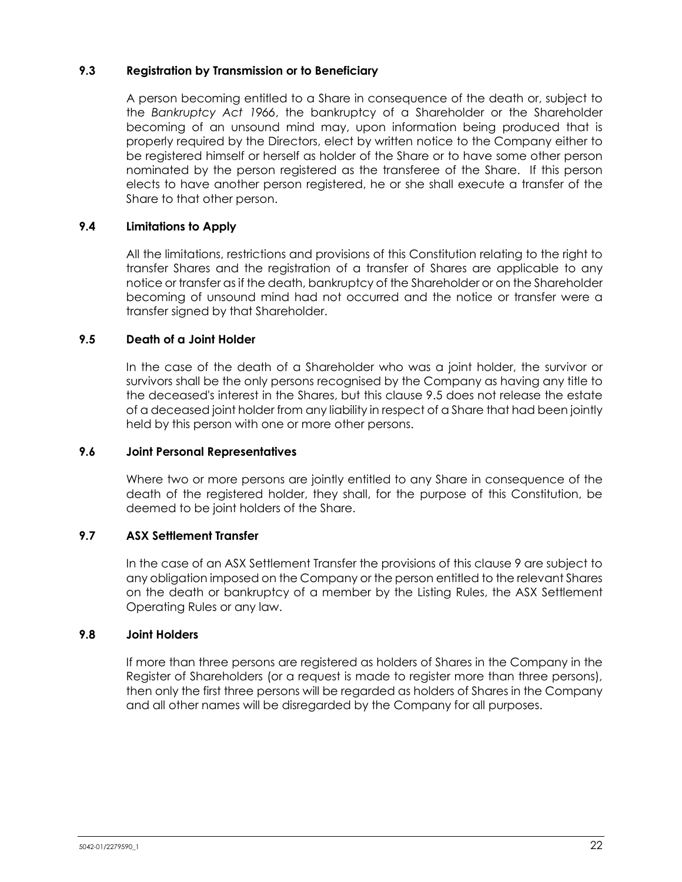### 9.3 Registration by Transmission or to Beneficiary

A person becoming entitled to a Share in consequence of the death or, subject to the *Bankruptcy Act 1966*, the bankruptcy of a Shareholder or the Shareholder becoming of an unsound mind may, upon information being produced that is properly required by the Directors, elect by written notice to the Company either to be registered himself or herself as holder of the Share or to have some other person nominated by the person registered as the transferee of the Share. If this person elects to have another person registered, he or she shall execute a transfer of the Share to that other person.

### 9.4 Limitations to Apply

All the limitations, restrictions and provisions of this Constitution relating to the right to transfer Shares and the registration of a transfer of Shares are applicable to any notice or transfer as if the death, bankruptcy of the Shareholder or on the Shareholder becoming of unsound mind had not occurred and the notice or transfer were a transfer signed by that Shareholder.

### 9.5 Death of a Joint Holder

In the case of the death of a Shareholder who was a joint holder, the survivor or survivors shall be the only persons recognised by the Company as having any title to the deceased's interest in the Shares, but this clause 9.5 does not release the estate of a deceased joint holder from any liability in respect of a Share that had been jointly held by this person with one or more other persons.

### 9.6 Joint Personal Representatives

Where two or more persons are jointly entitled to any Share in consequence of the death of the registered holder, they shall, for the purpose of this Constitution, be deemed to be joint holders of the Share.

### 9.7 ASX Settlement Transfer

In the case of an ASX Settlement Transfer the provisions of this clause 9 are subject to any obligation imposed on the Company or the person entitled to the relevant Shares on the death or bankruptcy of a member by the Listing Rules, the ASX Settlement Operating Rules or any law.

### 9.8 Joint Holders

If more than three persons are registered as holders of Shares in the Company in the Register of Shareholders (or a request is made to register more than three persons), then only the first three persons will be regarded as holders of Shares in the Company and all other names will be disregarded by the Company for all purposes.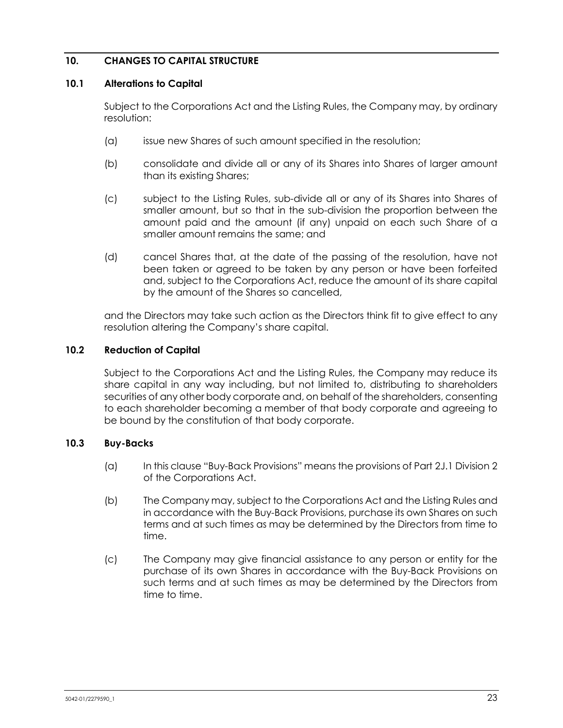## 10. CHANGES TO CAPITAL STRUCTURE

### 10.1 Alterations to Capital

Subject to the Corporations Act and the Listing Rules, the Company may, by ordinary resolution:

(a) issue new Shares of such amount specified in the resolution;

(b) consolidate and divide all or any of its Shares into Shares of larger amount than its existing Shares;

(c) subject to the Listing Rules, sub-divide all or any of its Shares into Shares of smaller amount, but so that in the sub-division the proportion between the amount paid and the amount (if any) unpaid on each such Share of a smaller amount remains the same; and

(d) cancel Shares that, at the date of the passing of the resolution, have not been taken or agreed to be taken by any person or have been forfeited and, subject to the Corporations Act, reduce the amount of its share capital by the amount of the Shares so cancelled,

and the Directors may take such action as the Directors think fit to give effect to any resolution altering the Company's share capital.

### 10.2 Reduction of Capital

Subject to the Corporations Act and the Listing Rules, the Company may reduce its share capital in any way including, but not limited to, distributing to shareholders securities of any other body corporate and, on behalf of the shareholders, consenting to each shareholder becoming a member of that body corporate and agreeing to be bound by the constitution of that body corporate.

### 10.3 Buy-Backs

(a) In this clause "Buy-Back Provisions" means the provisions of Part 2J.1 Division 2 of the Corporations Act.

(b) The Company may, subject to the Corporations Act and the Listing Rules and in accordance with the Buy-Back Provisions, purchase its own Shares on such terms and at such times as may be determined by the Directors from time to time.

(c) The Company may give financial assistance to any person or entity for the purchase of its own Shares in accordance with the Buy-Back Provisions on such terms and at such times as may be determined by the Directors from time to time.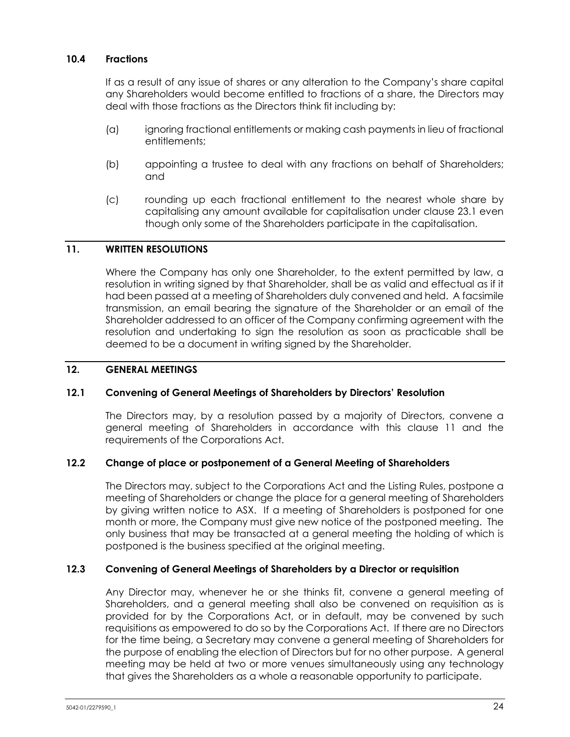### 10.4 Fractions

If as a result of any issue of shares or any alteration to the Company's share capital any Shareholders would become entitled to fractions of a share, the Directors may deal with those fractions as the Directors think fit including by:

(a) ignoring fractional entitlements or making cash payments in lieu of fractional entitlements;

(b) appointing a trustee to deal with any fractions on behalf of Shareholders; and

(c) rounding up each fractional entitlement to the nearest whole share by capitalising any amount available for capitalisation under clause 23.1 even though only some of the Shareholders participate in the capitalisation.

## 11. WRITTEN RESOLUTIONS

Where the Company has only one Shareholder, to the extent permitted by law, a resolution in writing signed by that Shareholder, shall be as valid and effectual as if it had been passed at a meeting of Shareholders duly convened and held. A facsimile transmission, an email bearing the signature of the Shareholder or an email of the Shareholder addressed to an officer of the Company confirming agreement with the resolution and undertaking to sign the resolution as soon as practicable shall be deemed to be a document in writing signed by the Shareholder.

## 12. GENERAL MEETINGS

### 12.1 Convening of General Meetings of Shareholders by Directors' Resolution

The Directors may, by a resolution passed by a majority of Directors, convene a general meeting of Shareholders in accordance with this clause 11 and the requirements of the Corporations Act.

### 12.2 Change of place or postponement of a General Meeting of Shareholders

The Directors may, subject to the Corporations Act and the Listing Rules, postpone a meeting of Shareholders or change the place for a general meeting of Shareholders by giving written notice to ASX. If a meeting of Shareholders is postponed for one month or more, the Company must give new notice of the postponed meeting. The only business that may be transacted at a general meeting the holding of which is postponed is the business specified at the original meeting.

### 12.3 Convening of General Meetings of Shareholders by a Director or requisition

Any Director may, whenever he or she thinks fit, convene a general meeting of Shareholders, and a general meeting shall also be convened on requisition as is provided for by the Corporations Act, or in default, may be convened by such requisitions as empowered to do so by the Corporations Act. If there are no Directors for the time being, a Secretary may convene a general meeting of Shareholders for the purpose of enabling the election of Directors but for no other purpose. A general meeting may be held at two or more venues simultaneously using any technology that gives the Shareholders as a whole a reasonable opportunity to participate.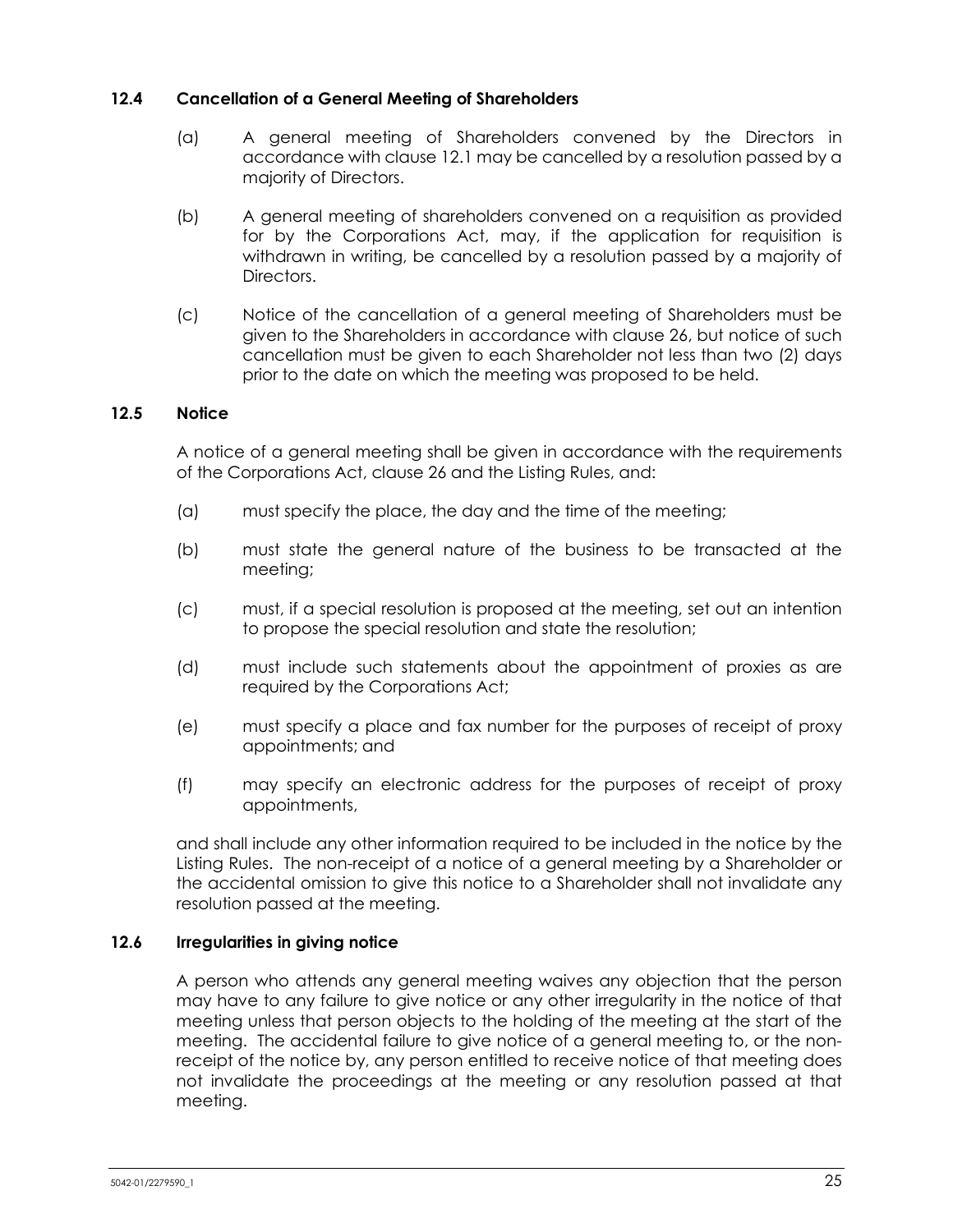### 12.4 Cancellation of a General Meeting of Shareholders

(a) A general meeting of Shareholders convened by the Directors in accordance with clause 12.1 may be cancelled by a resolution passed by a majority of Directors.

(b) A general meeting of shareholders convened on a requisition as provided for by the Corporations Act, may, if the application for requisition is withdrawn in writing, be cancelled by a resolution passed by a majority of Directors.

(c) Notice of the cancellation of a general meeting of Shareholders must be given to the Shareholders in accordance with clause 26, but notice of such cancellation must be given to each Shareholder not less than two (2) days prior to the date on which the meeting was proposed to be held.

### 12.5 Notice

A notice of a general meeting shall be given in accordance with the requirements of the Corporations Act, clause 26 and the Listing Rules, and:

(a) must specify the place, the day and the time of the meeting;

(b) must state the general nature of the business to be transacted at the meeting;

(c) must, if a special resolution is proposed at the meeting, set out an intention to propose the special resolution and state the resolution;

(d) must include such statements about the appointment of proxies as are required by the Corporations Act;

(e) must specify a place and fax number for the purposes of receipt of proxy appointments; and

(f) may specify an electronic address for the purposes of receipt of proxy appointments,

and shall include any other information required to be included in the notice by the Listing Rules. The non-receipt of a notice of a general meeting by a Shareholder or the accidental omission to give this notice to a Shareholder shall not invalidate any resolution passed at the meeting.

### 12.6 Irregularities in giving notice

A person who attends any general meeting waives any objection that the person may have to any failure to give notice or any other irregularity in the notice of that meeting unless that person objects to the holding of the meeting at the start of the meeting. The accidental failure to give notice of a general meeting to, or the non-receipt of the notice by, any person entitled to receive notice of that meeting does not invalidate the proceedings at the meeting or any resolution passed at that meeting.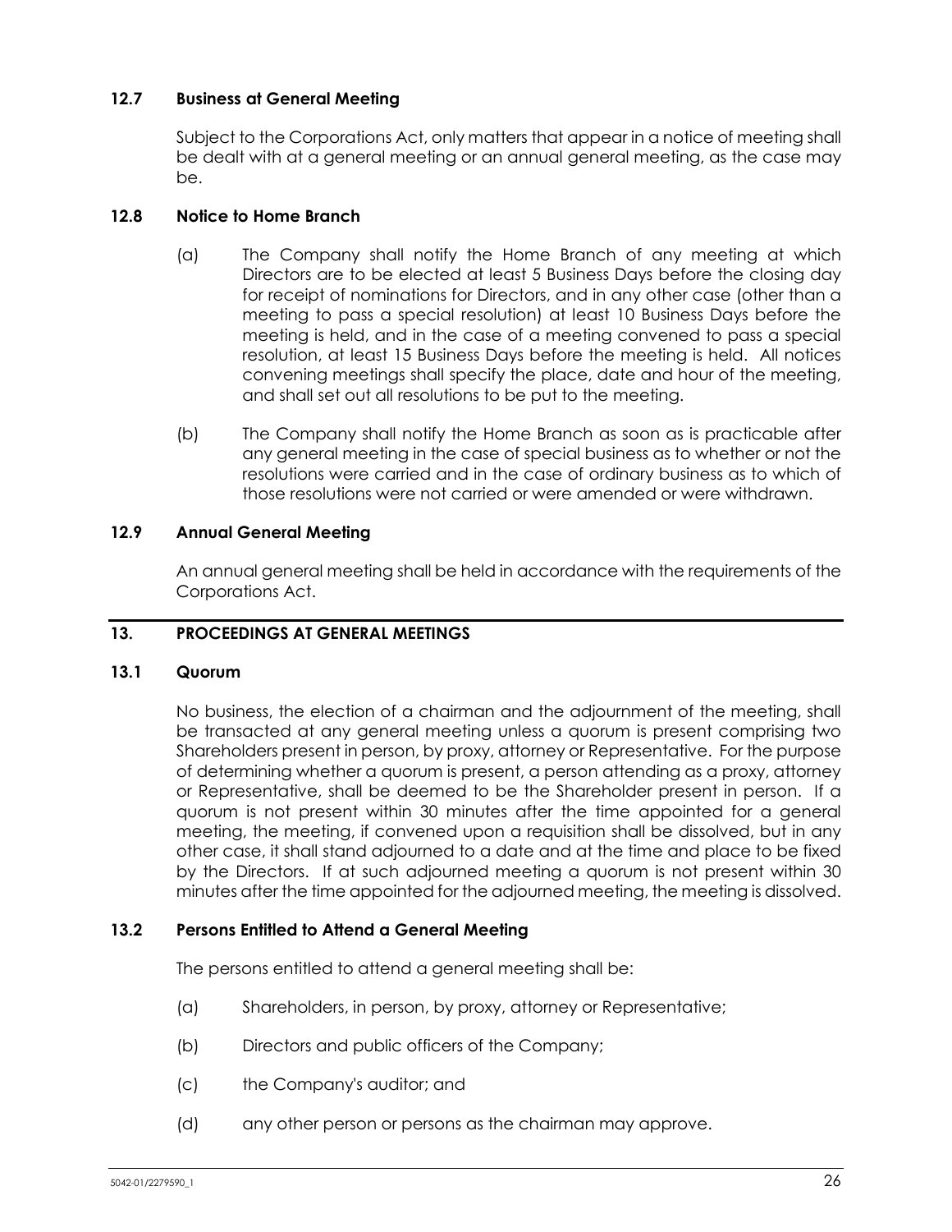### 12.7 Business at General Meeting

Subject to the Corporations Act, only matters that appear in a notice of meeting shall be dealt with at a general meeting or an annual general meeting, as the case may be.

### 12.8 Notice to Home Branch

(a) The Company shall notify the Home Branch of any meeting at which Directors are to be elected at least 5 Business Days before the closing day for receipt of nominations for Directors, and in any other case (other than a meeting to pass a special resolution) at least 10 Business Days before the meeting is held, and in the case of a meeting convened to pass a special resolution, at least 15 Business Days before the meeting is held. All notices convening meetings shall specify the place, date and hour of the meeting, and shall set out all resolutions to be put to the meeting.

(b) The Company shall notify the Home Branch as soon as is practicable after any general meeting in the case of special business as to whether or not the resolutions were carried and in the case of ordinary business as to which of those resolutions were not carried or were amended or were withdrawn.

### 12.9 Annual General Meeting

An annual general meeting shall be held in accordance with the requirements of the Corporations Act.

## 13. PROCEEDINGS AT GENERAL MEETINGS

### 13.1 Quorum

No business, the election of a chairman and the adjournment of the meeting, shall be transacted at any general meeting unless a quorum is present comprising two Shareholders present in person, by proxy, attorney or Representative. For the purpose of determining whether a quorum is present, a person attending as a proxy, attorney or Representative, shall be deemed to be the Shareholder present in person. If a quorum is not present within 30 minutes after the time appointed for a general meeting, the meeting, if convened upon a requisition shall be dissolved, but in any other case, it shall stand adjourned to a date and at the time and place to be fixed by the Directors. If at such adjourned meeting a quorum is not present within 30 minutes after the time appointed for the adjourned meeting, the meeting is dissolved.

### 13.2 Persons Entitled to Attend a General Meeting

The persons entitled to attend a general meeting shall be:

(a) Shareholders, in person, by proxy, attorney or Representative;

(b) Directors and public officers of the Company;

(c) the Company's auditor; and

(d) any other person or persons as the chairman may approve.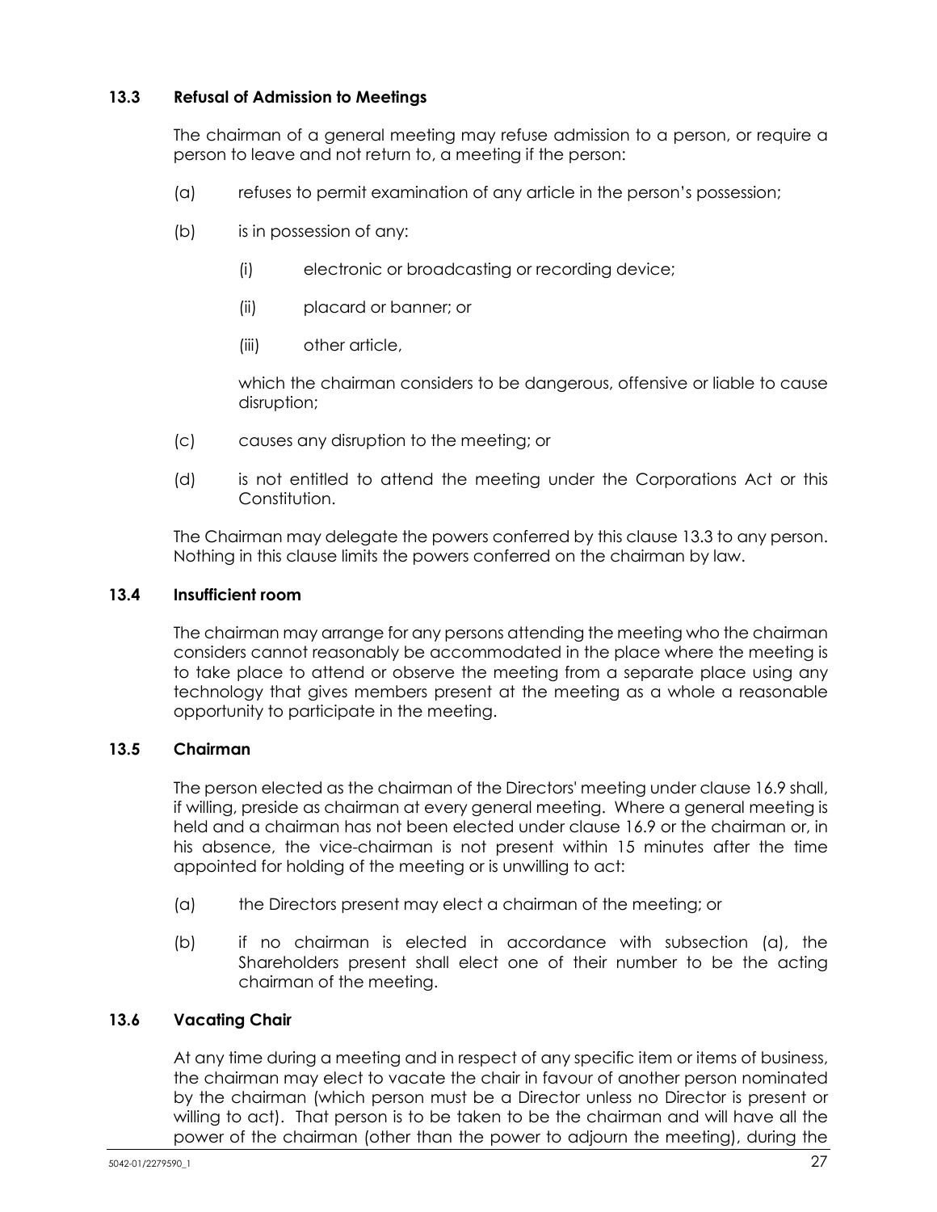### 13.3 Refusal of Admission to Meetings

The chairman of a general meeting may refuse admission to a person, or require a person to leave and not return to, a meeting if the person:

(a) refuses to permit examination of any article in the person's possession;

(b) is in possession of any:

  (i) electronic or broadcasting or recording device;

  (ii) placard or banner; or

  (iii) other article,

  which the chairman considers to be dangerous, offensive or liable to cause disruption;

(c) causes any disruption to the meeting; or

(d) is not entitled to attend the meeting under the Corporations Act or this Constitution.

The Chairman may delegate the powers conferred by this clause 13.3 to any person. Nothing in this clause limits the powers conferred on the chairman by law.

### 13.4 Insufficient room

The chairman may arrange for any persons attending the meeting who the chairman considers cannot reasonably be accommodated in the place where the meeting is to take place to attend or observe the meeting from a separate place using any technology that gives members present at the meeting as a whole a reasonable opportunity to participate in the meeting.

### 13.5 Chairman

The person elected as the chairman of the Directors' meeting under clause 16.9 shall, if willing, preside as chairman at every general meeting. Where a general meeting is held and a chairman has not been elected under clause 16.9 or the chairman or, in his absence, the vice-chairman is not present within 15 minutes after the time appointed for holding of the meeting or is unwilling to act:

(a) the Directors present may elect a chairman of the meeting; or

(b) if no chairman is elected in accordance with subsection (a), the Shareholders present shall elect one of their number to be the acting chairman of the meeting.

### 13.6 Vacating Chair

At any time during a meeting and in respect of any specific item or items of business, the chairman may elect to vacate the chair in favour of another person nominated by the chairman (which person must be a Director unless no Director is present or willing to act). That person is to be taken to be the chairman and will have all the power of the chairman (other than the power to adjourn the meeting), during the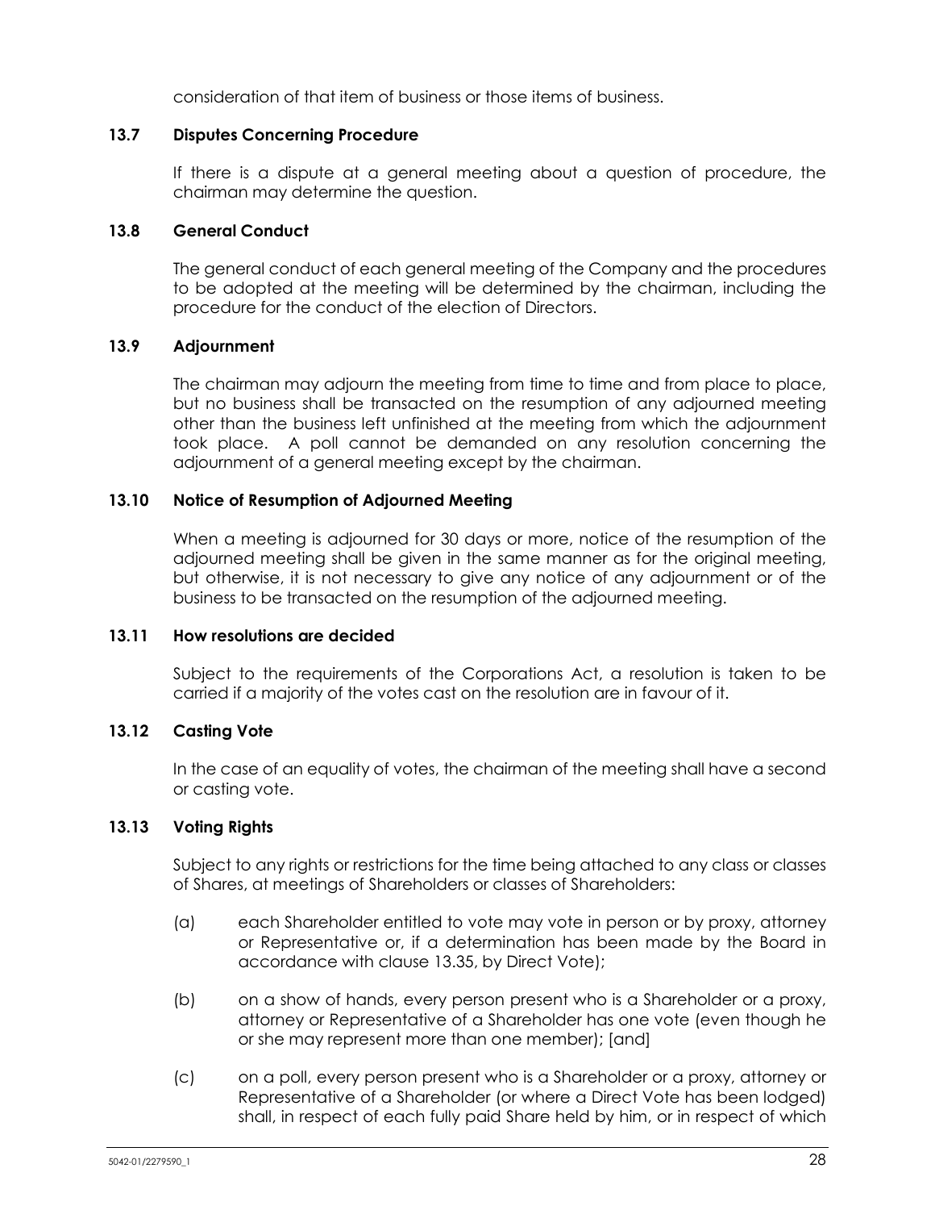consideration of that item of business or those items of business.

### 13.7 Disputes Concerning Procedure

If there is a dispute at a general meeting about a question of procedure, the chairman may determine the question.

### 13.8 General Conduct

The general conduct of each general meeting of the Company and the procedures to be adopted at the meeting will be determined by the chairman, including the procedure for the conduct of the election of Directors.

### 13.9 Adjournment

The chairman may adjourn the meeting from time to time and from place to place, but no business shall be transacted on the resumption of any adjourned meeting other than the business left unfinished at the meeting from which the adjournment took place. A poll cannot be demanded on any resolution concerning the adjournment of a general meeting except by the chairman.

### 13.10 Notice of Resumption of Adjourned Meeting

When a meeting is adjourned for 30 days or more, notice of the resumption of the adjourned meeting shall be given in the same manner as for the original meeting, but otherwise, it is not necessary to give any notice of any adjournment or of the business to be transacted on the resumption of the adjourned meeting.

### 13.11 How resolutions are decided

Subject to the requirements of the Corporations Act, a resolution is taken to be carried if a majority of the votes cast on the resolution are in favour of it.

### 13.12 Casting Vote

In the case of an equality of votes, the chairman of the meeting shall have a second or casting vote.

### 13.13 Voting Rights

Subject to any rights or restrictions for the time being attached to any class or classes of Shares, at meetings of Shareholders or classes of Shareholders:

(a) each Shareholder entitled to vote may vote in person or by proxy, attorney or Representative or, if a determination has been made by the Board in accordance with clause 13.35, by Direct Vote);

(b) on a show of hands, every person present who is a Shareholder or a proxy, attorney or Representative of a Shareholder has one vote (even though he or she may represent more than one member); [and]

(c) on a poll, every person present who is a Shareholder or a proxy, attorney or Representative of a Shareholder (or where a Direct Vote has been lodged) shall, in respect of each fully paid Share held by him, or in respect of which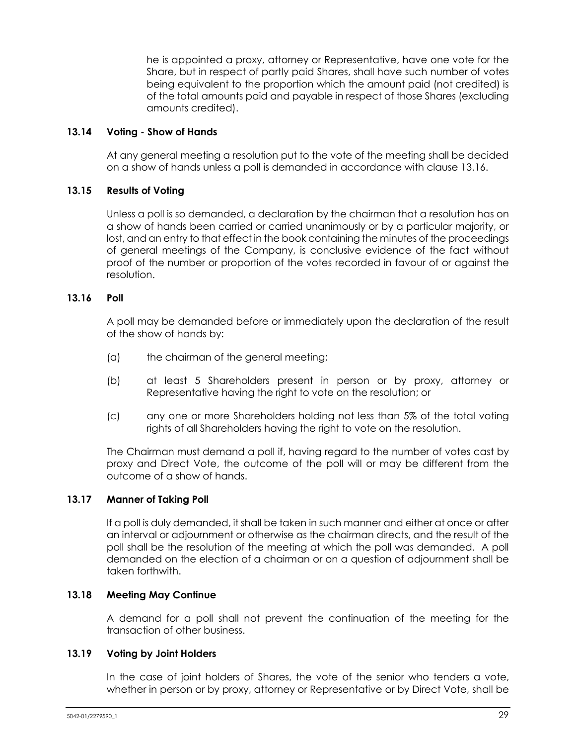he is appointed a proxy, attorney or Representative, have one vote for the Share, but in respect of partly paid Shares, shall have such number of votes being equivalent to the proportion which the amount paid (not credited) is of the total amounts paid and payable in respect of those Shares (excluding amounts credited).

### 13.14 Voting - Show of Hands

At any general meeting a resolution put to the vote of the meeting shall be decided on a show of hands unless a poll is demanded in accordance with clause 13.16.

### 13.15 Results of Voting

Unless a poll is so demanded, a declaration by the chairman that a resolution has on a show of hands been carried or carried unanimously or by a particular majority, or lost, and an entry to that effect in the book containing the minutes of the proceedings of general meetings of the Company, is conclusive evidence of the fact without proof of the number or proportion of the votes recorded in favour of or against the resolution.

### 13.16 Poll

A poll may be demanded before or immediately upon the declaration of the result of the show of hands by:

(a) the chairman of the general meeting;

(b) at least 5 Shareholders present in person or by proxy, attorney or Representative having the right to vote on the resolution; or

(c) any one or more Shareholders holding not less than 5% of the total voting rights of all Shareholders having the right to vote on the resolution.

The Chairman must demand a poll if, having regard to the number of votes cast by proxy and Direct Vote, the outcome of the poll will or may be different from the outcome of a show of hands.

### 13.17 Manner of Taking Poll

If a poll is duly demanded, it shall be taken in such manner and either at once or after an interval or adjournment or otherwise as the chairman directs, and the result of the poll shall be the resolution of the meeting at which the poll was demanded. A poll demanded on the election of a chairman or on a question of adjournment shall be taken forthwith.

### 13.18 Meeting May Continue

A demand for a poll shall not prevent the continuation of the meeting for the transaction of other business.

### 13.19 Voting by Joint Holders

In the case of joint holders of Shares, the vote of the senior who tenders a vote, whether in person or by proxy, attorney or Representative or by Direct Vote, shall be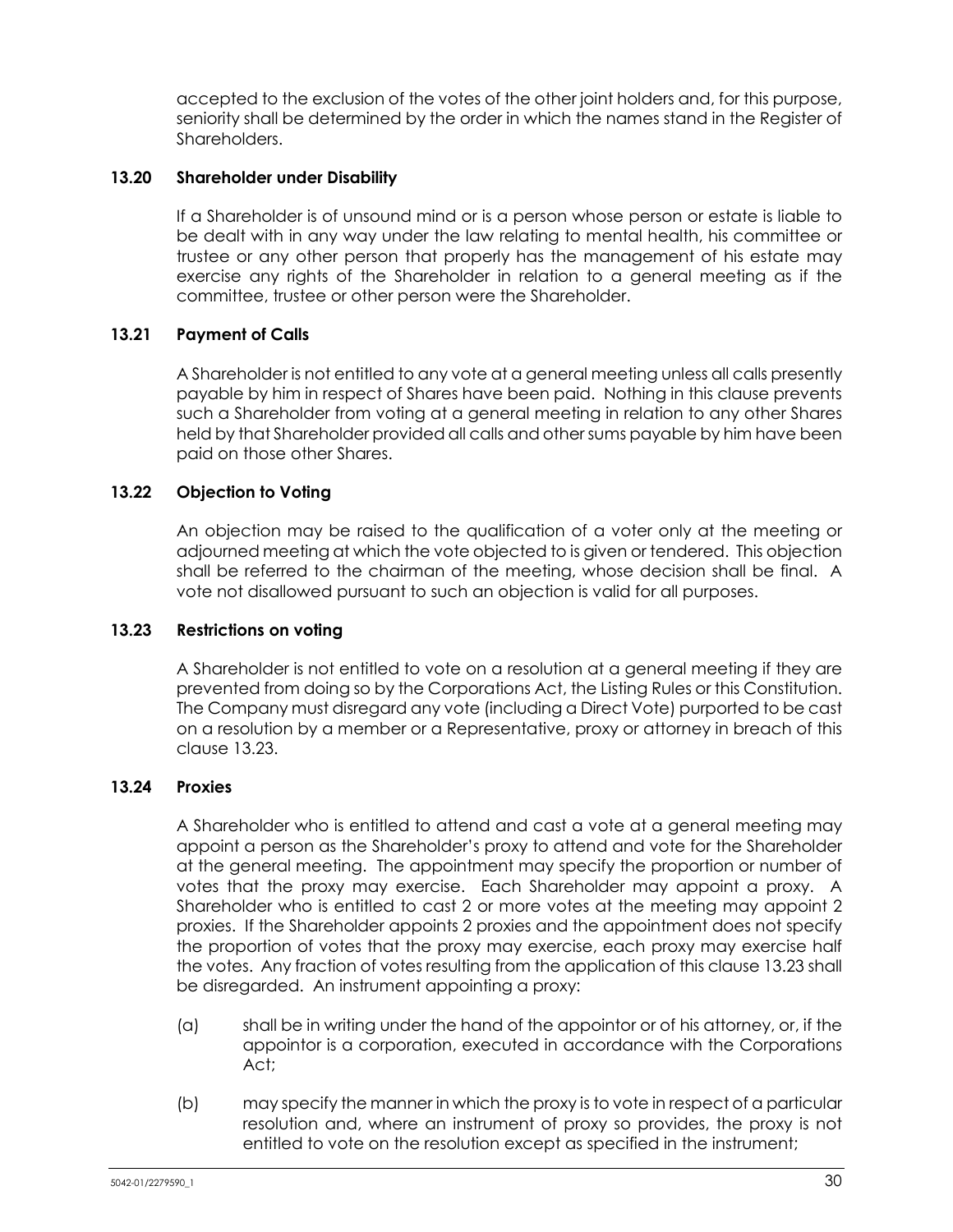accepted to the exclusion of the votes of the other joint holders and, for this purpose, seniority shall be determined by the order in which the names stand in the Register of Shareholders.

### 13.20 Shareholder under Disability

If a Shareholder is of unsound mind or is a person whose person or estate is liable to be dealt with in any way under the law relating to mental health, his committee or trustee or any other person that properly has the management of his estate may exercise any rights of the Shareholder in relation to a general meeting as if the committee, trustee or other person were the Shareholder.

### 13.21 Payment of Calls

A Shareholder is not entitled to any vote at a general meeting unless all calls presently payable by him in respect of Shares have been paid. Nothing in this clause prevents such a Shareholder from voting at a general meeting in relation to any other Shares held by that Shareholder provided all calls and other sums payable by him have been paid on those other Shares.

### 13.22 Objection to Voting

An objection may be raised to the qualification of a voter only at the meeting or adjourned meeting at which the vote objected to is given or tendered. This objection shall be referred to the chairman of the meeting, whose decision shall be final. A vote not disallowed pursuant to such an objection is valid for all purposes.

### 13.23 Restrictions on voting

A Shareholder is not entitled to vote on a resolution at a general meeting if they are prevented from doing so by the Corporations Act, the Listing Rules or this Constitution. The Company must disregard any vote (including a Direct Vote) purported to be cast on a resolution by a member or a Representative, proxy or attorney in breach of this clause 13.23.

### 13.24 Proxies

A Shareholder who is entitled to attend and cast a vote at a general meeting may appoint a person as the Shareholder's proxy to attend and vote for the Shareholder at the general meeting. The appointment may specify the proportion or number of votes that the proxy may exercise. Each Shareholder may appoint a proxy. A Shareholder who is entitled to cast 2 or more votes at the meeting may appoint 2 proxies. If the Shareholder appoints 2 proxies and the appointment does not specify the proportion of votes that the proxy may exercise, each proxy may exercise half the votes. Any fraction of votes resulting from the application of this clause 13.23 shall be disregarded. An instrument appointing a proxy:

(a) shall be in writing under the hand of the appointor or of his attorney, or, if the appointor is a corporation, executed in accordance with the Corporations Act;

(b) may specify the manner in which the proxy is to vote in respect of a particular resolution and, where an instrument of proxy so provides, the proxy is not entitled to vote on the resolution except as specified in the instrument;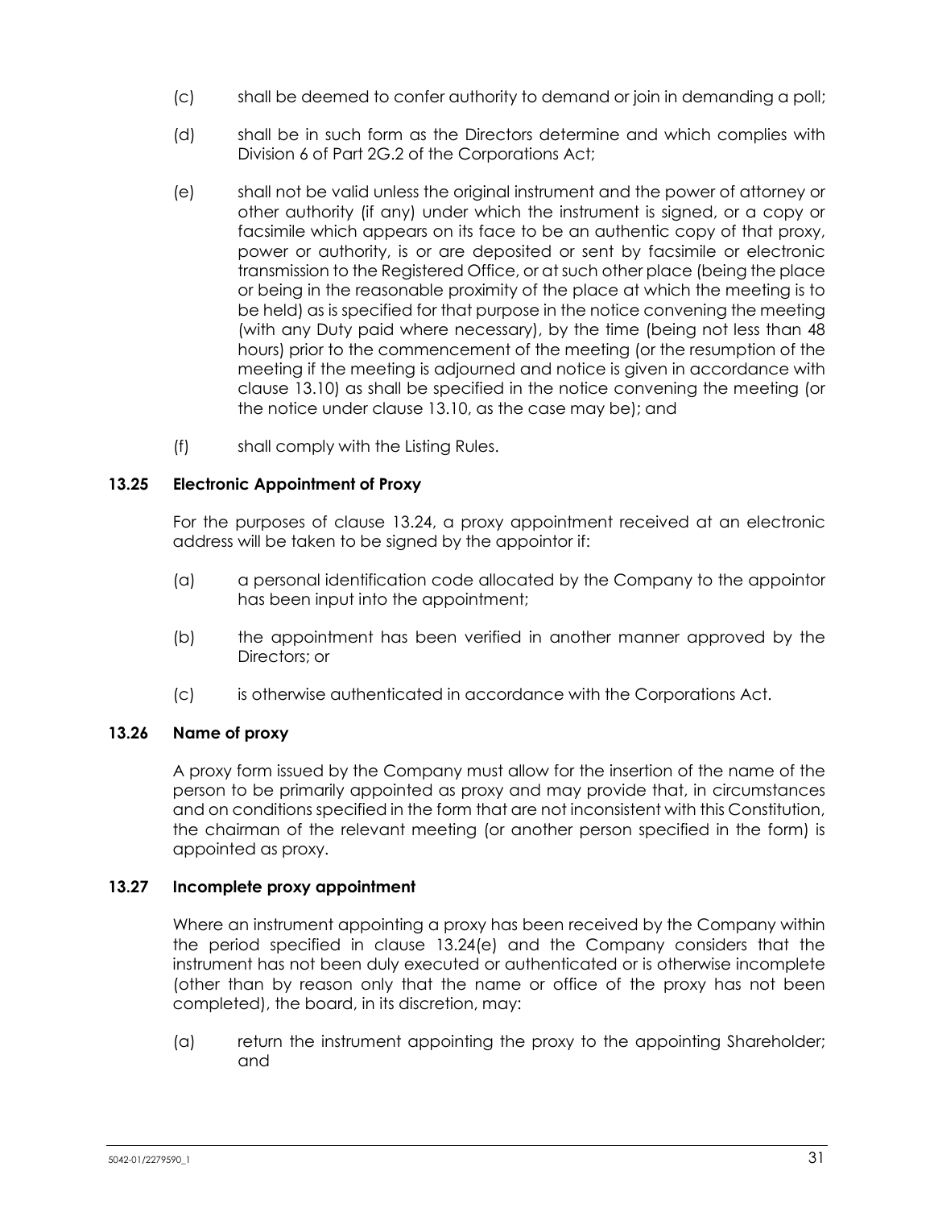(c) shall be deemed to confer authority to demand or join in demanding a poll;

(d) shall be in such form as the Directors determine and which complies with Division 6 of Part 2G.2 of the Corporations Act;

(e) shall not be valid unless the original instrument and the power of attorney or other authority (if any) under which the instrument is signed, or a copy or facsimile which appears on its face to be an authentic copy of that proxy, power or authority, is or are deposited or sent by facsimile or electronic transmission to the Registered Office, or at such other place (being the place or being in the reasonable proximity of the place at which the meeting is to be held) as is specified for that purpose in the notice convening the meeting (with any Duty paid where necessary), by the time (being not less than 48 hours) prior to the commencement of the meeting (or the resumption of the meeting if the meeting is adjourned and notice is given in accordance with clause 13.10) as shall be specified in the notice convening the meeting (or the notice under clause 13.10, as the case may be); and

(f) shall comply with the Listing Rules.

### 13.25 Electronic Appointment of Proxy

For the purposes of clause 13.24, a proxy appointment received at an electronic address will be taken to be signed by the appointor if:

(a) a personal identification code allocated by the Company to the appointor has been input into the appointment;

(b) the appointment has been verified in another manner approved by the Directors; or

(c) is otherwise authenticated in accordance with the Corporations Act.

### 13.26 Name of proxy

A proxy form issued by the Company must allow for the insertion of the name of the person to be primarily appointed as proxy and may provide that, in circumstances and on conditions specified in the form that are not inconsistent with this Constitution, the chairman of the relevant meeting (or another person specified in the form) is appointed as proxy.

### 13.27 Incomplete proxy appointment

Where an instrument appointing a proxy has been received by the Company within the period specified in clause 13.24(e) and the Company considers that the instrument has not been duly executed or authenticated or is otherwise incomplete (other than by reason only that the name or office of the proxy has not been completed), the board, in its discretion, may:

(a) return the instrument appointing the proxy to the appointing Shareholder; and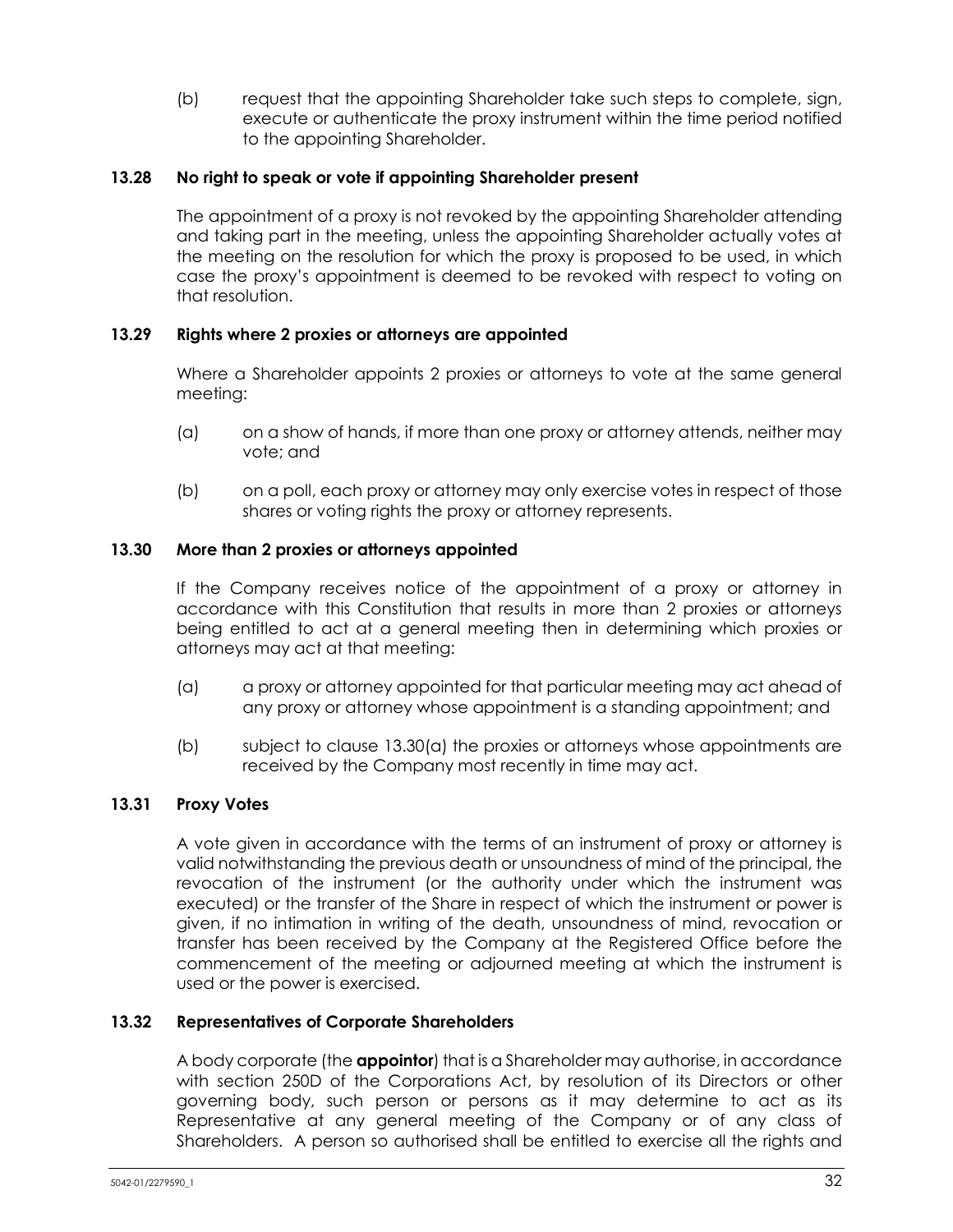(b) request that the appointing Shareholder take such steps to complete, sign, execute or authenticate the proxy instrument within the time period notified to the appointing Shareholder.

### 13.28 No right to speak or vote if appointing Shareholder present

The appointment of a proxy is not revoked by the appointing Shareholder attending and taking part in the meeting, unless the appointing Shareholder actually votes at the meeting on the resolution for which the proxy is proposed to be used, in which case the proxy's appointment is deemed to be revoked with respect to voting on that resolution.

### 13.29 Rights where 2 proxies or attorneys are appointed

Where a Shareholder appoints 2 proxies or attorneys to vote at the same general meeting:

(a) on a show of hands, if more than one proxy or attorney attends, neither may vote; and

(b) on a poll, each proxy or attorney may only exercise votes in respect of those shares or voting rights the proxy or attorney represents.

### 13.30 More than 2 proxies or attorneys appointed

If the Company receives notice of the appointment of a proxy or attorney in accordance with this Constitution that results in more than 2 proxies or attorneys being entitled to act at a general meeting then in determining which proxies or attorneys may act at that meeting:

(a) a proxy or attorney appointed for that particular meeting may act ahead of any proxy or attorney whose appointment is a standing appointment; and

(b) subject to clause 13.30(a) the proxies or attorneys whose appointments are received by the Company most recently in time may act.

### 13.31 Proxy Votes

A vote given in accordance with the terms of an instrument of proxy or attorney is valid notwithstanding the previous death or unsoundness of mind of the principal, the revocation of the instrument (or the authority under which the instrument was executed) or the transfer of the Share in respect of which the instrument or power is given, if no intimation in writing of the death, unsoundness of mind, revocation or transfer has been received by the Company at the Registered Office before the commencement of the meeting or adjourned meeting at which the instrument is used or the power is exercised.

### 13.32 Representatives of Corporate Shareholders

A body corporate (the **appointor**) that is a Shareholder may authorise, in accordance with section 250D of the Corporations Act, by resolution of its Directors or other governing body, such person or persons as it may determine to act as its Representative at any general meeting of the Company or of any class of Shareholders. A person so authorised shall be entitled to exercise all the rights and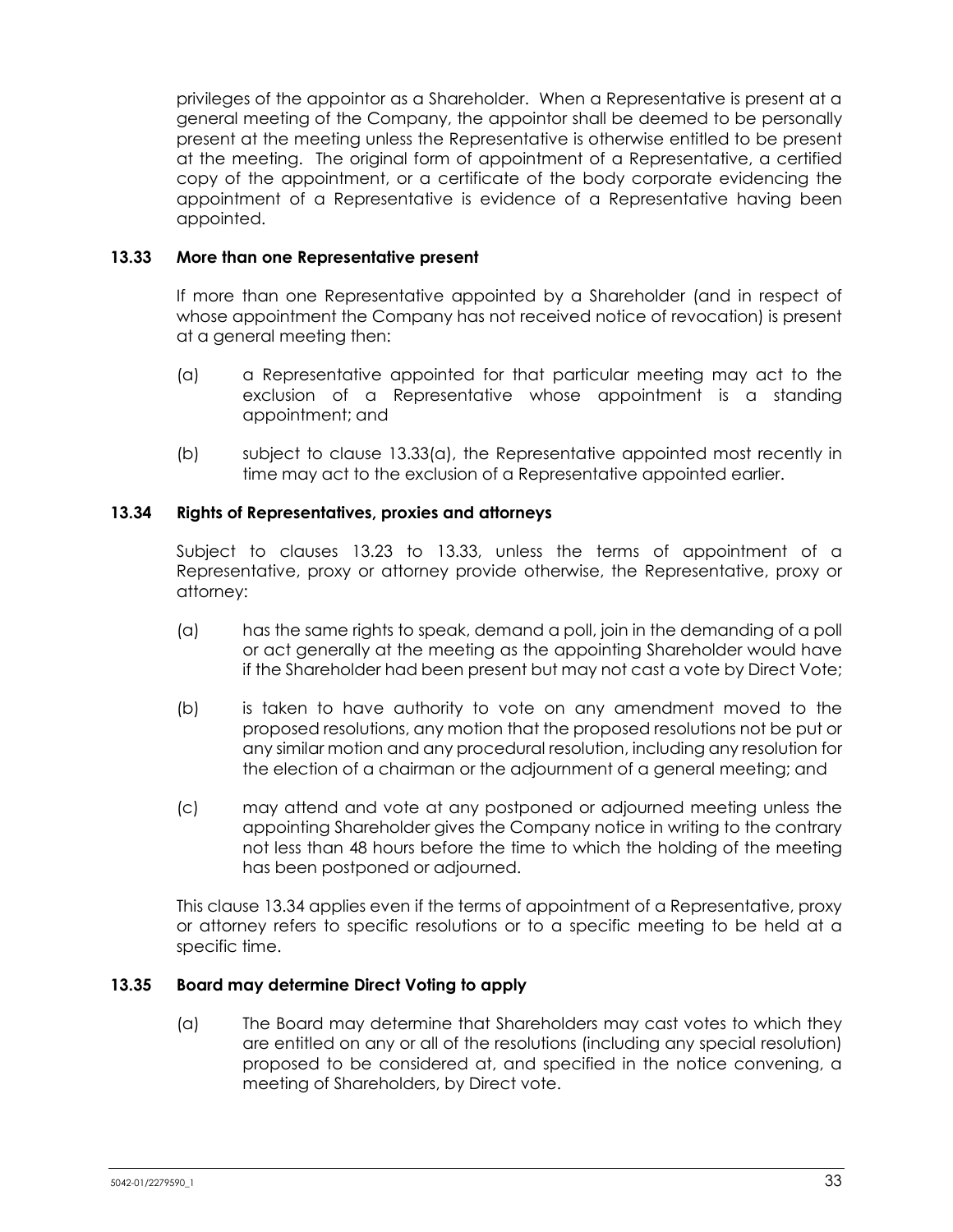privileges of the appointor as a Shareholder. When a Representative is present at a general meeting of the Company, the appointor shall be deemed to be personally present at the meeting unless the Representative is otherwise entitled to be present at the meeting. The original form of appointment of a Representative, a certified copy of the appointment, or a certificate of the body corporate evidencing the appointment of a Representative is evidence of a Representative having been appointed.

### 13.33 More than one Representative present

If more than one Representative appointed by a Shareholder (and in respect of whose appointment the Company has not received notice of revocation) is present at a general meeting then:

(a) a Representative appointed for that particular meeting may act to the exclusion of a Representative whose appointment is a standing appointment; and

(b) subject to clause 13.33(a), the Representative appointed most recently in time may act to the exclusion of a Representative appointed earlier.

### 13.34 Rights of Representatives, proxies and attorneys

Subject to clauses 13.23 to 13.33, unless the terms of appointment of a Representative, proxy or attorney provide otherwise, the Representative, proxy or attorney:

(a) has the same rights to speak, demand a poll, join in the demanding of a poll or act generally at the meeting as the appointing Shareholder would have if the Shareholder had been present but may not cast a vote by Direct Vote;

(b) is taken to have authority to vote on any amendment moved to the proposed resolutions, any motion that the proposed resolutions not be put or any similar motion and any procedural resolution, including any resolution for the election of a chairman or the adjournment of a general meeting; and

(c) may attend and vote at any postponed or adjourned meeting unless the appointing Shareholder gives the Company notice in writing to the contrary not less than 48 hours before the time to which the holding of the meeting has been postponed or adjourned.

This clause 13.34 applies even if the terms of appointment of a Representative, proxy or attorney refers to specific resolutions or to a specific meeting to be held at a specific time.

### 13.35 Board may determine Direct Voting to apply

(a) The Board may determine that Shareholders may cast votes to which they are entitled on any or all of the resolutions (including any special resolution) proposed to be considered at, and specified in the notice convening, a meeting of Shareholders, by Direct vote.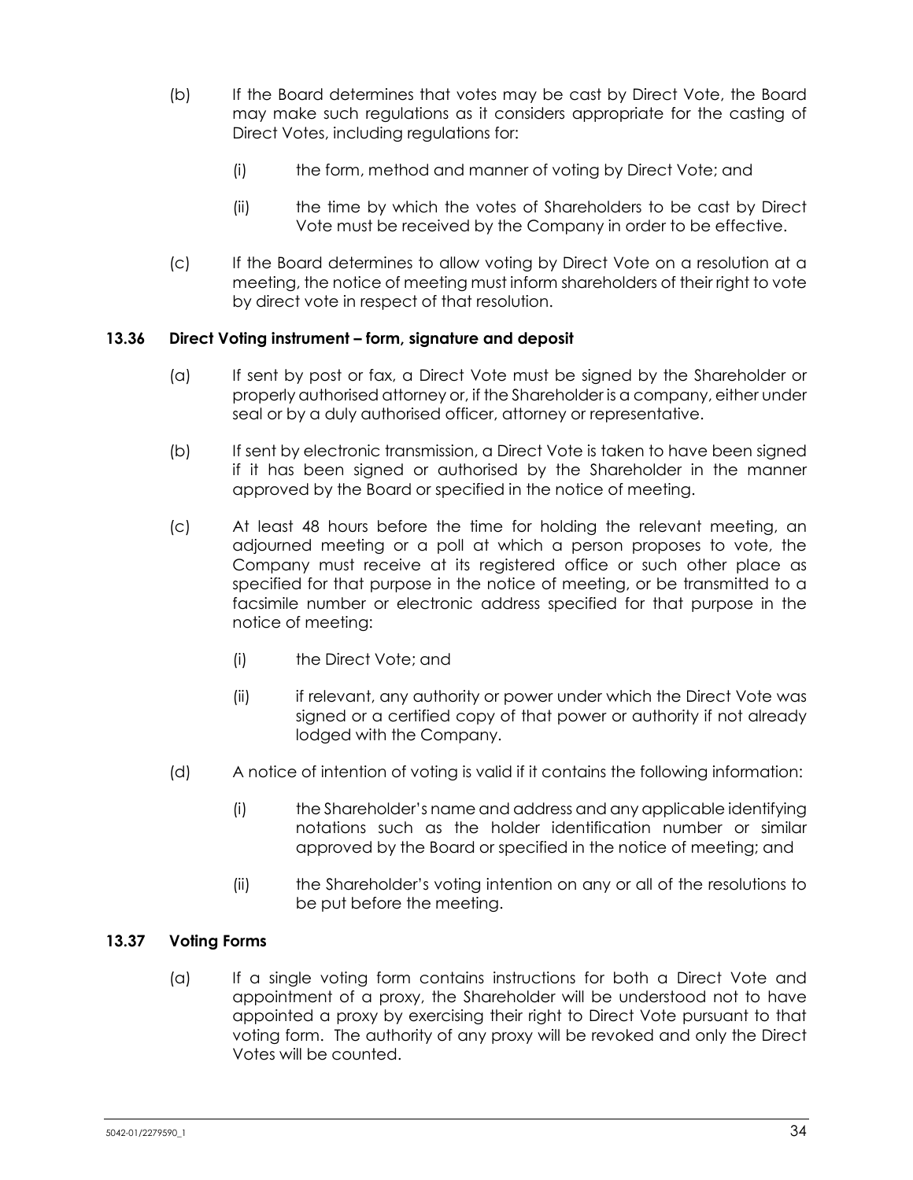(b) If the Board determines that votes may be cast by Direct Vote, the Board may make such regulations as it considers appropriate for the casting of Direct Votes, including regulations for:

(i) the form, method and manner of voting by Direct Vote; and

(ii) the time by which the votes of Shareholders to be cast by Direct Vote must be received by the Company in order to be effective.

(c) If the Board determines to allow voting by Direct Vote on a resolution at a meeting, the notice of meeting must inform shareholders of their right to vote by direct vote in respect of that resolution.

### 13.36 Direct Voting instrument – form, signature and deposit

(a) If sent by post or fax, a Direct Vote must be signed by the Shareholder or properly authorised attorney or, if the Shareholder is a company, either under seal or by a duly authorised officer, attorney or representative.

(b) If sent by electronic transmission, a Direct Vote is taken to have been signed if it has been signed or authorised by the Shareholder in the manner approved by the Board or specified in the notice of meeting.

(c) At least 48 hours before the time for holding the relevant meeting, an adjourned meeting or a poll at which a person proposes to vote, the Company must receive at its registered office or such other place as specified for that purpose in the notice of meeting, or be transmitted to a facsimile number or electronic address specified for that purpose in the notice of meeting:

(i) the Direct Vote; and

(ii) if relevant, any authority or power under which the Direct Vote was signed or a certified copy of that power or authority if not already lodged with the Company.

(d) A notice of intention of voting is valid if it contains the following information:

(i) the Shareholder's name and address and any applicable identifying notations such as the holder identification number or similar approved by the Board or specified in the notice of meeting; and

(ii) the Shareholder's voting intention on any or all of the resolutions to be put before the meeting.

### 13.37 Voting Forms

(a) If a single voting form contains instructions for both a Direct Vote and appointment of a proxy, the Shareholder will be understood not to have appointed a proxy by exercising their right to Direct Vote pursuant to that voting form. The authority of any proxy will be revoked and only the Direct Votes will be counted.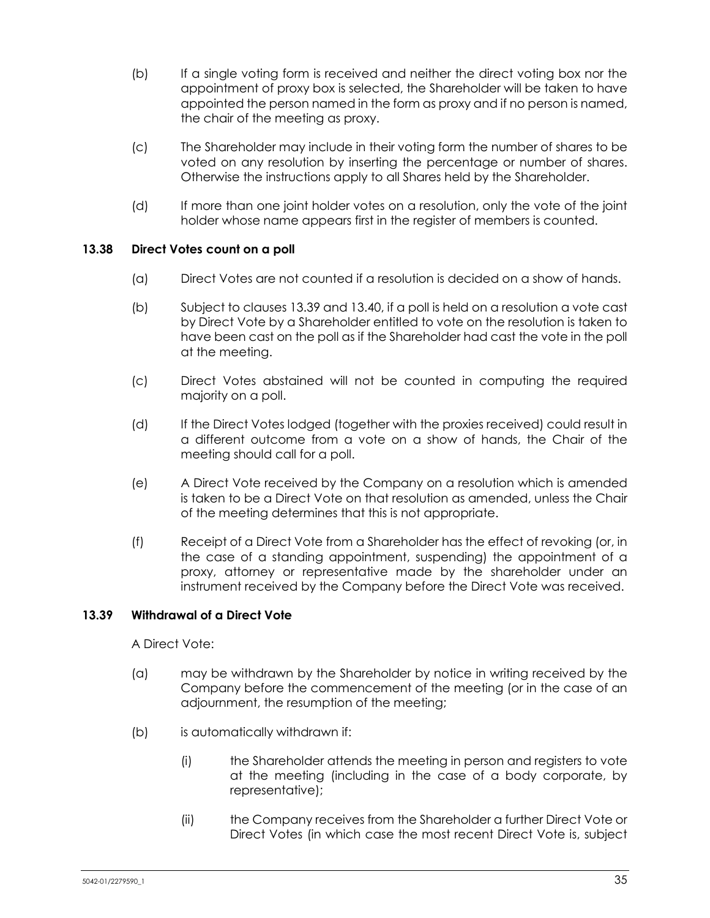(b) If a single voting form is received and neither the direct voting box nor the appointment of proxy box is selected, the Shareholder will be taken to have appointed the person named in the form as proxy and if no person is named, the chair of the meeting as proxy.

(c) The Shareholder may include in their voting form the number of shares to be voted on any resolution by inserting the percentage or number of shares. Otherwise the instructions apply to all Shares held by the Shareholder.

(d) If more than one joint holder votes on a resolution, only the vote of the joint holder whose name appears first in the register of members is counted.

### 13.38 Direct Votes count on a poll

(a) Direct Votes are not counted if a resolution is decided on a show of hands.

(b) Subject to clauses 13.39 and 13.40, if a poll is held on a resolution a vote cast by Direct Vote by a Shareholder entitled to vote on the resolution is taken to have been cast on the poll as if the Shareholder had cast the vote in the poll at the meeting.

(c) Direct Votes abstained will not be counted in computing the required majority on a poll.

(d) If the Direct Votes lodged (together with the proxies received) could result in a different outcome from a vote on a show of hands, the Chair of the meeting should call for a poll.

(e) A Direct Vote received by the Company on a resolution which is amended is taken to be a Direct Vote on that resolution as amended, unless the Chair of the meeting determines that this is not appropriate.

(f) Receipt of a Direct Vote from a Shareholder has the effect of revoking (or, in the case of a standing appointment, suspending) the appointment of a proxy, attorney or representative made by the shareholder under an instrument received by the Company before the Direct Vote was received.

### 13.39 Withdrawal of a Direct Vote

A Direct Vote:

(a) may be withdrawn by the Shareholder by notice in writing received by the Company before the commencement of the meeting (or in the case of an adjournment, the resumption of the meeting;

(b) is automatically withdrawn if:

(i) the Shareholder attends the meeting in person and registers to vote at the meeting (including in the case of a body corporate, by representative);

(ii) the Company receives from the Shareholder a further Direct Vote or Direct Votes (in which case the most recent Direct Vote is, subject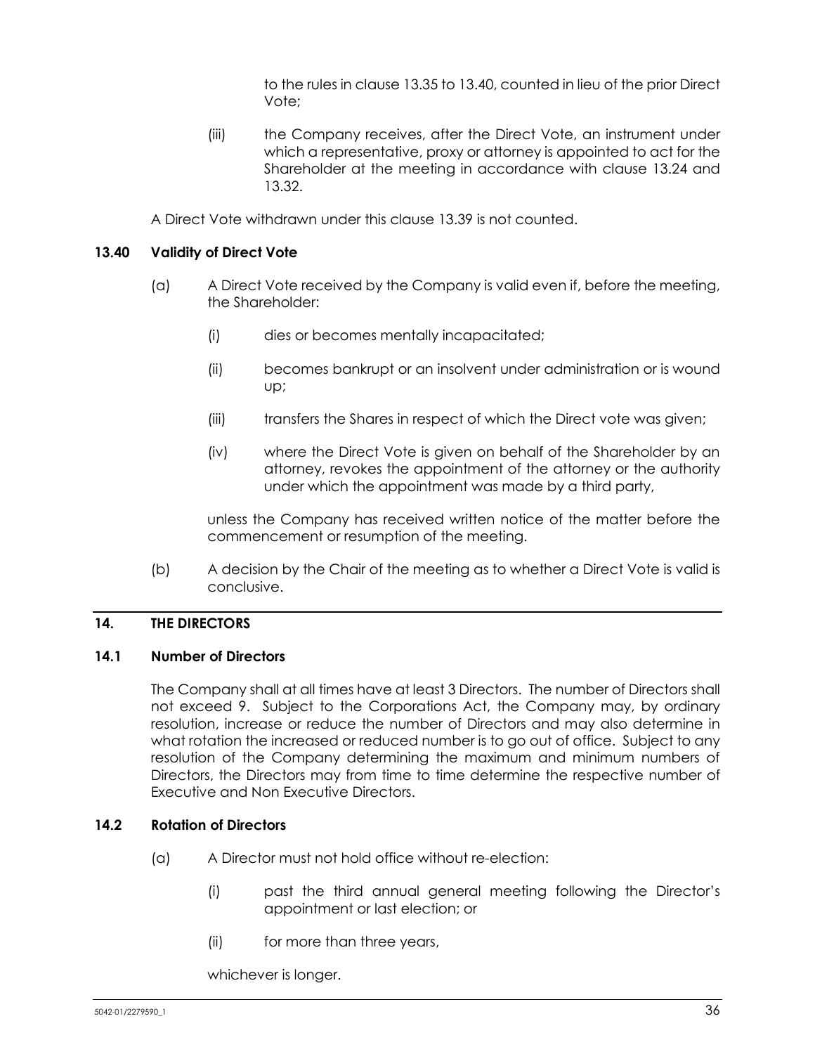to the rules in clause 13.35 to 13.40, counted in lieu of the prior Direct Vote;

(iii) the Company receives, after the Direct Vote, an instrument under which a representative, proxy or attorney is appointed to act for the Shareholder at the meeting in accordance with clause 13.24 and 13.32.

A Direct Vote withdrawn under this clause 13.39 is not counted.

### 13.40 Validity of Direct Vote

(a) A Direct Vote received by the Company is valid even if, before the meeting, the Shareholder:

(i) dies or becomes mentally incapacitated;

(ii) becomes bankrupt or an insolvent under administration or is wound up;

(iii) transfers the Shares in respect of which the Direct vote was given;

(iv) where the Direct Vote is given on behalf of the Shareholder by an attorney, revokes the appointment of the attorney or the authority under which the appointment was made by a third party,

unless the Company has received written notice of the matter before the commencement or resumption of the meeting.

(b) A decision by the Chair of the meeting as to whether a Direct Vote is valid is conclusive.

## 14. THE DIRECTORS

### 14.1 Number of Directors

The Company shall at all times have at least 3 Directors. The number of Directors shall not exceed 9. Subject to the Corporations Act, the Company may, by ordinary resolution, increase or reduce the number of Directors and may also determine in what rotation the increased or reduced number is to go out of office. Subject to any resolution of the Company determining the maximum and minimum numbers of Directors, the Directors may from time to time determine the respective number of Executive and Non Executive Directors.

### 14.2 Rotation of Directors

(a) A Director must not hold office without re-election:

(i) past the third annual general meeting following the Director's appointment or last election; or

(ii) for more than three years,

whichever is longer.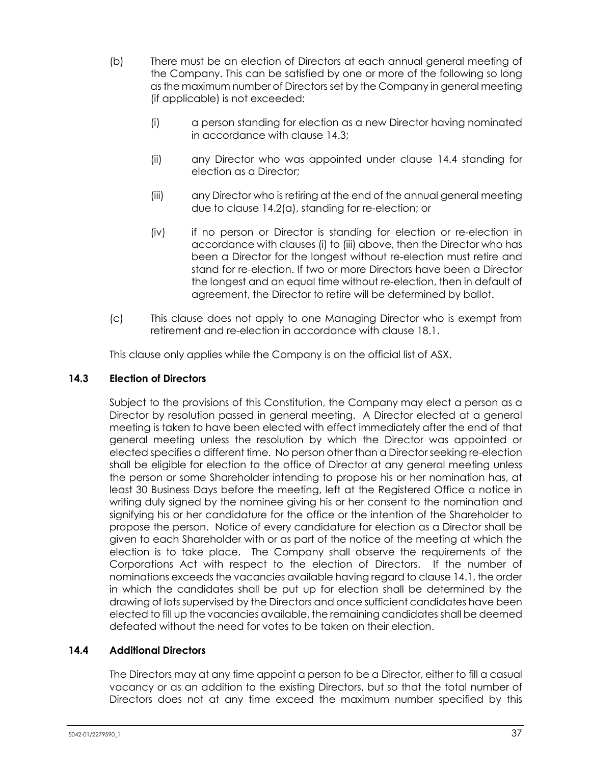(b) There must be an election of Directors at each annual general meeting of the Company. This can be satisfied by one or more of the following so long as the maximum number of Directors set by the Company in general meeting (if applicable) is not exceeded:

   (i) a person standing for election as a new Director having nominated in accordance with clause 14.3;

   (ii) any Director who was appointed under clause 14.4 standing for election as a Director;

   (iii) any Director who is retiring at the end of the annual general meeting due to clause 14.2(a), standing for re-election; or

   (iv) if no person or Director is standing for election or re-election in accordance with clauses (i) to (iii) above, then the Director who has been a Director for the longest without re-election must retire and stand for re-election. If two or more Directors have been a Director the longest and an equal time without re-election, then in default of agreement, the Director to retire will be determined by ballot.

(c) This clause does not apply to one Managing Director who is exempt from retirement and re-election in accordance with clause 18.1.

This clause only applies while the Company is on the official list of ASX.

### 14.3 Election of Directors

Subject to the provisions of this Constitution, the Company may elect a person as a Director by resolution passed in general meeting. A Director elected at a general meeting is taken to have been elected with effect immediately after the end of that general meeting unless the resolution by which the Director was appointed or elected specifies a different time. No person other than a Director seeking re-election shall be eligible for election to the office of Director at any general meeting unless the person or some Shareholder intending to propose his or her nomination has, at least 30 Business Days before the meeting, left at the Registered Office a notice in writing duly signed by the nominee giving his or her consent to the nomination and signifying his or her candidature for the office or the intention of the Shareholder to propose the person. Notice of every candidature for election as a Director shall be given to each Shareholder with or as part of the notice of the meeting at which the election is to take place. The Company shall observe the requirements of the Corporations Act with respect to the election of Directors. If the number of nominations exceeds the vacancies available having regard to clause 14.1, the order in which the candidates shall be put up for election shall be determined by the drawing of lots supervised by the Directors and once sufficient candidates have been elected to fill up the vacancies available, the remaining candidates shall be deemed defeated without the need for votes to be taken on their election.

### 14.4 Additional Directors

The Directors may at any time appoint a person to be a Director, either to fill a casual vacancy or as an addition to the existing Directors, but so that the total number of Directors does not at any time exceed the maximum number specified by this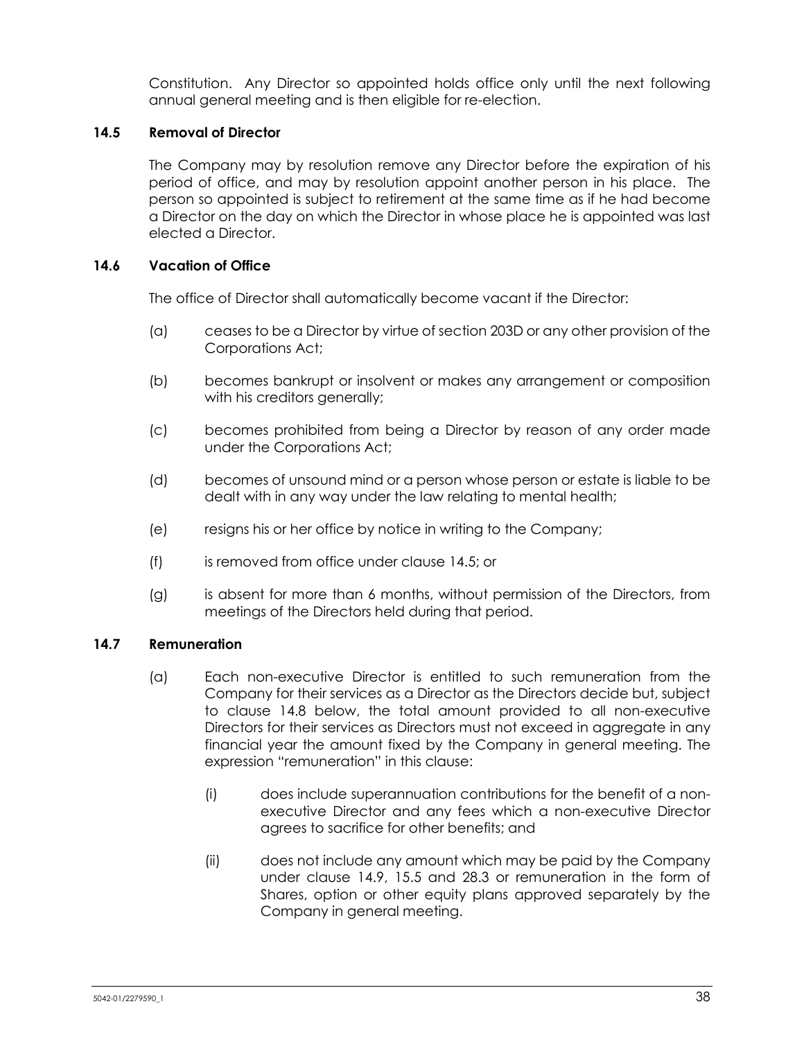Constitution. Any Director so appointed holds office only until the next following annual general meeting and is then eligible for re-election.

### 14.5 Removal of Director

The Company may by resolution remove any Director before the expiration of his period of office, and may by resolution appoint another person in his place. The person so appointed is subject to retirement at the same time as if he had become a Director on the day on which the Director in whose place he is appointed was last elected a Director.

### 14.6 Vacation of Office

The office of Director shall automatically become vacant if the Director:

(a) ceases to be a Director by virtue of section 203D or any other provision of the Corporations Act;

(b) becomes bankrupt or insolvent or makes any arrangement or composition with his creditors generally;

(c) becomes prohibited from being a Director by reason of any order made under the Corporations Act;

(d) becomes of unsound mind or a person whose person or estate is liable to be dealt with in any way under the law relating to mental health;

(e) resigns his or her office by notice in writing to the Company;

(f) is removed from office under clause 14.5; or

(g) is absent for more than 6 months, without permission of the Directors, from meetings of the Directors held during that period.

### 14.7 Remuneration

(a) Each non-executive Director is entitled to such remuneration from the Company for their services as a Director as the Directors decide but, subject to clause 14.8 below, the total amount provided to all non-executive Directors for their services as Directors must not exceed in aggregate in any financial year the amount fixed by the Company in general meeting. The expression "remuneration" in this clause:

(i) does include superannuation contributions for the benefit of a non-executive Director and any fees which a non-executive Director agrees to sacrifice for other benefits; and

(ii) does not include any amount which may be paid by the Company under clause 14.9, 15.5 and 28.3 or remuneration in the form of Shares, option or other equity plans approved separately by the Company in general meeting.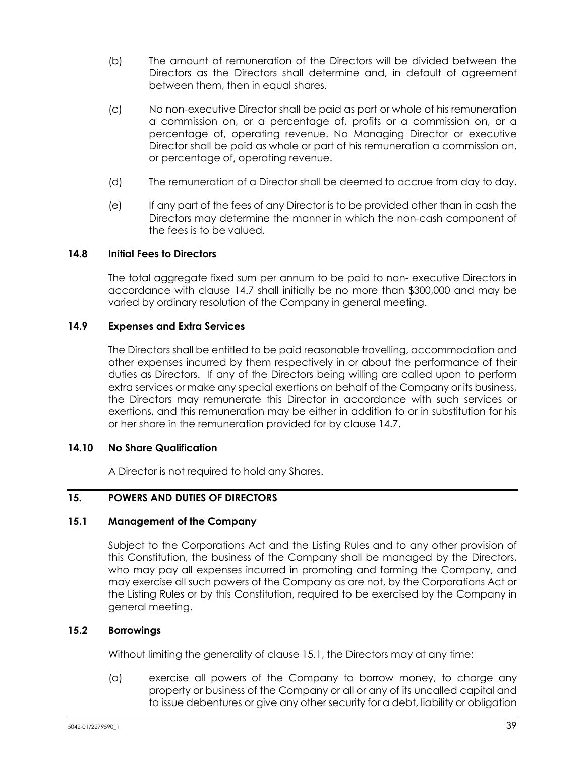(b) The amount of remuneration of the Directors will be divided between the Directors as the Directors shall determine and, in default of agreement between them, then in equal shares.

(c) No non-executive Director shall be paid as part or whole of his remuneration a commission on, or a percentage of, profits or a commission on, or a percentage of, operating revenue. No Managing Director or executive Director shall be paid as whole or part of his remuneration a commission on, or percentage of, operating revenue.

(d) The remuneration of a Director shall be deemed to accrue from day to day.

(e) If any part of the fees of any Director is to be provided other than in cash the Directors may determine the manner in which the non-cash component of the fees is to be valued.

### 14.8 Initial Fees to Directors

The total aggregate fixed sum per annum to be paid to non- executive Directors in accordance with clause 14.7 shall initially be no more than $300,000 and may be varied by ordinary resolution of the Company in general meeting.

### 14.9 Expenses and Extra Services

The Directors shall be entitled to be paid reasonable travelling, accommodation and other expenses incurred by them respectively in or about the performance of their duties as Directors. If any of the Directors being willing are called upon to perform extra services or make any special exertions on behalf of the Company or its business, the Directors may remunerate this Director in accordance with such services or exertions, and this remuneration may be either in addition to or in substitution for his or her share in the remuneration provided for by clause 14.7.

### 14.10 No Share Qualification

A Director is not required to hold any Shares.

## 15. POWERS AND DUTIES OF DIRECTORS

### 15.1 Management of the Company

Subject to the Corporations Act and the Listing Rules and to any other provision of this Constitution, the business of the Company shall be managed by the Directors, who may pay all expenses incurred in promoting and forming the Company, and may exercise all such powers of the Company as are not, by the Corporations Act or the Listing Rules or by this Constitution, required to be exercised by the Company in general meeting.

### 15.2 Borrowings

Without limiting the generality of clause 15.1, the Directors may at any time:

(a) exercise all powers of the Company to borrow money, to charge any property or business of the Company or all or any of its uncalled capital and to issue debentures or give any other security for a debt, liability or obligation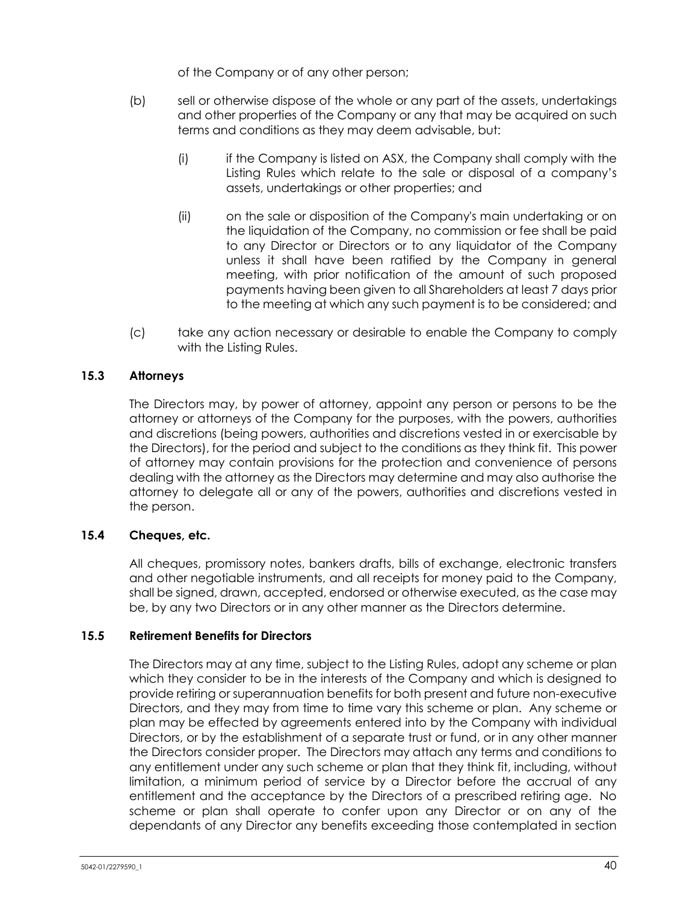of the Company or of any other person;

(b) sell or otherwise dispose of the whole or any part of the assets, undertakings and other properties of the Company or any that may be acquired on such terms and conditions as they may deem advisable, but:

    (i) if the Company is listed on ASX, the Company shall comply with the Listing Rules which relate to the sale or disposal of a company's assets, undertakings or other properties; and

    (ii) on the sale or disposition of the Company's main undertaking or on the liquidation of the Company, no commission or fee shall be paid to any Director or Directors or to any liquidator of the Company unless it shall have been ratified by the Company in general meeting, with prior notification of the amount of such proposed payments having been given to all Shareholders at least 7 days prior to the meeting at which any such payment is to be considered; and

(c) take any action necessary or desirable to enable the Company to comply with the Listing Rules.

### 15.3 Attorneys

The Directors may, by power of attorney, appoint any person or persons to be the attorney or attorneys of the Company for the purposes, with the powers, authorities and discretions (being powers, authorities and discretions vested in or exercisable by the Directors), for the period and subject to the conditions as they think fit. This power of attorney may contain provisions for the protection and convenience of persons dealing with the attorney as the Directors may determine and may also authorise the attorney to delegate all or any of the powers, authorities and discretions vested in the person.

### 15.4 Cheques, etc.

All cheques, promissory notes, bankers drafts, bills of exchange, electronic transfers and other negotiable instruments, and all receipts for money paid to the Company, shall be signed, drawn, accepted, endorsed or otherwise executed, as the case may be, by any two Directors or in any other manner as the Directors determine.

### 15.5 Retirement Benefits for Directors

The Directors may at any time, subject to the Listing Rules, adopt any scheme or plan which they consider to be in the interests of the Company and which is designed to provide retiring or superannuation benefits for both present and future non-executive Directors, and they may from time to time vary this scheme or plan. Any scheme or plan may be effected by agreements entered into by the Company with individual Directors, or by the establishment of a separate trust or fund, or in any other manner the Directors consider proper. The Directors may attach any terms and conditions to any entitlement under any such scheme or plan that they think fit, including, without limitation, a minimum period of service by a Director before the accrual of any entitlement and the acceptance by the Directors of a prescribed retiring age. No scheme or plan shall operate to confer upon any Director or on any of the dependants of any Director any benefits exceeding those contemplated in section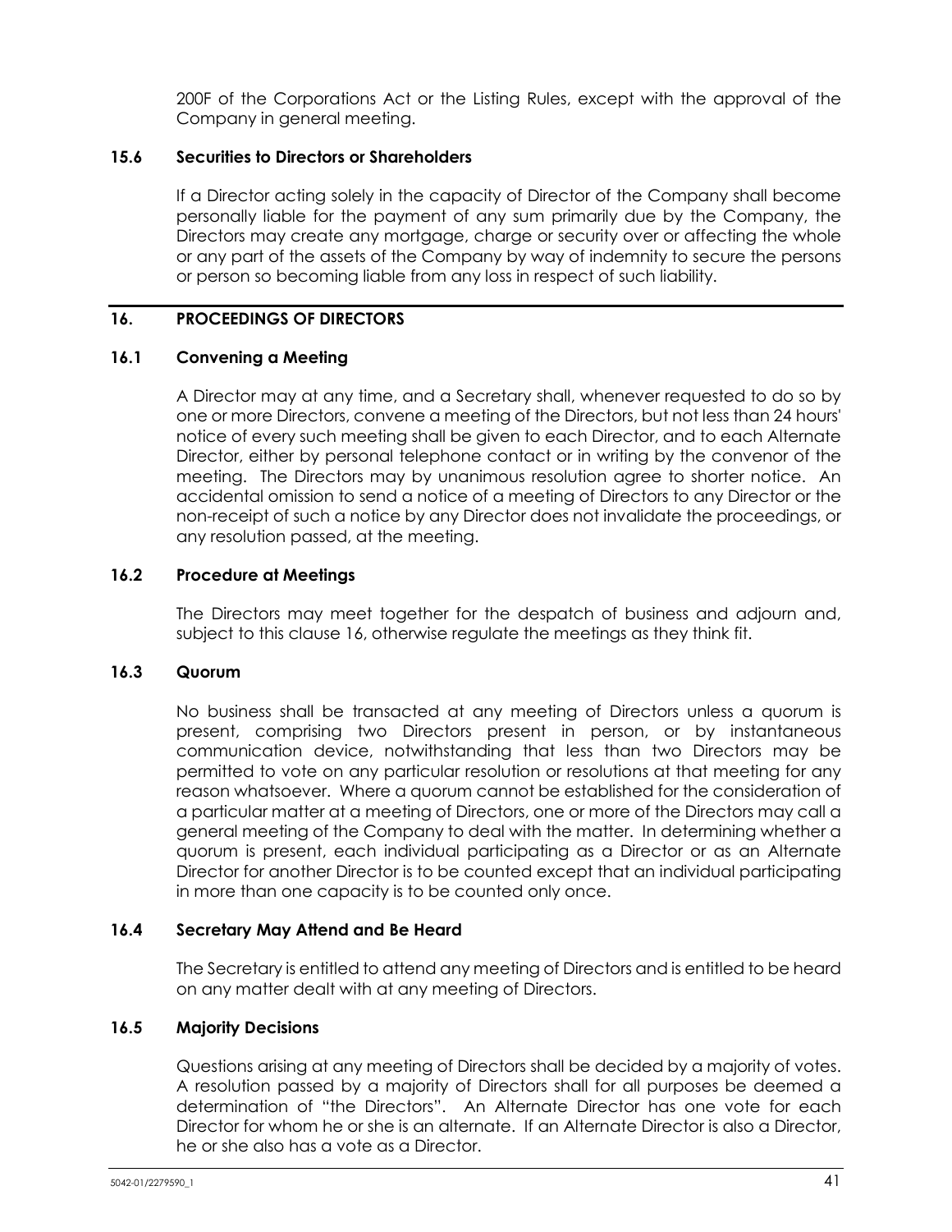200F of the Corporations Act or the Listing Rules, except with the approval of the Company in general meeting.

### 15.6 Securities to Directors or Shareholders

If a Director acting solely in the capacity of Director of the Company shall become personally liable for the payment of any sum primarily due by the Company, the Directors may create any mortgage, charge or security over or affecting the whole or any part of the assets of the Company by way of indemnity to secure the persons or person so becoming liable from any loss in respect of such liability.

## 16. PROCEEDINGS OF DIRECTORS

### 16.1 Convening a Meeting

A Director may at any time, and a Secretary shall, whenever requested to do so by one or more Directors, convene a meeting of the Directors, but not less than 24 hours' notice of every such meeting shall be given to each Director, and to each Alternate Director, either by personal telephone contact or in writing by the convenor of the meeting. The Directors may by unanimous resolution agree to shorter notice. An accidental omission to send a notice of a meeting of Directors to any Director or the non-receipt of such a notice by any Director does not invalidate the proceedings, or any resolution passed, at the meeting.

### 16.2 Procedure at Meetings

The Directors may meet together for the despatch of business and adjourn and, subject to this clause 16, otherwise regulate the meetings as they think fit.

### 16.3 Quorum

No business shall be transacted at any meeting of Directors unless a quorum is present, comprising two Directors present in person, or by instantaneous communication device, notwithstanding that less than two Directors may be permitted to vote on any particular resolution or resolutions at that meeting for any reason whatsoever. Where a quorum cannot be established for the consideration of a particular matter at a meeting of Directors, one or more of the Directors may call a general meeting of the Company to deal with the matter. In determining whether a quorum is present, each individual participating as a Director or as an Alternate Director for another Director is to be counted except that an individual participating in more than one capacity is to be counted only once.

### 16.4 Secretary May Attend and Be Heard

The Secretary is entitled to attend any meeting of Directors and is entitled to be heard on any matter dealt with at any meeting of Directors.

### 16.5 Majority Decisions

Questions arising at any meeting of Directors shall be decided by a majority of votes. A resolution passed by a majority of Directors shall for all purposes be deemed a determination of "the Directors". An Alternate Director has one vote for each Director for whom he or she is an alternate. If an Alternate Director is also a Director, he or she also has a vote as a Director.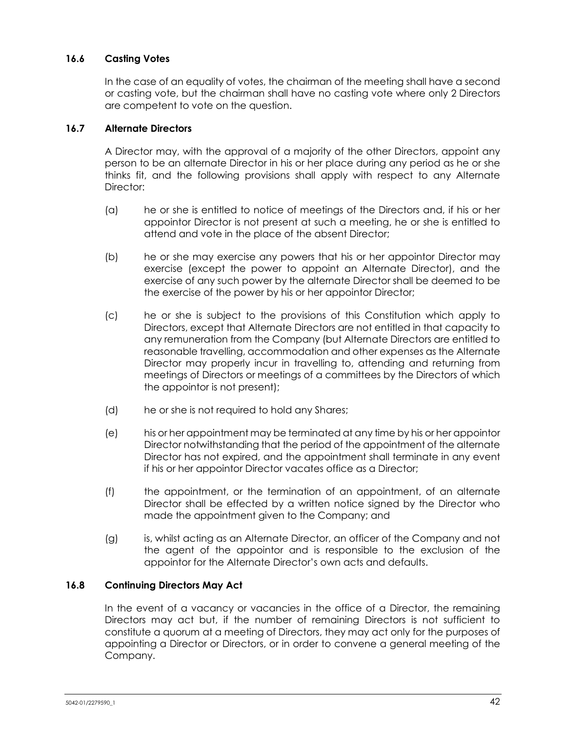### 16.6 Casting Votes

In the case of an equality of votes, the chairman of the meeting shall have a second or casting vote, but the chairman shall have no casting vote where only 2 Directors are competent to vote on the question.

### 16.7 Alternate Directors

A Director may, with the approval of a majority of the other Directors, appoint any person to be an alternate Director in his or her place during any period as he or she thinks fit, and the following provisions shall apply with respect to any Alternate Director:

(a) he or she is entitled to notice of meetings of the Directors and, if his or her appointor Director is not present at such a meeting, he or she is entitled to attend and vote in the place of the absent Director;

(b) he or she may exercise any powers that his or her appointor Director may exercise (except the power to appoint an Alternate Director), and the exercise of any such power by the alternate Director shall be deemed to be the exercise of the power by his or her appointor Director;

(c) he or she is subject to the provisions of this Constitution which apply to Directors, except that Alternate Directors are not entitled in that capacity to any remuneration from the Company (but Alternate Directors are entitled to reasonable travelling, accommodation and other expenses as the Alternate Director may properly incur in travelling to, attending and returning from meetings of Directors or meetings of a committees by the Directors of which the appointor is not present);

(d) he or she is not required to hold any Shares;

(e) his or her appointment may be terminated at any time by his or her appointor Director notwithstanding that the period of the appointment of the alternate Director has not expired, and the appointment shall terminate in any event if his or her appointor Director vacates office as a Director;

(f) the appointment, or the termination of an appointment, of an alternate Director shall be effected by a written notice signed by the Director who made the appointment given to the Company; and

(g) is, whilst acting as an Alternate Director, an officer of the Company and not the agent of the appointor and is responsible to the exclusion of the appointor for the Alternate Director's own acts and defaults.

### 16.8 Continuing Directors May Act

In the event of a vacancy or vacancies in the office of a Director, the remaining Directors may act but, if the number of remaining Directors is not sufficient to constitute a quorum at a meeting of Directors, they may act only for the purposes of appointing a Director or Directors, or in order to convene a general meeting of the Company.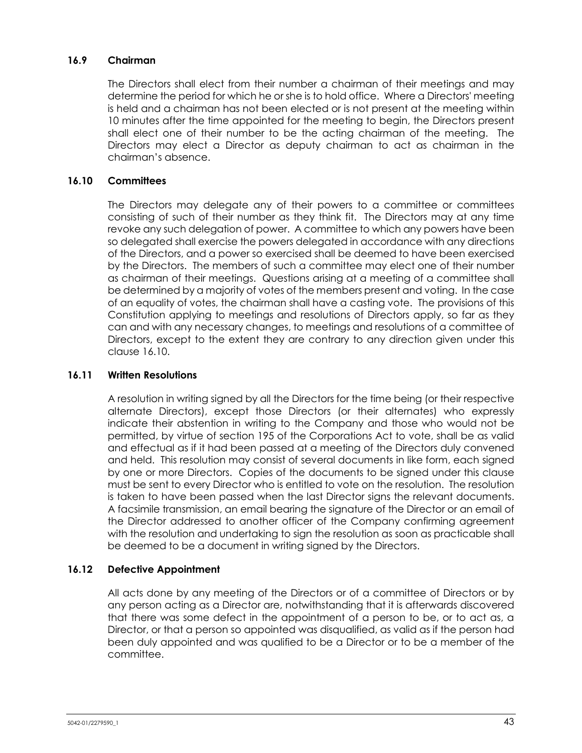### 16.9 Chairman

The Directors shall elect from their number a chairman of their meetings and may determine the period for which he or she is to hold office. Where a Directors' meeting is held and a chairman has not been elected or is not present at the meeting within 10 minutes after the time appointed for the meeting to begin, the Directors present shall elect one of their number to be the acting chairman of the meeting. The Directors may elect a Director as deputy chairman to act as chairman in the chairman's absence.

### 16.10 Committees

The Directors may delegate any of their powers to a committee or committees consisting of such of their number as they think fit. The Directors may at any time revoke any such delegation of power. A committee to which any powers have been so delegated shall exercise the powers delegated in accordance with any directions of the Directors, and a power so exercised shall be deemed to have been exercised by the Directors. The members of such a committee may elect one of their number as chairman of their meetings. Questions arising at a meeting of a committee shall be determined by a majority of votes of the members present and voting. In the case of an equality of votes, the chairman shall have a casting vote. The provisions of this Constitution applying to meetings and resolutions of Directors apply, so far as they can and with any necessary changes, to meetings and resolutions of a committee of Directors, except to the extent they are contrary to any direction given under this clause 16.10.

### 16.11 Written Resolutions

A resolution in writing signed by all the Directors for the time being (or their respective alternate Directors), except those Directors (or their alternates) who expressly indicate their abstention in writing to the Company and those who would not be permitted, by virtue of section 195 of the Corporations Act to vote, shall be as valid and effectual as if it had been passed at a meeting of the Directors duly convened and held. This resolution may consist of several documents in like form, each signed by one or more Directors. Copies of the documents to be signed under this clause must be sent to every Director who is entitled to vote on the resolution. The resolution is taken to have been passed when the last Director signs the relevant documents. A facsimile transmission, an email bearing the signature of the Director or an email of the Director addressed to another officer of the Company confirming agreement with the resolution and undertaking to sign the resolution as soon as practicable shall be deemed to be a document in writing signed by the Directors.

### 16.12 Defective Appointment

All acts done by any meeting of the Directors or of a committee of Directors or by any person acting as a Director are, notwithstanding that it is afterwards discovered that there was some defect in the appointment of a person to be, or to act as, a Director, or that a person so appointed was disqualified, as valid as if the person had been duly appointed and was qualified to be a Director or to be a member of the committee.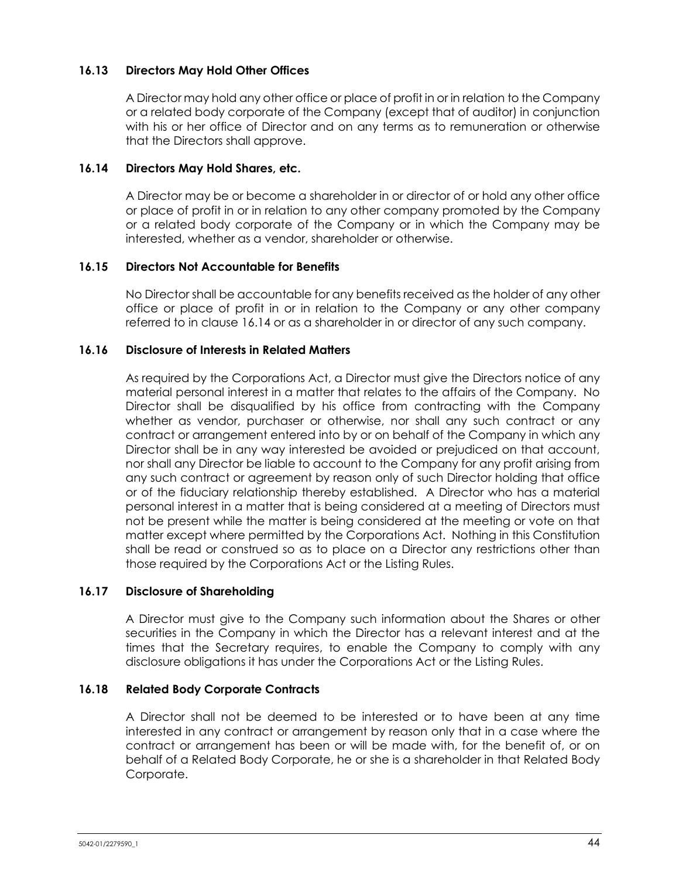### 16.13 Directors May Hold Other Offices

A Director may hold any other office or place of profit in or in relation to the Company or a related body corporate of the Company (except that of auditor) in conjunction with his or her office of Director and on any terms as to remuneration or otherwise that the Directors shall approve.

### 16.14 Directors May Hold Shares, etc.

A Director may be or become a shareholder in or director of or hold any other office or place of profit in or in relation to any other company promoted by the Company or a related body corporate of the Company or in which the Company may be interested, whether as a vendor, shareholder or otherwise.

### 16.15 Directors Not Accountable for Benefits

No Director shall be accountable for any benefits received as the holder of any other office or place of profit in or in relation to the Company or any other company referred to in clause 16.14 or as a shareholder in or director of any such company.

### 16.16 Disclosure of Interests in Related Matters

As required by the Corporations Act, a Director must give the Directors notice of any material personal interest in a matter that relates to the affairs of the Company. No Director shall be disqualified by his office from contracting with the Company whether as vendor, purchaser or otherwise, nor shall any such contract or any contract or arrangement entered into by or on behalf of the Company in which any Director shall be in any way interested be avoided or prejudiced on that account, nor shall any Director be liable to account to the Company for any profit arising from any such contract or agreement by reason only of such Director holding that office or of the fiduciary relationship thereby established. A Director who has a material personal interest in a matter that is being considered at a meeting of Directors must not be present while the matter is being considered at the meeting or vote on that matter except where permitted by the Corporations Act. Nothing in this Constitution shall be read or construed so as to place on a Director any restrictions other than those required by the Corporations Act or the Listing Rules.

### 16.17 Disclosure of Shareholding

A Director must give to the Company such information about the Shares or other securities in the Company in which the Director has a relevant interest and at the times that the Secretary requires, to enable the Company to comply with any disclosure obligations it has under the Corporations Act or the Listing Rules.

### 16.18 Related Body Corporate Contracts

A Director shall not be deemed to be interested or to have been at any time interested in any contract or arrangement by reason only that in a case where the contract or arrangement has been or will be made with, for the benefit of, or on behalf of a Related Body Corporate, he or she is a shareholder in that Related Body Corporate.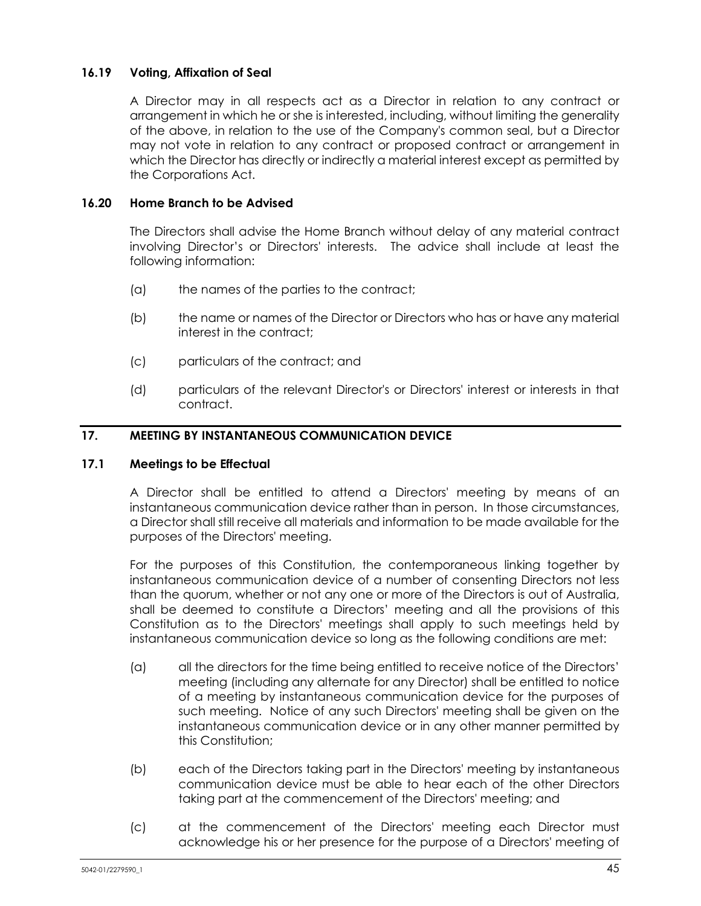### 16.19 Voting, Affixation of Seal

A Director may in all respects act as a Director in relation to any contract or arrangement in which he or she is interested, including, without limiting the generality of the above, in relation to the use of the Company's common seal, but a Director may not vote in relation to any contract or proposed contract or arrangement in which the Director has directly or indirectly a material interest except as permitted by the Corporations Act.

### 16.20 Home Branch to be Advised

The Directors shall advise the Home Branch without delay of any material contract involving Director's or Directors' interests. The advice shall include at least the following information:

(a) the names of the parties to the contract;

(b) the name or names of the Director or Directors who has or have any material interest in the contract;

(c) particulars of the contract; and

(d) particulars of the relevant Director's or Directors' interest or interests in that contract.

## 17. MEETING BY INSTANTANEOUS COMMUNICATION DEVICE

### 17.1 Meetings to be Effectual

A Director shall be entitled to attend a Directors' meeting by means of an instantaneous communication device rather than in person. In those circumstances, a Director shall still receive all materials and information to be made available for the purposes of the Directors' meeting.

For the purposes of this Constitution, the contemporaneous linking together by instantaneous communication device of a number of consenting Directors not less than the quorum, whether or not any one or more of the Directors is out of Australia, shall be deemed to constitute a Directors' meeting and all the provisions of this Constitution as to the Directors' meetings shall apply to such meetings held by instantaneous communication device so long as the following conditions are met:

(a) all the directors for the time being entitled to receive notice of the Directors' meeting (including any alternate for any Director) shall be entitled to notice of a meeting by instantaneous communication device for the purposes of such meeting. Notice of any such Directors' meeting shall be given on the instantaneous communication device or in any other manner permitted by this Constitution;

(b) each of the Directors taking part in the Directors' meeting by instantaneous communication device must be able to hear each of the other Directors taking part at the commencement of the Directors' meeting; and

(c) at the commencement of the Directors' meeting each Director must acknowledge his or her presence for the purpose of a Directors' meeting of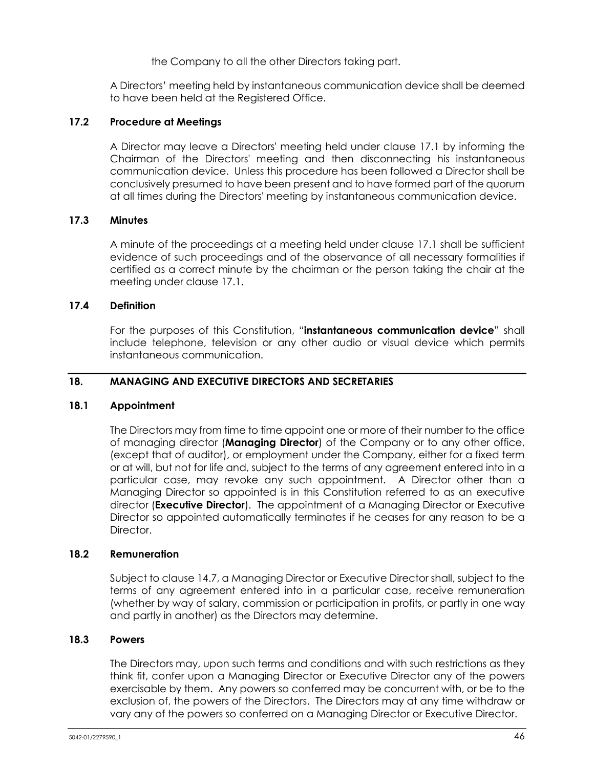the Company to all the other Directors taking part.

A Directors' meeting held by instantaneous communication device shall be deemed to have been held at the Registered Office.

### 17.2 Procedure at Meetings

A Director may leave a Directors' meeting held under clause 17.1 by informing the Chairman of the Directors' meeting and then disconnecting his instantaneous communication device. Unless this procedure has been followed a Director shall be conclusively presumed to have been present and to have formed part of the quorum at all times during the Directors' meeting by instantaneous communication device.

### 17.3 Minutes

A minute of the proceedings at a meeting held under clause 17.1 shall be sufficient evidence of such proceedings and of the observance of all necessary formalities if certified as a correct minute by the chairman or the person taking the chair at the meeting under clause 17.1.

### 17.4 Definition

For the purposes of this Constitution, "**instantaneous communication device**" shall include telephone, television or any other audio or visual device which permits instantaneous communication.

## 18. MANAGING AND EXECUTIVE DIRECTORS AND SECRETARIES

### 18.1 Appointment

The Directors may from time to time appoint one or more of their number to the office of managing director (**Managing Director**) of the Company or to any other office, (except that of auditor), or employment under the Company, either for a fixed term or at will, but not for life and, subject to the terms of any agreement entered into in a particular case, may revoke any such appointment. A Director other than a Managing Director so appointed is in this Constitution referred to as an executive director (**Executive Director**). The appointment of a Managing Director or Executive Director so appointed automatically terminates if he ceases for any reason to be a Director.

### 18.2 Remuneration

Subject to clause 14.7, a Managing Director or Executive Director shall, subject to the terms of any agreement entered into in a particular case, receive remuneration (whether by way of salary, commission or participation in profits, or partly in one way and partly in another) as the Directors may determine.

### 18.3 Powers

The Directors may, upon such terms and conditions and with such restrictions as they think fit, confer upon a Managing Director or Executive Director any of the powers exercisable by them. Any powers so conferred may be concurrent with, or be to the exclusion of, the powers of the Directors. The Directors may at any time withdraw or vary any of the powers so conferred on a Managing Director or Executive Director.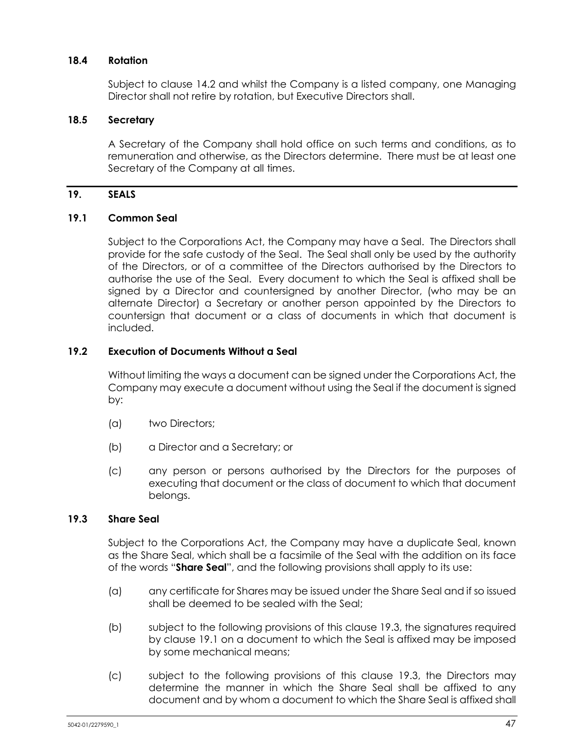### 18.4 Rotation

Subject to clause 14.2 and whilst the Company is a listed company, one Managing Director shall not retire by rotation, but Executive Directors shall.

### 18.5 Secretary

A Secretary of the Company shall hold office on such terms and conditions, as to remuneration and otherwise, as the Directors determine. There must be at least one Secretary of the Company at all times.

## 19. SEALS

### 19.1 Common Seal

Subject to the Corporations Act, the Company may have a Seal. The Directors shall provide for the safe custody of the Seal. The Seal shall only be used by the authority of the Directors, or of a committee of the Directors authorised by the Directors to authorise the use of the Seal. Every document to which the Seal is affixed shall be signed by a Director and countersigned by another Director, (who may be an alternate Director) a Secretary or another person appointed by the Directors to countersign that document or a class of documents in which that document is included.

### 19.2 Execution of Documents Without a Seal

Without limiting the ways a document can be signed under the Corporations Act, the Company may execute a document without using the Seal if the document is signed by:

(a) two Directors;

(b) a Director and a Secretary; or

(c) any person or persons authorised by the Directors for the purposes of executing that document or the class of document to which that document belongs.

### 19.3 Share Seal

Subject to the Corporations Act, the Company may have a duplicate Seal, known as the Share Seal, which shall be a facsimile of the Seal with the addition on its face of the words "**Share Seal**", and the following provisions shall apply to its use:

(a) any certificate for Shares may be issued under the Share Seal and if so issued shall be deemed to be sealed with the Seal;

(b) subject to the following provisions of this clause 19.3, the signatures required by clause 19.1 on a document to which the Seal is affixed may be imposed by some mechanical means;

(c) subject to the following provisions of this clause 19.3, the Directors may determine the manner in which the Share Seal shall be affixed to any document and by whom a document to which the Share Seal is affixed shall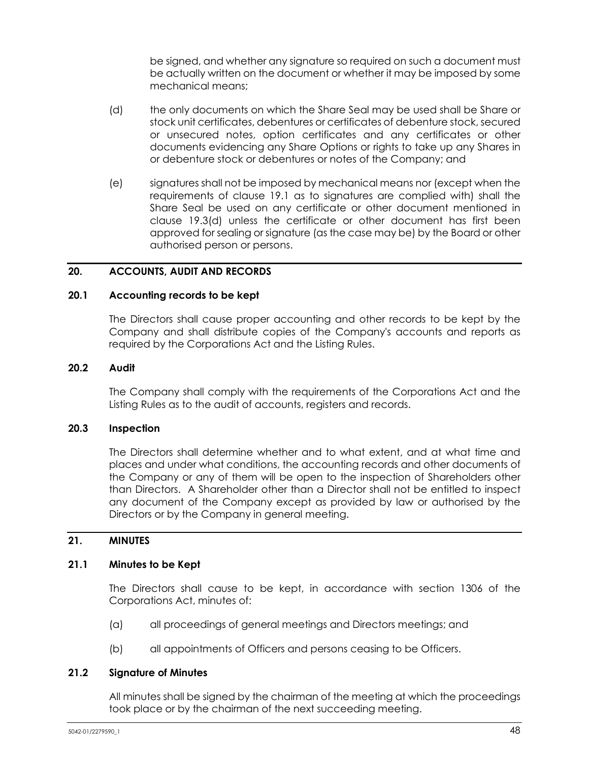be signed, and whether any signature so required on such a document must be actually written on the document or whether it may be imposed by some mechanical means;

(d) the only documents on which the Share Seal may be used shall be Share or stock unit certificates, debentures or certificates of debenture stock, secured or unsecured notes, option certificates and any certificates or other documents evidencing any Share Options or rights to take up any Shares in or debenture stock or debentures or notes of the Company; and

(e) signatures shall not be imposed by mechanical means nor (except when the requirements of clause 19.1 as to signatures are complied with) shall the Share Seal be used on any certificate or other document mentioned in clause 19.3(d) unless the certificate or other document has first been approved for sealing or signature (as the case may be) by the Board or other authorised person or persons.

## 20. ACCOUNTS, AUDIT AND RECORDS

### 20.1 Accounting records to be kept

The Directors shall cause proper accounting and other records to be kept by the Company and shall distribute copies of the Company's accounts and reports as required by the Corporations Act and the Listing Rules.

### 20.2 Audit

The Company shall comply with the requirements of the Corporations Act and the Listing Rules as to the audit of accounts, registers and records.

### 20.3 Inspection

The Directors shall determine whether and to what extent, and at what time and places and under what conditions, the accounting records and other documents of the Company or any of them will be open to the inspection of Shareholders other than Directors. A Shareholder other than a Director shall not be entitled to inspect any document of the Company except as provided by law or authorised by the Directors or by the Company in general meeting.

## 21. MINUTES

### 21.1 Minutes to be Kept

The Directors shall cause to be kept, in accordance with section 1306 of the Corporations Act, minutes of:

(a) all proceedings of general meetings and Directors meetings; and

(b) all appointments of Officers and persons ceasing to be Officers.

### 21.2 Signature of Minutes

All minutes shall be signed by the chairman of the meeting at which the proceedings took place or by the chairman of the next succeeding meeting.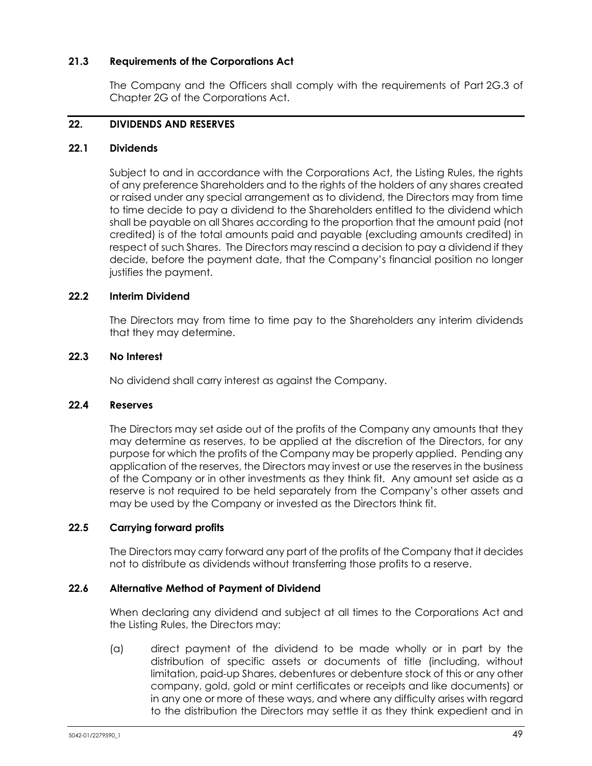### 21.3 Requirements of the Corporations Act

The Company and the Officers shall comply with the requirements of Part 2G.3 of Chapter 2G of the Corporations Act.

## 22. DIVIDENDS AND RESERVES

### 22.1 Dividends

Subject to and in accordance with the Corporations Act, the Listing Rules, the rights of any preference Shareholders and to the rights of the holders of any shares created or raised under any special arrangement as to dividend, the Directors may from time to time decide to pay a dividend to the Shareholders entitled to the dividend which shall be payable on all Shares according to the proportion that the amount paid (not credited) is of the total amounts paid and payable (excluding amounts credited) in respect of such Shares. The Directors may rescind a decision to pay a dividend if they decide, before the payment date, that the Company's financial position no longer justifies the payment.

### 22.2 Interim Dividend

The Directors may from time to time pay to the Shareholders any interim dividends that they may determine.

### 22.3 No Interest

No dividend shall carry interest as against the Company.

### 22.4 Reserves

The Directors may set aside out of the profits of the Company any amounts that they may determine as reserves, to be applied at the discretion of the Directors, for any purpose for which the profits of the Company may be properly applied. Pending any application of the reserves, the Directors may invest or use the reserves in the business of the Company or in other investments as they think fit. Any amount set aside as a reserve is not required to be held separately from the Company's other assets and may be used by the Company or invested as the Directors think fit.

### 22.5 Carrying forward profits

The Directors may carry forward any part of the profits of the Company that it decides not to distribute as dividends without transferring those profits to a reserve.

### 22.6 Alternative Method of Payment of Dividend

When declaring any dividend and subject at all times to the Corporations Act and the Listing Rules, the Directors may:

(a) direct payment of the dividend to be made wholly or in part by the distribution of specific assets or documents of title (including, without limitation, paid-up Shares, debentures or debenture stock of this or any other company, gold, gold or mint certificates or receipts and like documents) or in any one or more of these ways, and where any difficulty arises with regard to the distribution the Directors may settle it as they think expedient and in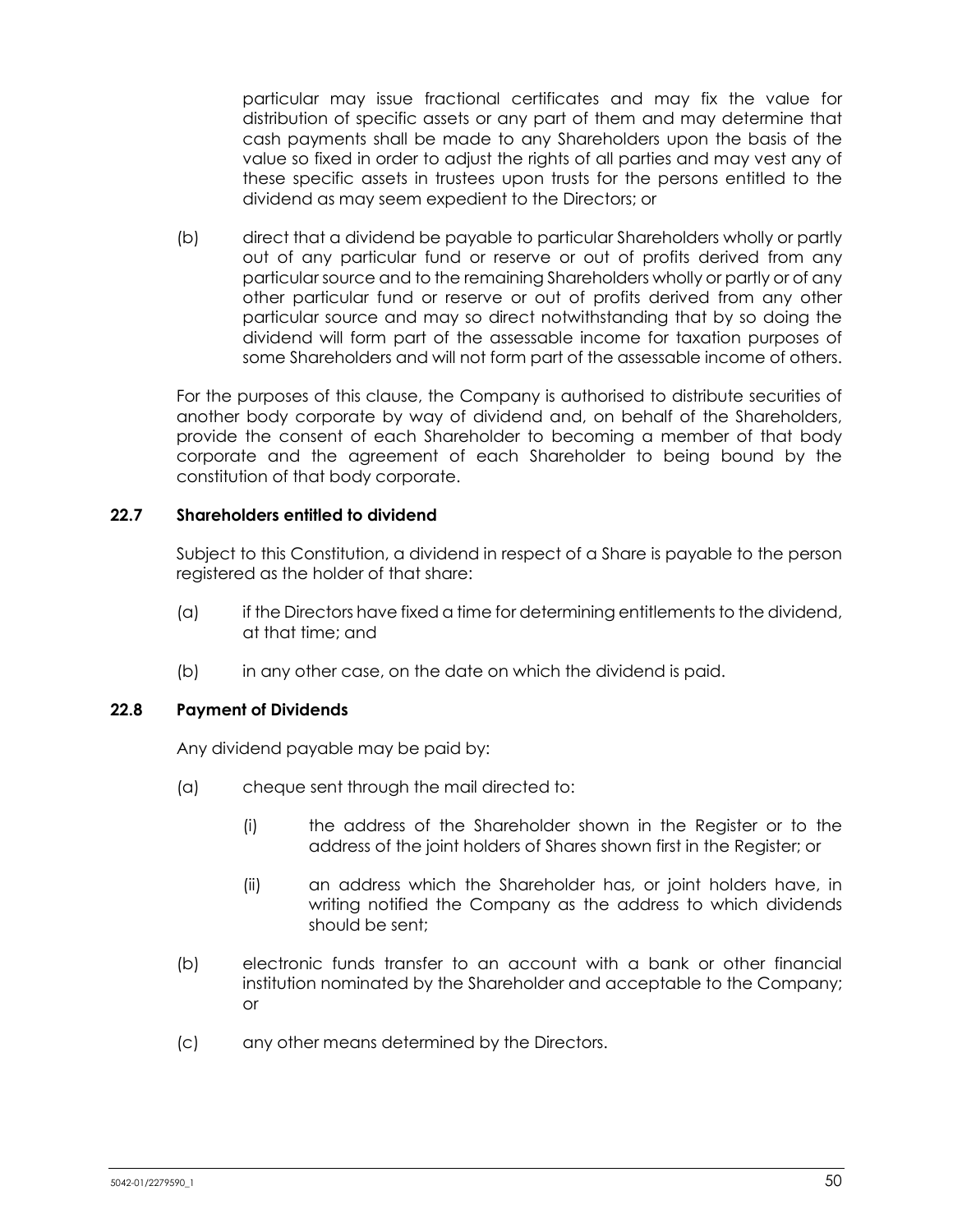particular may issue fractional certificates and may fix the value for distribution of specific assets or any part of them and may determine that cash payments shall be made to any Shareholders upon the basis of the value so fixed in order to adjust the rights of all parties and may vest any of these specific assets in trustees upon trusts for the persons entitled to the dividend as may seem expedient to the Directors; or

(b) direct that a dividend be payable to particular Shareholders wholly or partly out of any particular fund or reserve or out of profits derived from any particular source and to the remaining Shareholders wholly or partly or of any other particular fund or reserve or out of profits derived from any other particular source and may so direct notwithstanding that by so doing the dividend will form part of the assessable income for taxation purposes of some Shareholders and will not form part of the assessable income of others.

For the purposes of this clause, the Company is authorised to distribute securities of another body corporate by way of dividend and, on behalf of the Shareholders, provide the consent of each Shareholder to becoming a member of that body corporate and the agreement of each Shareholder to being bound by the constitution of that body corporate.

### 22.7 Shareholders entitled to dividend

Subject to this Constitution, a dividend in respect of a Share is payable to the person registered as the holder of that share:

(a) if the Directors have fixed a time for determining entitlements to the dividend, at that time; and

(b) in any other case, on the date on which the dividend is paid.

### 22.8 Payment of Dividends

Any dividend payable may be paid by:

(a) cheque sent through the mail directed to:

(i) the address of the Shareholder shown in the Register or to the address of the joint holders of Shares shown first in the Register; or

(ii) an address which the Shareholder has, or joint holders have, in writing notified the Company as the address to which dividends should be sent;

(b) electronic funds transfer to an account with a bank or other financial institution nominated by the Shareholder and acceptable to the Company; or

(c) any other means determined by the Directors.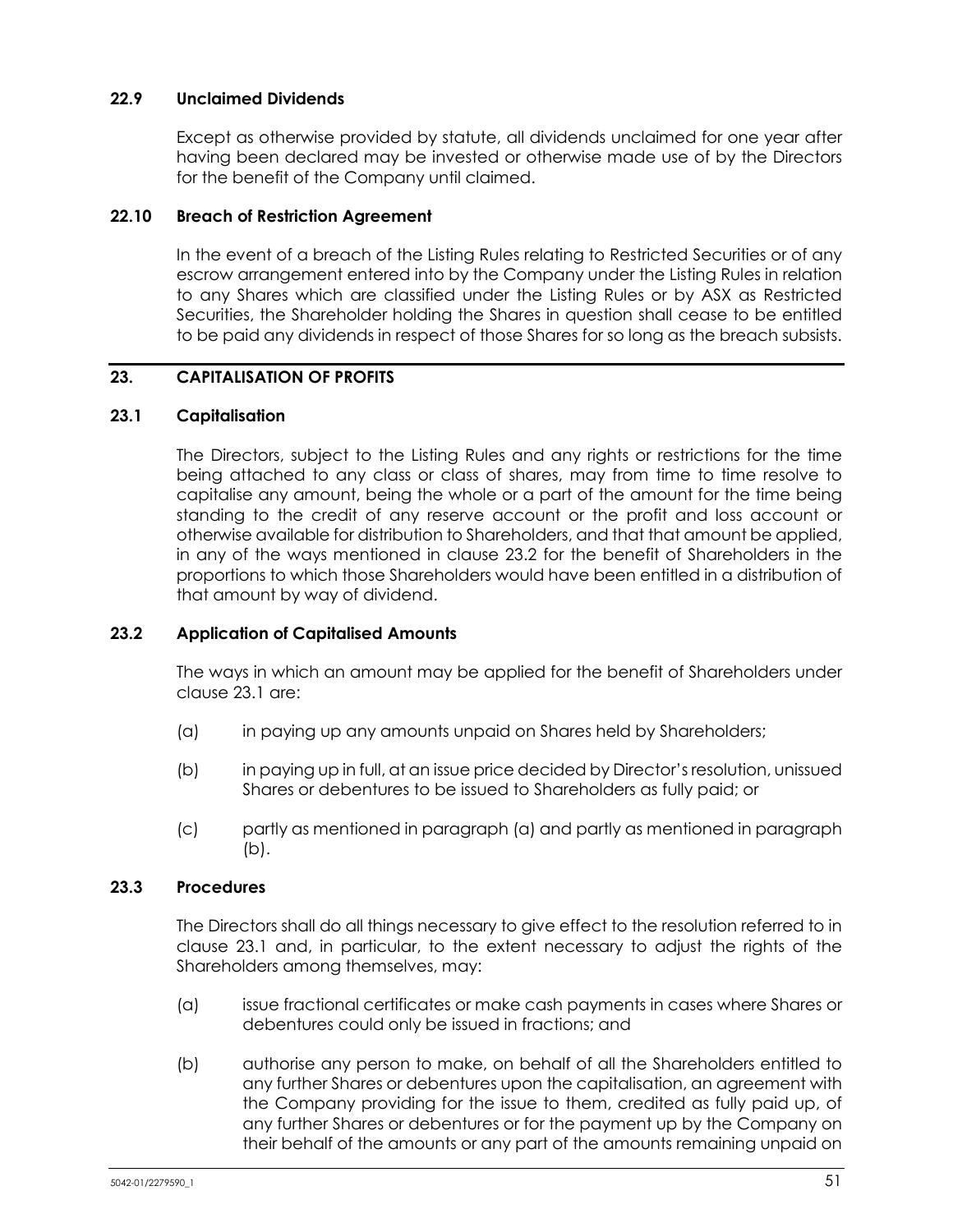### 22.9 Unclaimed Dividends

Except as otherwise provided by statute, all dividends unclaimed for one year after having been declared may be invested or otherwise made use of by the Directors for the benefit of the Company until claimed.

### 22.10 Breach of Restriction Agreement

In the event of a breach of the Listing Rules relating to Restricted Securities or of any escrow arrangement entered into by the Company under the Listing Rules in relation to any Shares which are classified under the Listing Rules or by ASX as Restricted Securities, the Shareholder holding the Shares in question shall cease to be entitled to be paid any dividends in respect of those Shares for so long as the breach subsists.

## 23. CAPITALISATION OF PROFITS

### 23.1 Capitalisation

The Directors, subject to the Listing Rules and any rights or restrictions for the time being attached to any class or class of shares, may from time to time resolve to capitalise any amount, being the whole or a part of the amount for the time being standing to the credit of any reserve account or the profit and loss account or otherwise available for distribution to Shareholders, and that that amount be applied, in any of the ways mentioned in clause 23.2 for the benefit of Shareholders in the proportions to which those Shareholders would have been entitled in a distribution of that amount by way of dividend.

### 23.2 Application of Capitalised Amounts

The ways in which an amount may be applied for the benefit of Shareholders under clause 23.1 are:

(a) in paying up any amounts unpaid on Shares held by Shareholders;

(b) in paying up in full, at an issue price decided by Director's resolution, unissued Shares or debentures to be issued to Shareholders as fully paid; or

(c) partly as mentioned in paragraph (a) and partly as mentioned in paragraph (b).

### 23.3 Procedures

The Directors shall do all things necessary to give effect to the resolution referred to in clause 23.1 and, in particular, to the extent necessary to adjust the rights of the Shareholders among themselves, may:

(a) issue fractional certificates or make cash payments in cases where Shares or debentures could only be issued in fractions; and

(b) authorise any person to make, on behalf of all the Shareholders entitled to any further Shares or debentures upon the capitalisation, an agreement with the Company providing for the issue to them, credited as fully paid up, of any further Shares or debentures or for the payment up by the Company on their behalf of the amounts or any part of the amounts remaining unpaid on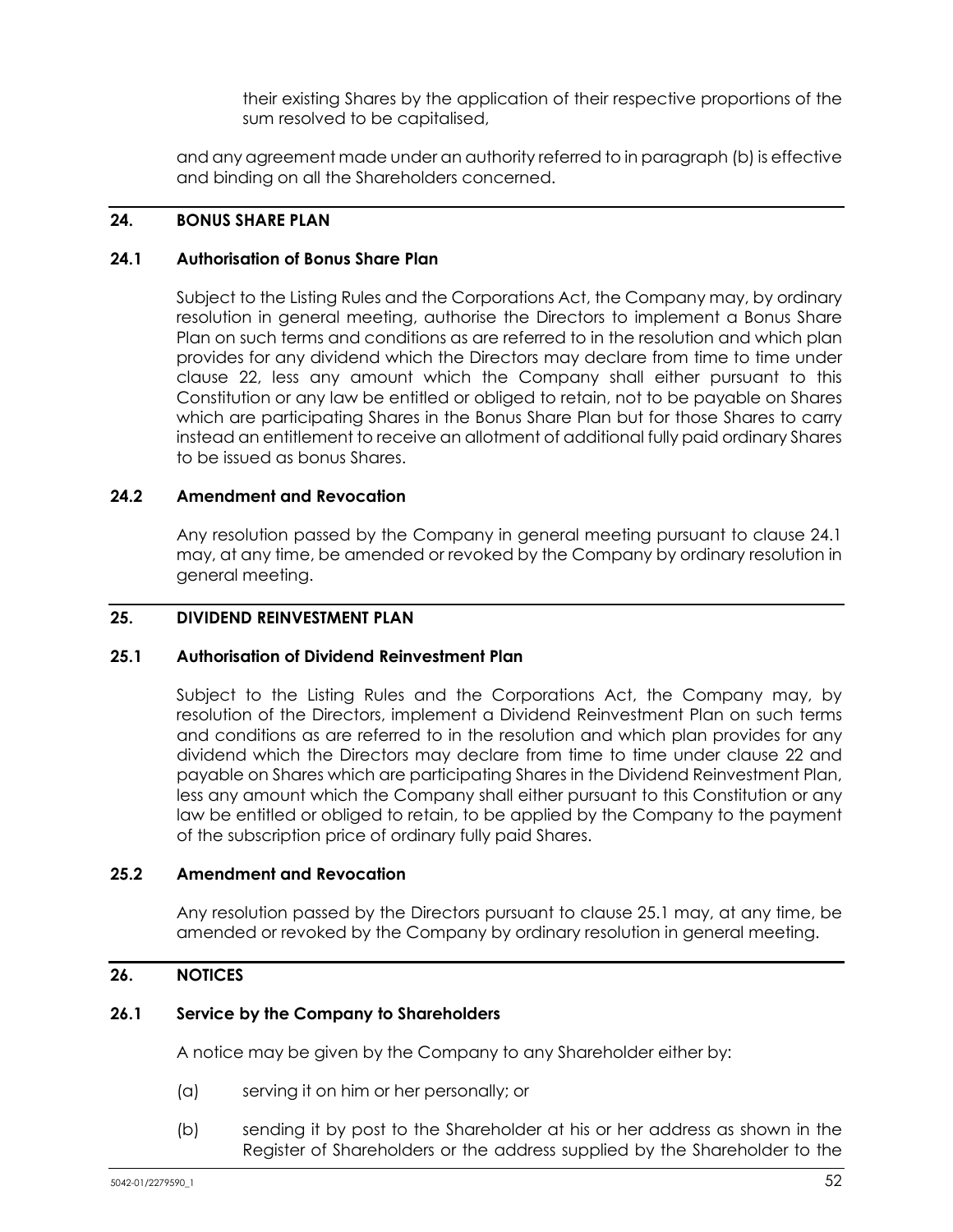their existing Shares by the application of their respective proportions of the sum resolved to be capitalised,

and any agreement made under an authority referred to in paragraph (b) is effective and binding on all the Shareholders concerned.

## 24. BONUS SHARE PLAN

### 24.1 Authorisation of Bonus Share Plan

Subject to the Listing Rules and the Corporations Act, the Company may, by ordinary resolution in general meeting, authorise the Directors to implement a Bonus Share Plan on such terms and conditions as are referred to in the resolution and which plan provides for any dividend which the Directors may declare from time to time under clause 22, less any amount which the Company shall either pursuant to this Constitution or any law be entitled or obliged to retain, not to be payable on Shares which are participating Shares in the Bonus Share Plan but for those Shares to carry instead an entitlement to receive an allotment of additional fully paid ordinary Shares to be issued as bonus Shares.

### 24.2 Amendment and Revocation

Any resolution passed by the Company in general meeting pursuant to clause 24.1 may, at any time, be amended or revoked by the Company by ordinary resolution in general meeting.

## 25. DIVIDEND REINVESTMENT PLAN

### 25.1 Authorisation of Dividend Reinvestment Plan

Subject to the Listing Rules and the Corporations Act, the Company may, by resolution of the Directors, implement a Dividend Reinvestment Plan on such terms and conditions as are referred to in the resolution and which plan provides for any dividend which the Directors may declare from time to time under clause 22 and payable on Shares which are participating Shares in the Dividend Reinvestment Plan, less any amount which the Company shall either pursuant to this Constitution or any law be entitled or obliged to retain, to be applied by the Company to the payment of the subscription price of ordinary fully paid Shares.

### 25.2 Amendment and Revocation

Any resolution passed by the Directors pursuant to clause 25.1 may, at any time, be amended or revoked by the Company by ordinary resolution in general meeting.

## 26. NOTICES

### 26.1 Service by the Company to Shareholders

A notice may be given by the Company to any Shareholder either by:

(a) serving it on him or her personally; or

(b) sending it by post to the Shareholder at his or her address as shown in the Register of Shareholders or the address supplied by the Shareholder to the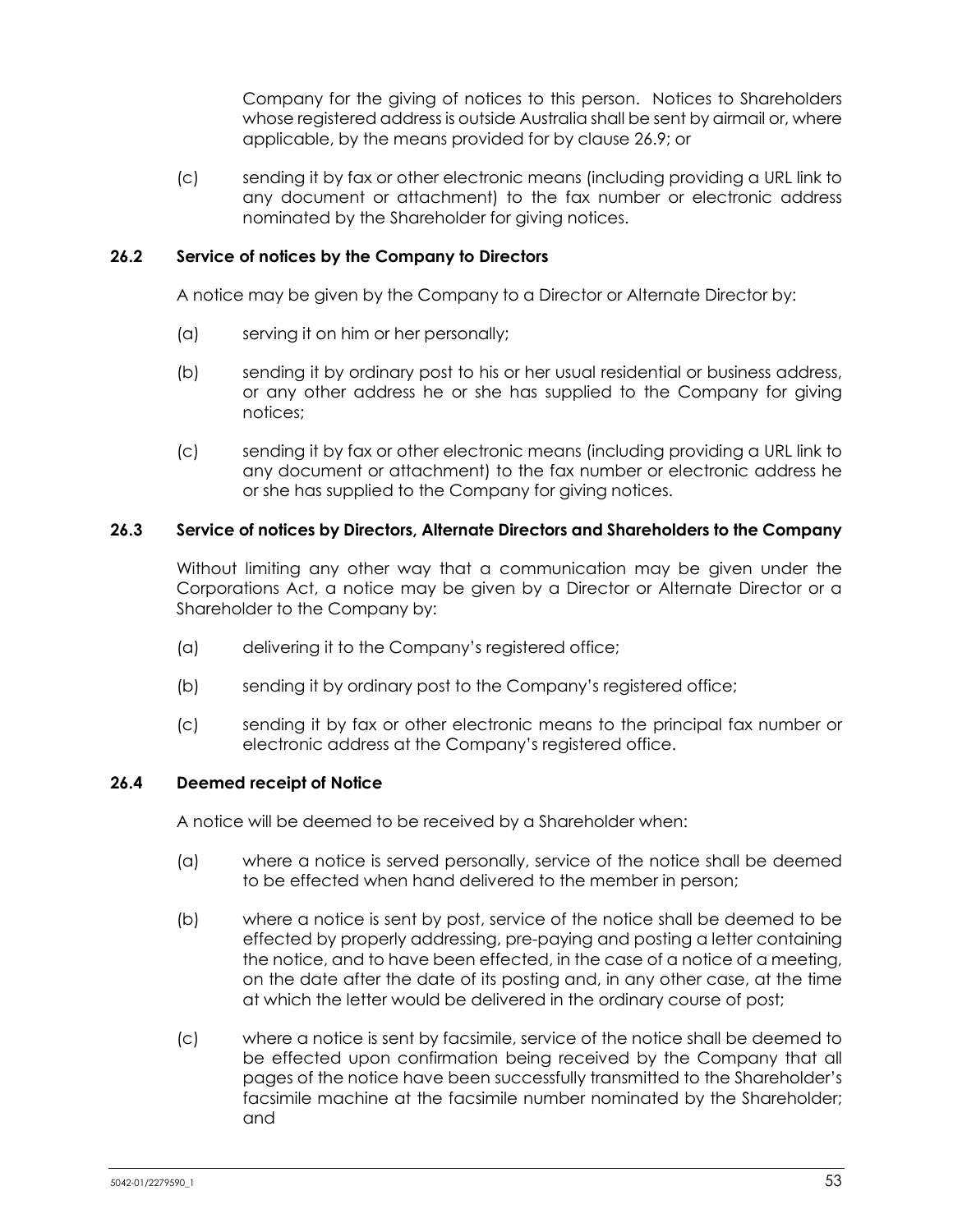Company for the giving of notices to this person. Notices to Shareholders whose registered address is outside Australia shall be sent by airmail or, where applicable, by the means provided for by clause 26.9; or

(c) sending it by fax or other electronic means (including providing a URL link to any document or attachment) to the fax number or electronic address nominated by the Shareholder for giving notices.

### 26.2 Service of notices by the Company to Directors

A notice may be given by the Company to a Director or Alternate Director by:

(a) serving it on him or her personally;

(b) sending it by ordinary post to his or her usual residential or business address, or any other address he or she has supplied to the Company for giving notices;

(c) sending it by fax or other electronic means (including providing a URL link to any document or attachment) to the fax number or electronic address he or she has supplied to the Company for giving notices.

### 26.3 Service of notices by Directors, Alternate Directors and Shareholders to the Company

Without limiting any other way that a communication may be given under the Corporations Act, a notice may be given by a Director or Alternate Director or a Shareholder to the Company by:

(a) delivering it to the Company's registered office;

(b) sending it by ordinary post to the Company's registered office;

(c) sending it by fax or other electronic means to the principal fax number or electronic address at the Company's registered office.

### 26.4 Deemed receipt of Notice

A notice will be deemed to be received by a Shareholder when:

(a) where a notice is served personally, service of the notice shall be deemed to be effected when hand delivered to the member in person;

(b) where a notice is sent by post, service of the notice shall be deemed to be effected by properly addressing, pre-paying and posting a letter containing the notice, and to have been effected, in the case of a notice of a meeting, on the date after the date of its posting and, in any other case, at the time at which the letter would be delivered in the ordinary course of post;

(c) where a notice is sent by facsimile, service of the notice shall be deemed to be effected upon confirmation being received by the Company that all pages of the notice have been successfully transmitted to the Shareholder's facsimile machine at the facsimile number nominated by the Shareholder; and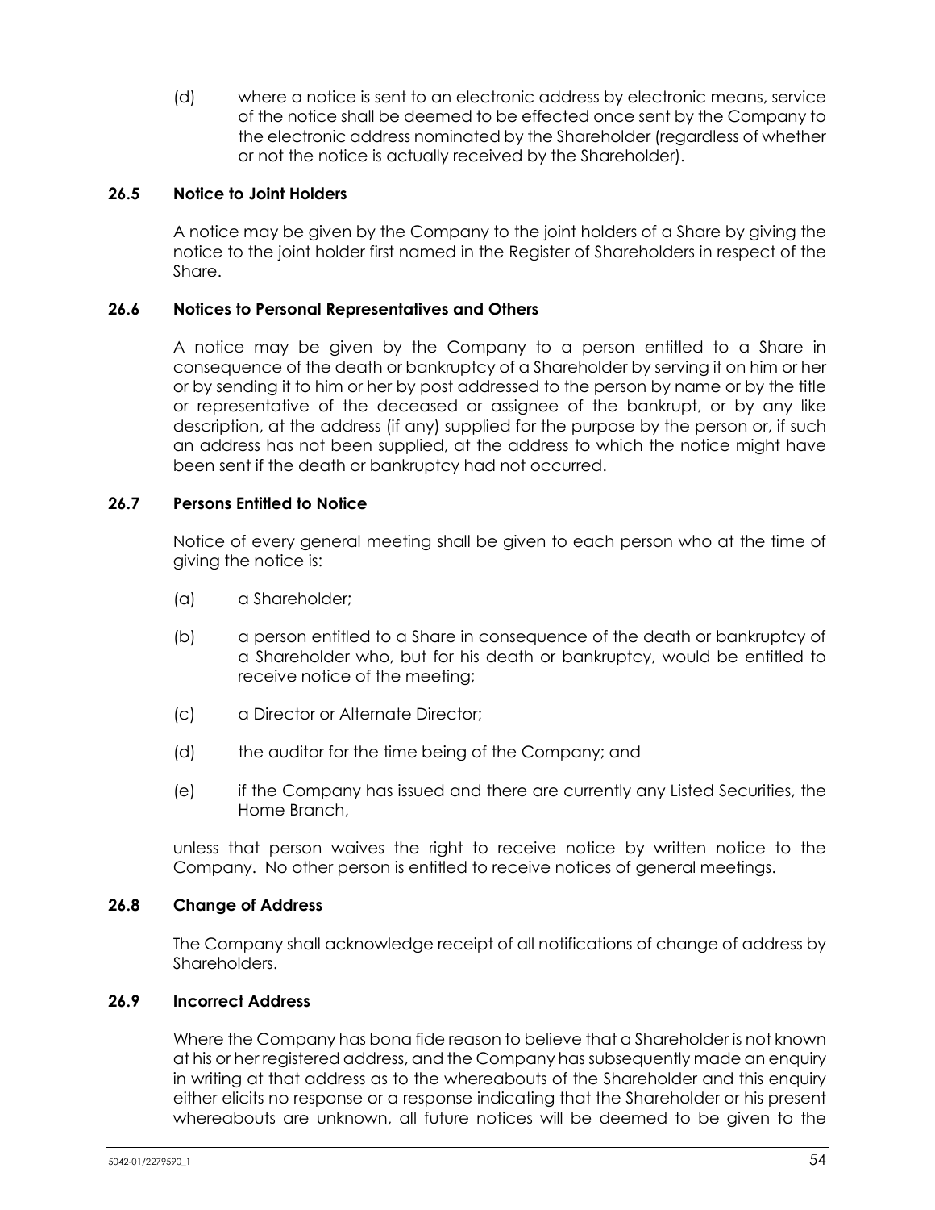(d) where a notice is sent to an electronic address by electronic means, service of the notice shall be deemed to be effected once sent by the Company to the electronic address nominated by the Shareholder (regardless of whether or not the notice is actually received by the Shareholder).

### 26.5 Notice to Joint Holders

A notice may be given by the Company to the joint holders of a Share by giving the notice to the joint holder first named in the Register of Shareholders in respect of the Share.

### 26.6 Notices to Personal Representatives and Others

A notice may be given by the Company to a person entitled to a Share in consequence of the death or bankruptcy of a Shareholder by serving it on him or her or by sending it to him or her by post addressed to the person by name or by the title or representative of the deceased or assignee of the bankrupt, or by any like description, at the address (if any) supplied for the purpose by the person or, if such an address has not been supplied, at the address to which the notice might have been sent if the death or bankruptcy had not occurred.

### 26.7 Persons Entitled to Notice

Notice of every general meeting shall be given to each person who at the time of giving the notice is:

(a) a Shareholder;

(b) a person entitled to a Share in consequence of the death or bankruptcy of a Shareholder who, but for his death or bankruptcy, would be entitled to receive notice of the meeting;

(c) a Director or Alternate Director;

(d) the auditor for the time being of the Company; and

(e) if the Company has issued and there are currently any Listed Securities, the Home Branch,

unless that person waives the right to receive notice by written notice to the Company. No other person is entitled to receive notices of general meetings.

### 26.8 Change of Address

The Company shall acknowledge receipt of all notifications of change of address by Shareholders.

### 26.9 Incorrect Address

Where the Company has bona fide reason to believe that a Shareholder is not known at his or her registered address, and the Company has subsequently made an enquiry in writing at that address as to the whereabouts of the Shareholder and this enquiry either elicits no response or a response indicating that the Shareholder or his present whereabouts are unknown, all future notices will be deemed to be given to the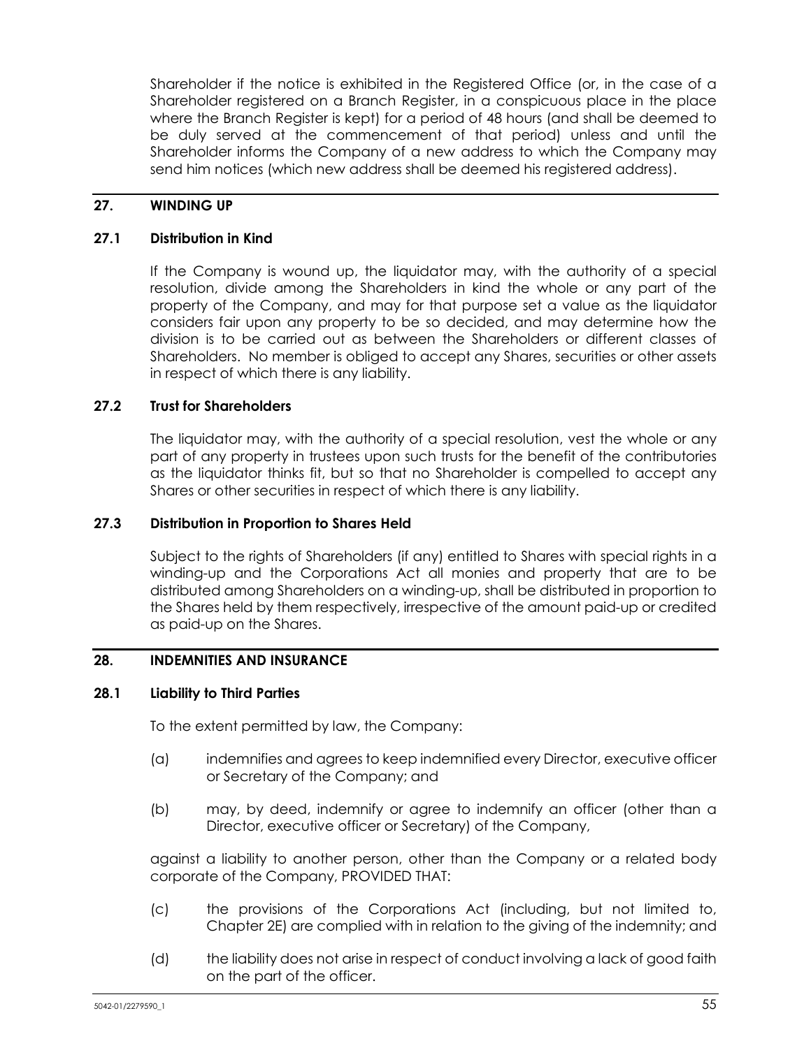Shareholder if the notice is exhibited in the Registered Office (or, in the case of a Shareholder registered on a Branch Register, in a conspicuous place in the place where the Branch Register is kept) for a period of 48 hours (and shall be deemed to be duly served at the commencement of that period) unless and until the Shareholder informs the Company of a new address to which the Company may send him notices (which new address shall be deemed his registered address).

## 27. WINDING UP

### 27.1 Distribution in Kind

If the Company is wound up, the liquidator may, with the authority of a special resolution, divide among the Shareholders in kind the whole or any part of the property of the Company, and may for that purpose set a value as the liquidator considers fair upon any property to be so decided, and may determine how the division is to be carried out as between the Shareholders or different classes of Shareholders. No member is obliged to accept any Shares, securities or other assets in respect of which there is any liability.

### 27.2 Trust for Shareholders

The liquidator may, with the authority of a special resolution, vest the whole or any part of any property in trustees upon such trusts for the benefit of the contributories as the liquidator thinks fit, but so that no Shareholder is compelled to accept any Shares or other securities in respect of which there is any liability.

### 27.3 Distribution in Proportion to Shares Held

Subject to the rights of Shareholders (if any) entitled to Shares with special rights in a winding-up and the Corporations Act all monies and property that are to be distributed among Shareholders on a winding-up, shall be distributed in proportion to the Shares held by them respectively, irrespective of the amount paid-up or credited as paid-up on the Shares.

## 28. INDEMNITIES AND INSURANCE

### 28.1 Liability to Third Parties

To the extent permitted by law, the Company:

(a) indemnifies and agrees to keep indemnified every Director, executive officer or Secretary of the Company; and

(b) may, by deed, indemnify or agree to indemnify an officer (other than a Director, executive officer or Secretary) of the Company,

against a liability to another person, other than the Company or a related body corporate of the Company, PROVIDED THAT:

(c) the provisions of the Corporations Act (including, but not limited to, Chapter 2E) are complied with in relation to the giving of the indemnity; and

(d) the liability does not arise in respect of conduct involving a lack of good faith on the part of the officer.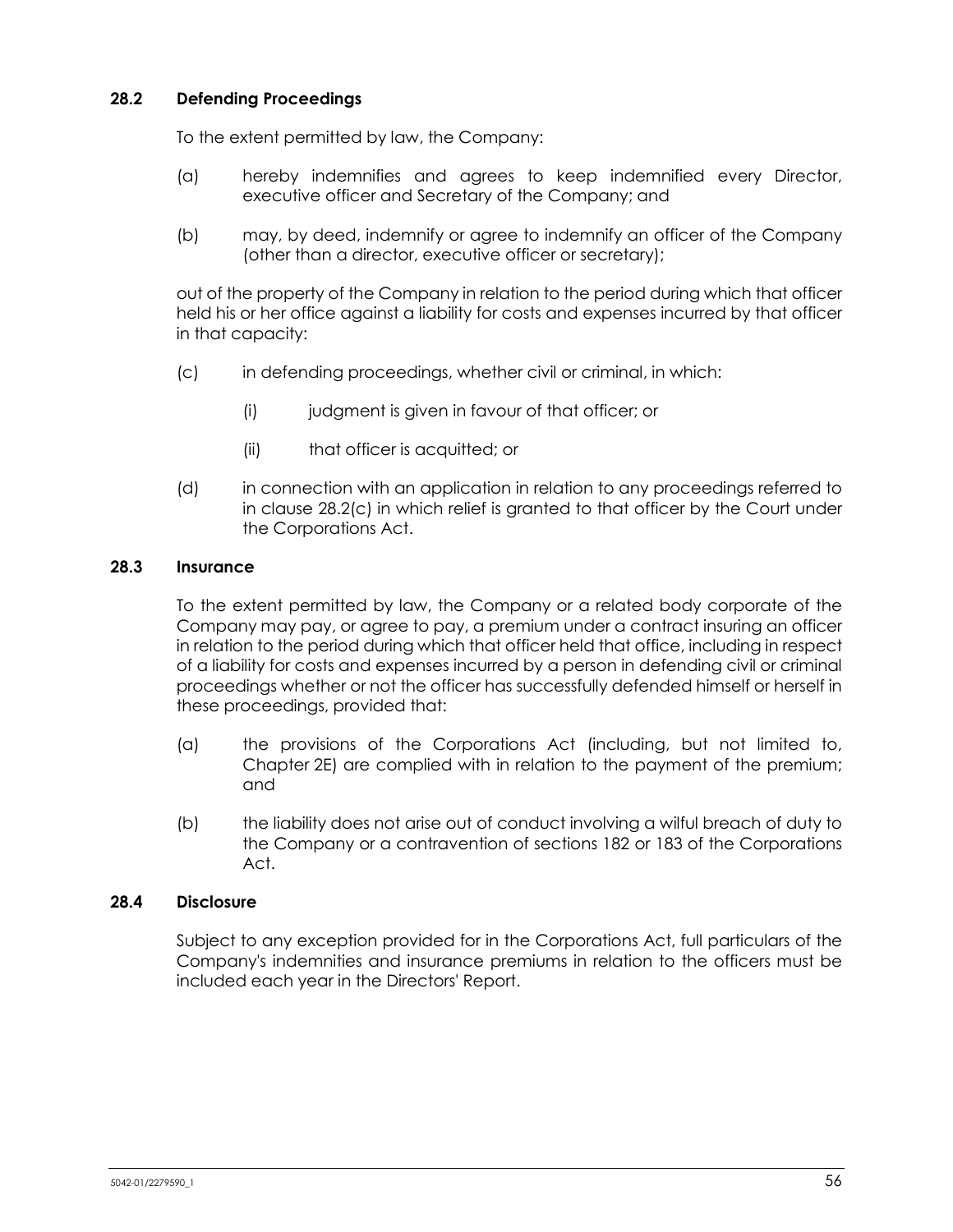### 28.2 Defending Proceedings

To the extent permitted by law, the Company:

(a) hereby indemnifies and agrees to keep indemnified every Director, executive officer and Secretary of the Company; and

(b) may, by deed, indemnify or agree to indemnify an officer of the Company (other than a director, executive officer or secretary);

out of the property of the Company in relation to the period during which that officer held his or her office against a liability for costs and expenses incurred by that officer in that capacity:

(c) in defending proceedings, whether civil or criminal, in which:

  (i) judgment is given in favour of that officer; or

  (ii) that officer is acquitted; or

(d) in connection with an application in relation to any proceedings referred to in clause 28.2(c) in which relief is granted to that officer by the Court under the Corporations Act.

### 28.3 Insurance

To the extent permitted by law, the Company or a related body corporate of the Company may pay, or agree to pay, a premium under a contract insuring an officer in relation to the period during which that officer held that office, including in respect of a liability for costs and expenses incurred by a person in defending civil or criminal proceedings whether or not the officer has successfully defended himself or herself in these proceedings, provided that:

(a) the provisions of the Corporations Act (including, but not limited to, Chapter 2E) are complied with in relation to the payment of the premium; and

(b) the liability does not arise out of conduct involving a wilful breach of duty to the Company or a contravention of sections 182 or 183 of the Corporations Act.

### 28.4 Disclosure

Subject to any exception provided for in the Corporations Act, full particulars of the Company's indemnities and insurance premiums in relation to the officers must be included each year in the Directors' Report.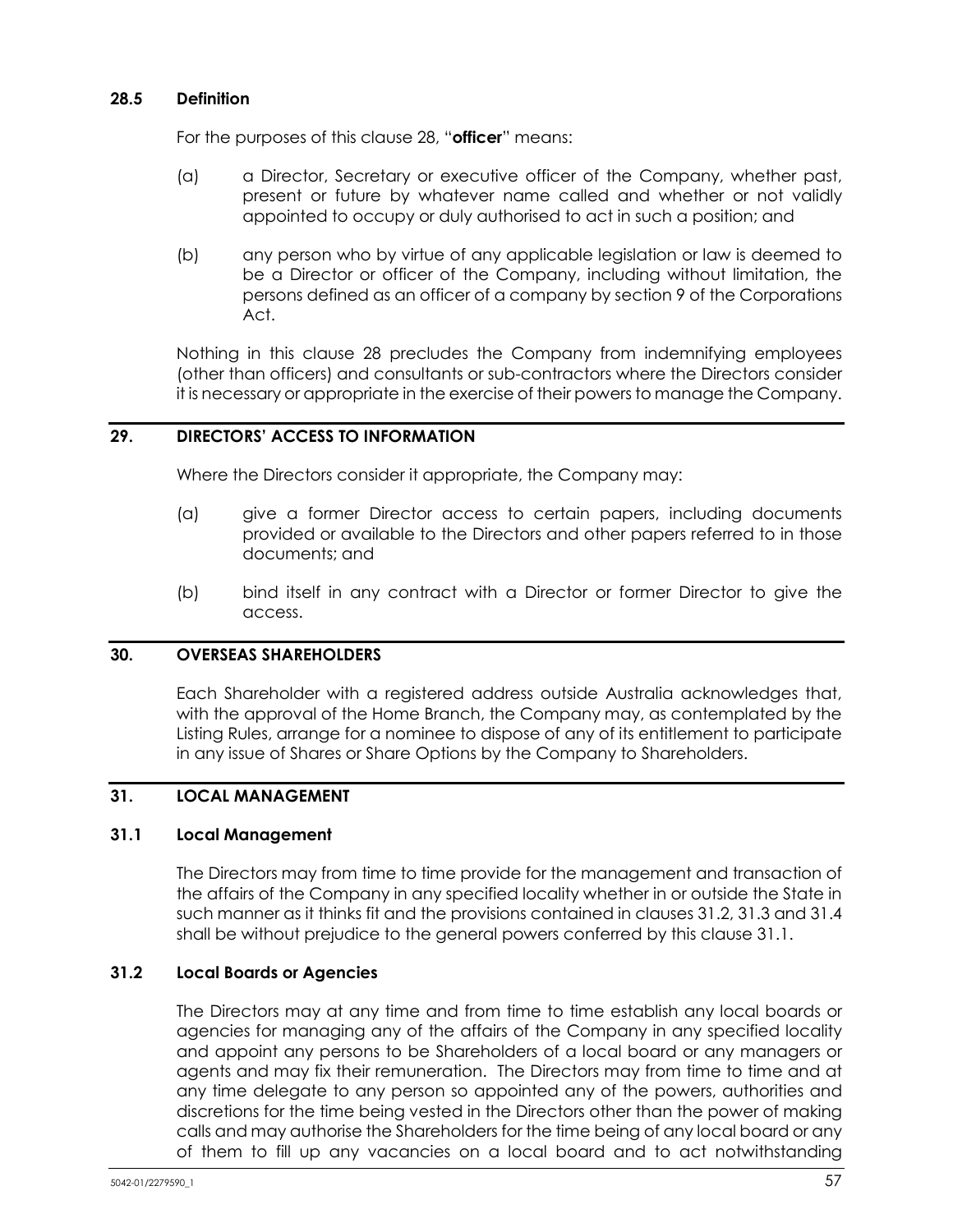### 28.5 Definition

For the purposes of this clause 28, "**officer**" means:

(a) a Director, Secretary or executive officer of the Company, whether past, present or future by whatever name called and whether or not validly appointed to occupy or duly authorised to act in such a position; and

(b) any person who by virtue of any applicable legislation or law is deemed to be a Director or officer of the Company, including without limitation, the persons defined as an officer of a company by section 9 of the Corporations Act.

Nothing in this clause 28 precludes the Company from indemnifying employees (other than officers) and consultants or sub-contractors where the Directors consider it is necessary or appropriate in the exercise of their powers to manage the Company.

## 29. DIRECTORS' ACCESS TO INFORMATION

Where the Directors consider it appropriate, the Company may:

(a) give a former Director access to certain papers, including documents provided or available to the Directors and other papers referred to in those documents; and

(b) bind itself in any contract with a Director or former Director to give the access.

## 30. OVERSEAS SHAREHOLDERS

Each Shareholder with a registered address outside Australia acknowledges that, with the approval of the Home Branch, the Company may, as contemplated by the Listing Rules, arrange for a nominee to dispose of any of its entitlement to participate in any issue of Shares or Share Options by the Company to Shareholders.

## 31. LOCAL MANAGEMENT

### 31.1 Local Management

The Directors may from time to time provide for the management and transaction of the affairs of the Company in any specified locality whether in or outside the State in such manner as it thinks fit and the provisions contained in clauses 31.2, 31.3 and 31.4 shall be without prejudice to the general powers conferred by this clause 31.1.

### 31.2 Local Boards or Agencies

The Directors may at any time and from time to time establish any local boards or agencies for managing any of the affairs of the Company in any specified locality and appoint any persons to be Shareholders of a local board or any managers or agents and may fix their remuneration. The Directors may from time to time and at any time delegate to any person so appointed any of the powers, authorities and discretions for the time being vested in the Directors other than the power of making calls and may authorise the Shareholders for the time being of any local board or any of them to fill up any vacancies on a local board and to act notwithstanding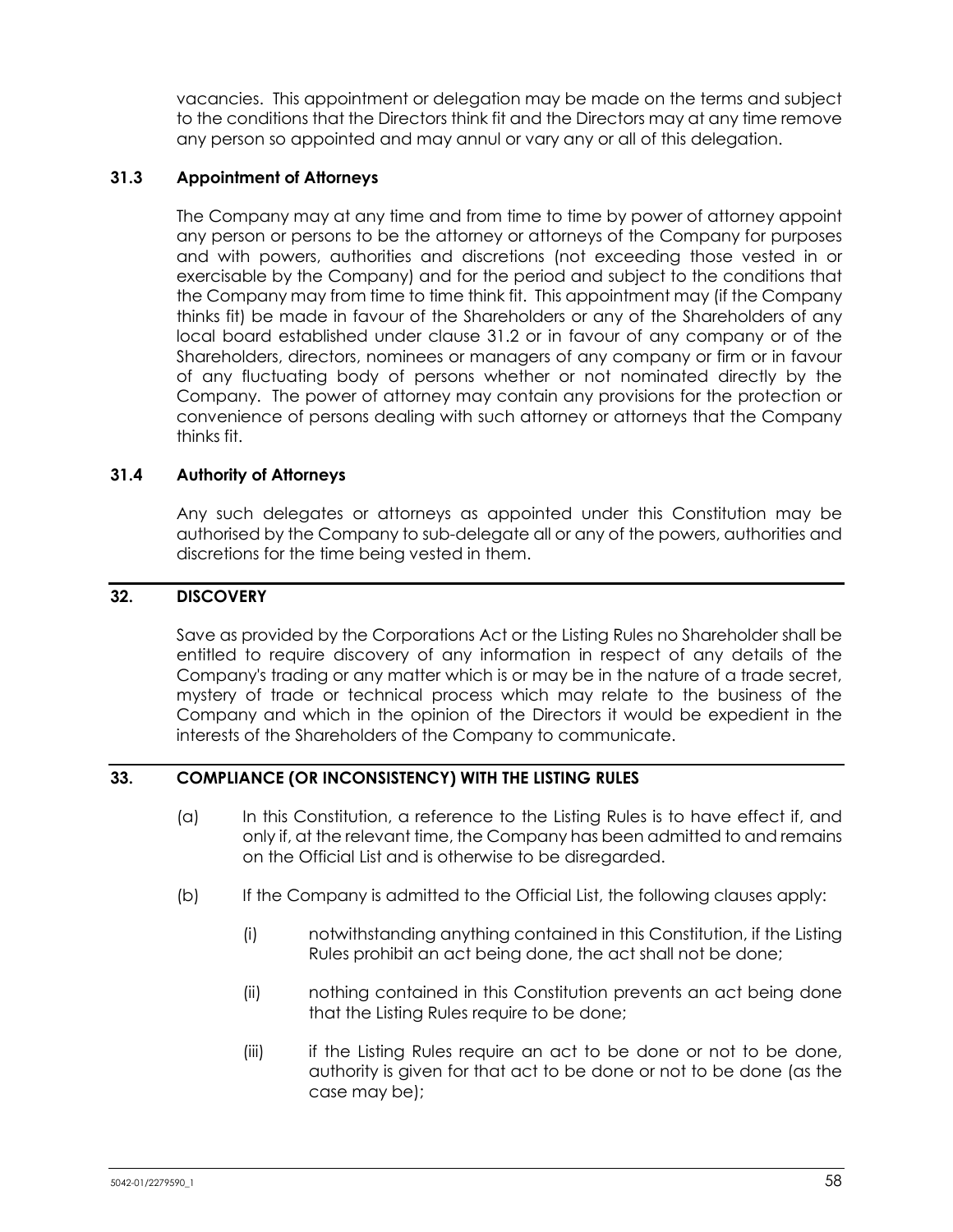vacancies. This appointment or delegation may be made on the terms and subject to the conditions that the Directors think fit and the Directors may at any time remove any person so appointed and may annul or vary any or all of this delegation.

### 31.3 Appointment of Attorneys

The Company may at any time and from time to time by power of attorney appoint any person or persons to be the attorney or attorneys of the Company for purposes and with powers, authorities and discretions (not exceeding those vested in or exercisable by the Company) and for the period and subject to the conditions that the Company may from time to time think fit. This appointment may (if the Company thinks fit) be made in favour of the Shareholders or any of the Shareholders of any local board established under clause 31.2 or in favour of any company or of the Shareholders, directors, nominees or managers of any company or firm or in favour of any fluctuating body of persons whether or not nominated directly by the Company. The power of attorney may contain any provisions for the protection or convenience of persons dealing with such attorney or attorneys that the Company thinks fit.

### 31.4 Authority of Attorneys

Any such delegates or attorneys as appointed under this Constitution may be authorised by the Company to sub-delegate all or any of the powers, authorities and discretions for the time being vested in them.

## 32. DISCOVERY

Save as provided by the Corporations Act or the Listing Rules no Shareholder shall be entitled to require discovery of any information in respect of any details of the Company's trading or any matter which is or may be in the nature of a trade secret, mystery of trade or technical process which may relate to the business of the Company and which in the opinion of the Directors it would be expedient in the interests of the Shareholders of the Company to communicate.

## 33. COMPLIANCE (OR INCONSISTENCY) WITH THE LISTING RULES

(a) In this Constitution, a reference to the Listing Rules is to have effect if, and only if, at the relevant time, the Company has been admitted to and remains on the Official List and is otherwise to be disregarded.

(b) If the Company is admitted to the Official List, the following clauses apply:

(i) notwithstanding anything contained in this Constitution, if the Listing Rules prohibit an act being done, the act shall not be done;

(ii) nothing contained in this Constitution prevents an act being done that the Listing Rules require to be done;

(iii) if the Listing Rules require an act to be done or not to be done, authority is given for that act to be done or not to be done (as the case may be);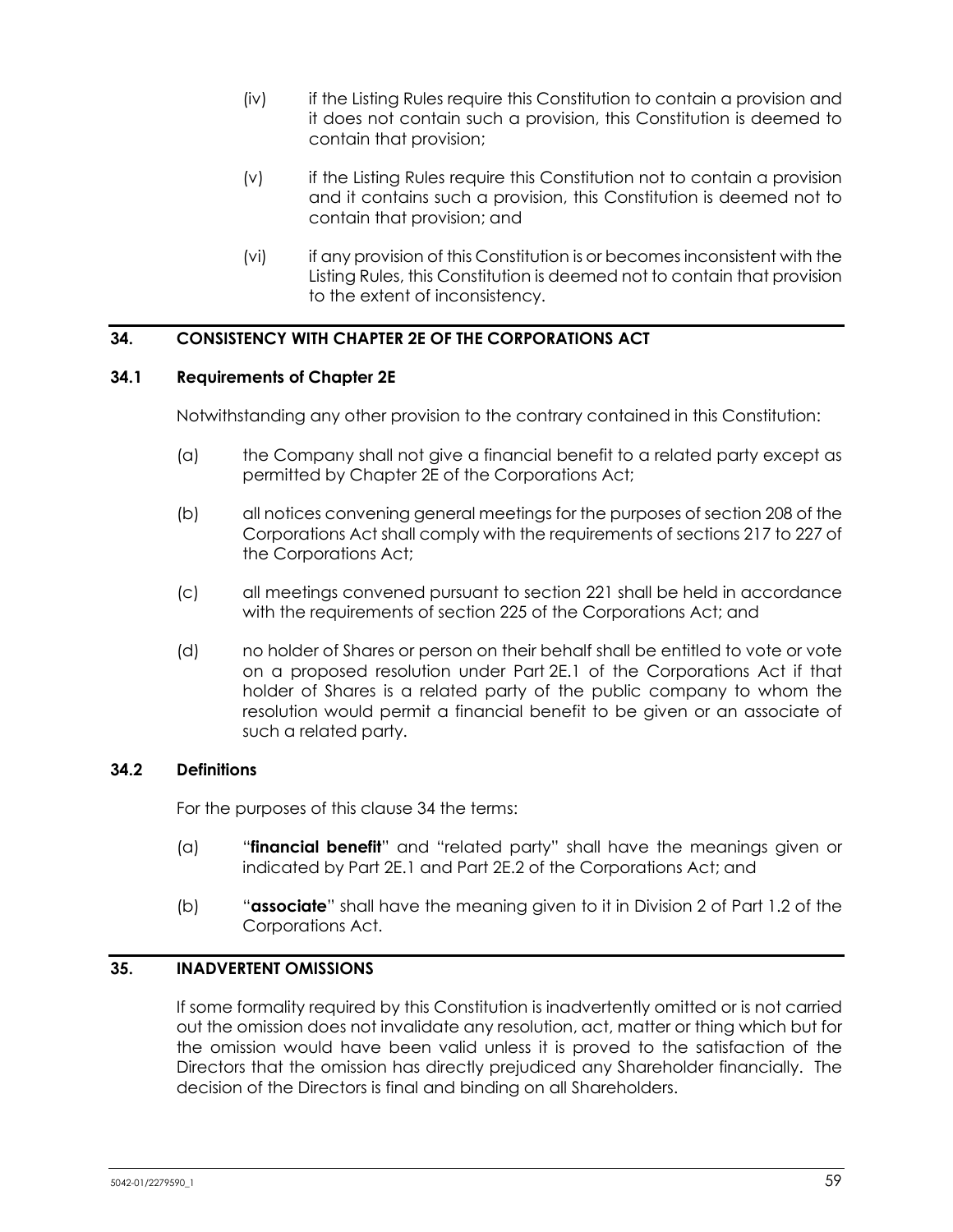(iv) if the Listing Rules require this Constitution to contain a provision and it does not contain such a provision, this Constitution is deemed to contain that provision;

(v) if the Listing Rules require this Constitution not to contain a provision and it contains such a provision, this Constitution is deemed not to contain that provision; and

(vi) if any provision of this Constitution is or becomes inconsistent with the Listing Rules, this Constitution is deemed not to contain that provision to the extent of inconsistency.

## 34. CONSISTENCY WITH CHAPTER 2E OF THE CORPORATIONS ACT

### 34.1 Requirements of Chapter 2E

Notwithstanding any other provision to the contrary contained in this Constitution:

(a) the Company shall not give a financial benefit to a related party except as permitted by Chapter 2E of the Corporations Act;

(b) all notices convening general meetings for the purposes of section 208 of the Corporations Act shall comply with the requirements of sections 217 to 227 of the Corporations Act;

(c) all meetings convened pursuant to section 221 shall be held in accordance with the requirements of section 225 of the Corporations Act; and

(d) no holder of Shares or person on their behalf shall be entitled to vote or vote on a proposed resolution under Part 2E.1 of the Corporations Act if that holder of Shares is a related party of the public company to whom the resolution would permit a financial benefit to be given or an associate of such a related party.

### 34.2 Definitions

For the purposes of this clause 34 the terms:

(a) "**financial benefit**" and "related party" shall have the meanings given or indicated by Part 2E.1 and Part 2E.2 of the Corporations Act; and

(b) "**associate**" shall have the meaning given to it in Division 2 of Part 1.2 of the Corporations Act.

## 35. INADVERTENT OMISSIONS

If some formality required by this Constitution is inadvertently omitted or is not carried out the omission does not invalidate any resolution, act, matter or thing which but for the omission would have been valid unless it is proved to the satisfaction of the Directors that the omission has directly prejudiced any Shareholder financially. The decision of the Directors is final and binding on all Shareholders.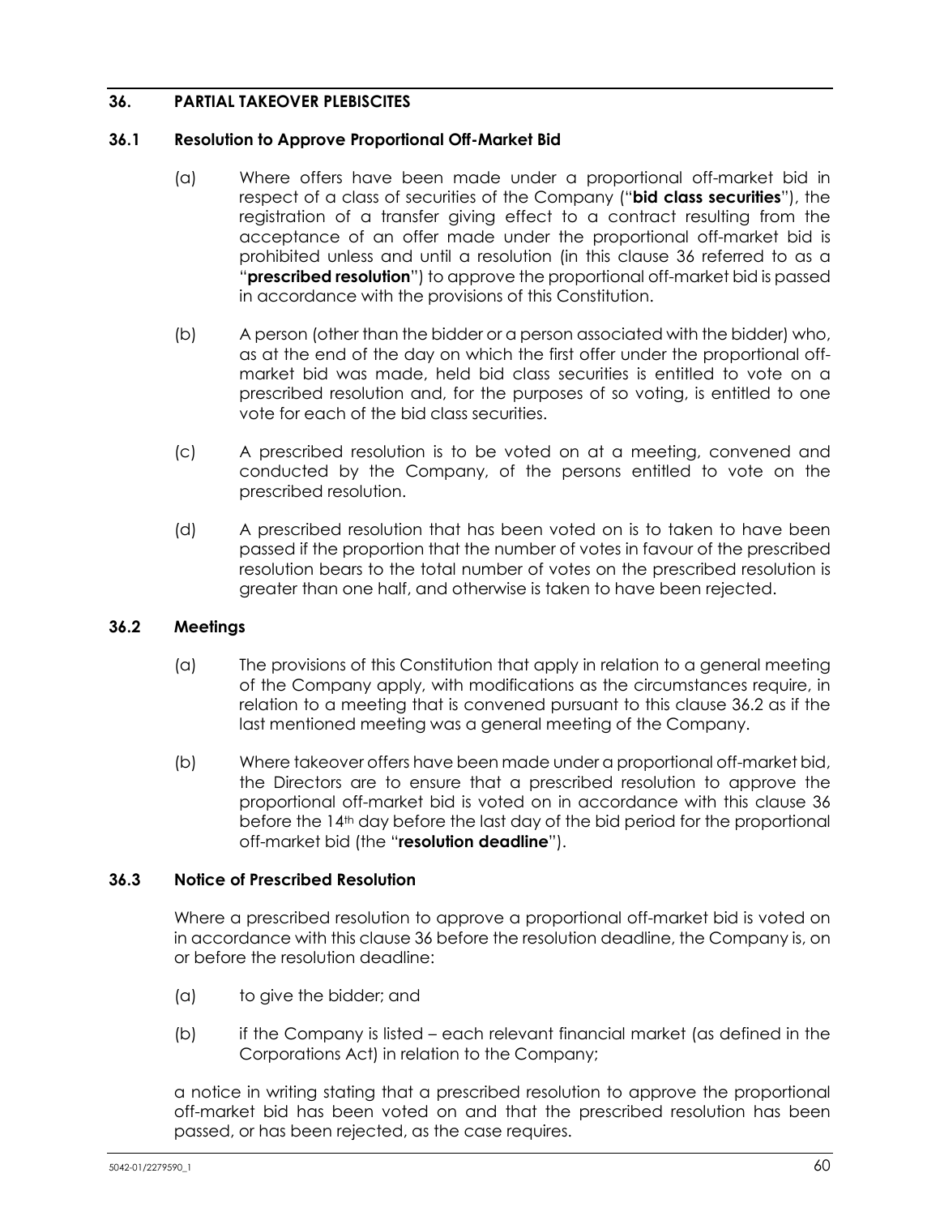## 36. PARTIAL TAKEOVER PLEBISCITES

### 36.1 Resolution to Approve Proportional Off-Market Bid

(a) Where offers have been made under a proportional off-market bid in respect of a class of securities of the Company ("**bid class securities**"), the registration of a transfer giving effect to a contract resulting from the acceptance of an offer made under the proportional off-market bid is prohibited unless and until a resolution (in this clause 36 referred to as a "**prescribed resolution**") to approve the proportional off-market bid is passed in accordance with the provisions of this Constitution.

(b) A person (other than the bidder or a person associated with the bidder) who, as at the end of the day on which the first offer under the proportional off-market bid was made, held bid class securities is entitled to vote on a prescribed resolution and, for the purposes of so voting, is entitled to one vote for each of the bid class securities.

(c) A prescribed resolution is to be voted on at a meeting, convened and conducted by the Company, of the persons entitled to vote on the prescribed resolution.

(d) A prescribed resolution that has been voted on is to taken to have been passed if the proportion that the number of votes in favour of the prescribed resolution bears to the total number of votes on the prescribed resolution is greater than one half, and otherwise is taken to have been rejected.

### 36.2 Meetings

(a) The provisions of this Constitution that apply in relation to a general meeting of the Company apply, with modifications as the circumstances require, in relation to a meeting that is convened pursuant to this clause 36.2 as if the last mentioned meeting was a general meeting of the Company.

(b) Where takeover offers have been made under a proportional off-market bid, the Directors are to ensure that a prescribed resolution to approve the proportional off-market bid is voted on in accordance with this clause 36 before the 14th day before the last day of the bid period for the proportional off-market bid (the "**resolution deadline**").

### 36.3 Notice of Prescribed Resolution

Where a prescribed resolution to approve a proportional off-market bid is voted on in accordance with this clause 36 before the resolution deadline, the Company is, on or before the resolution deadline:

(a) to give the bidder; and

(b) if the Company is listed – each relevant financial market (as defined in the Corporations Act) in relation to the Company;

a notice in writing stating that a prescribed resolution to approve the proportional off-market bid has been voted on and that the prescribed resolution has been passed, or has been rejected, as the case requires.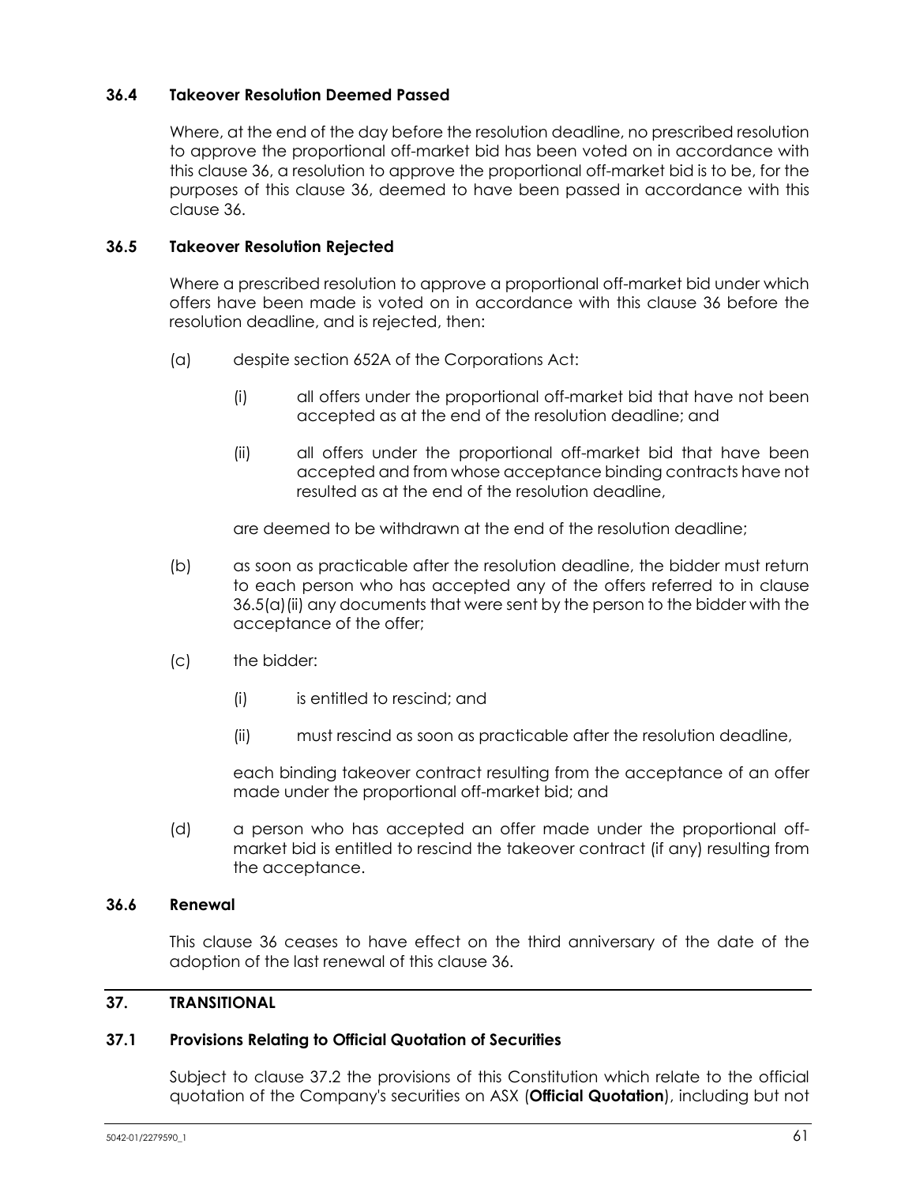### 36.4 Takeover Resolution Deemed Passed

Where, at the end of the day before the resolution deadline, no prescribed resolution to approve the proportional off-market bid has been voted on in accordance with this clause 36, a resolution to approve the proportional off-market bid is to be, for the purposes of this clause 36, deemed to have been passed in accordance with this clause 36.

### 36.5 Takeover Resolution Rejected

Where a prescribed resolution to approve a proportional off-market bid under which offers have been made is voted on in accordance with this clause 36 before the resolution deadline, and is rejected, then:

(a) despite section 652A of the Corporations Act:

  (i) all offers under the proportional off-market bid that have not been accepted as at the end of the resolution deadline; and

  (ii) all offers under the proportional off-market bid that have been accepted and from whose acceptance binding contracts have not resulted as at the end of the resolution deadline,

  are deemed to be withdrawn at the end of the resolution deadline;

(b) as soon as practicable after the resolution deadline, the bidder must return to each person who has accepted any of the offers referred to in clause 36.5(a)(ii) any documents that were sent by the person to the bidder with the acceptance of the offer;

(c) the bidder:

  (i) is entitled to rescind; and

  (ii) must rescind as soon as practicable after the resolution deadline,

  each binding takeover contract resulting from the acceptance of an offer made under the proportional off-market bid; and

(d) a person who has accepted an offer made under the proportional off-market bid is entitled to rescind the takeover contract (if any) resulting from the acceptance.

### 36.6 Renewal

This clause 36 ceases to have effect on the third anniversary of the date of the adoption of the last renewal of this clause 36.

## 37. TRANSITIONAL

### 37.1 Provisions Relating to Official Quotation of Securities

Subject to clause 37.2 the provisions of this Constitution which relate to the official quotation of the Company's securities on ASX (**Official Quotation**), including but not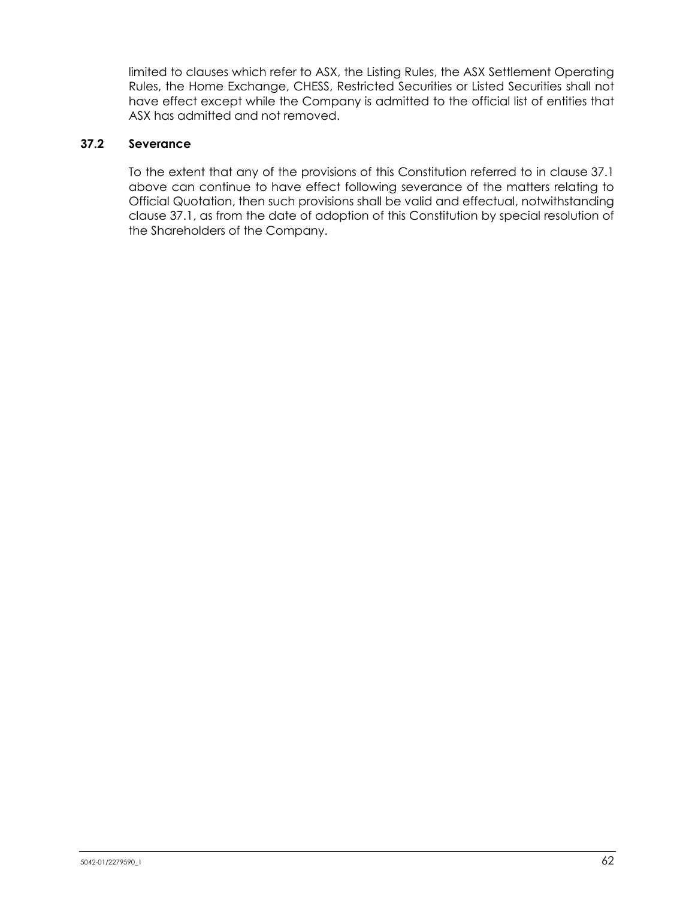limited to clauses which refer to ASX, the Listing Rules, the ASX Settlement Operating Rules, the Home Exchange, CHESS, Restricted Securities or Listed Securities shall not have effect except while the Company is admitted to the official list of entities that ASX has admitted and not removed.

### 37.2 Severance

To the extent that any of the provisions of this Constitution referred to in clause 37.1 above can continue to have effect following severance of the matters relating to Official Quotation, then such provisions shall be valid and effectual, notwithstanding clause 37.1, as from the date of adoption of this Constitution by special resolution of the Shareholders of the Company.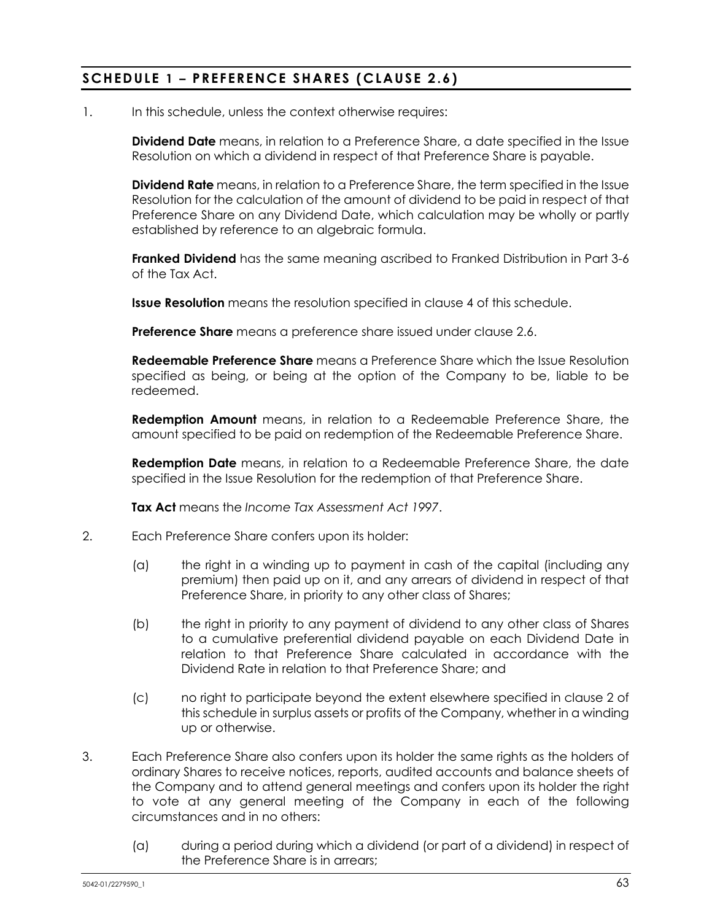## SCHEDULE 1 – PREFERENCE SHARES (CLAUSE 2.6)

1. In this schedule, unless the context otherwise requires:

   **Dividend Date** means, in relation to a Preference Share, a date specified in the Issue Resolution on which a dividend in respect of that Preference Share is payable.

   **Dividend Rate** means, in relation to a Preference Share, the term specified in the Issue Resolution for the calculation of the amount of dividend to be paid in respect of that Preference Share on any Dividend Date, which calculation may be wholly or partly established by reference to an algebraic formula.

   **Franked Dividend** has the same meaning ascribed to Franked Distribution in Part 3-6 of the Tax Act.

   **Issue Resolution** means the resolution specified in clause 4 of this schedule.

   **Preference Share** means a preference share issued under clause 2.6.

   **Redeemable Preference Share** means a Preference Share which the Issue Resolution specified as being, or being at the option of the Company to be, liable to be redeemed.

   **Redemption Amount** means, in relation to a Redeemable Preference Share, the amount specified to be paid on redemption of the Redeemable Preference Share.

   **Redemption Date** means, in relation to a Redeemable Preference Share, the date specified in the Issue Resolution for the redemption of that Preference Share.

   **Tax Act** means the *Income Tax Assessment Act 1997*.

2. Each Preference Share confers upon its holder:

   (a) the right in a winding up to payment in cash of the capital (including any premium) then paid up on it, and any arrears of dividend in respect of that Preference Share, in priority to any other class of Shares;

   (b) the right in priority to any payment of dividend to any other class of Shares to a cumulative preferential dividend payable on each Dividend Date in relation to that Preference Share calculated in accordance with the Dividend Rate in relation to that Preference Share; and

   (c) no right to participate beyond the extent elsewhere specified in clause 2 of this schedule in surplus assets or profits of the Company, whether in a winding up or otherwise.

3. Each Preference Share also confers upon its holder the same rights as the holders of ordinary Shares to receive notices, reports, audited accounts and balance sheets of the Company and to attend general meetings and confers upon its holder the right to vote at any general meeting of the Company in each of the following circumstances and in no others:

   (a) during a period during which a dividend (or part of a dividend) in respect of the Preference Share is in arrears;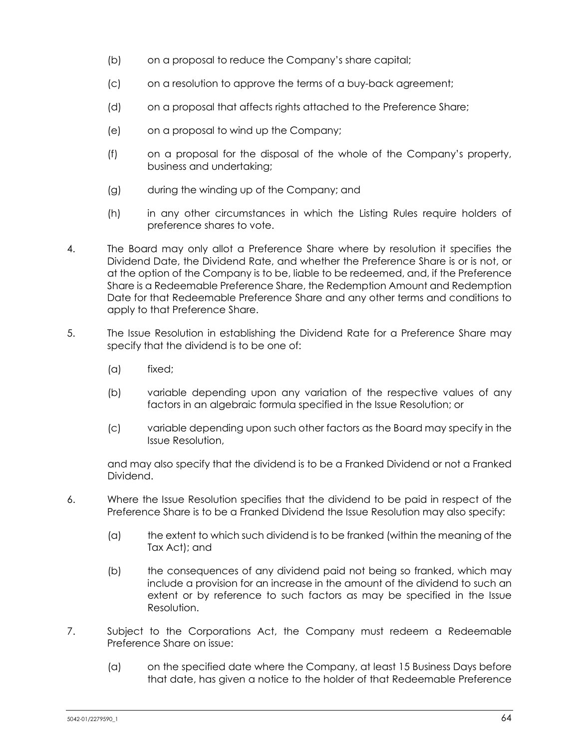(b) on a proposal to reduce the Company's share capital;

(c) on a resolution to approve the terms of a buy-back agreement;

(d) on a proposal that affects rights attached to the Preference Share;

(e) on a proposal to wind up the Company;

(f) on a proposal for the disposal of the whole of the Company's property, business and undertaking;

(g) during the winding up of the Company; and

(h) in any other circumstances in which the Listing Rules require holders of preference shares to vote.

4. The Board may only allot a Preference Share where by resolution it specifies the Dividend Date, the Dividend Rate, and whether the Preference Share is or is not, or at the option of the Company is to be, liable to be redeemed, and, if the Preference Share is a Redeemable Preference Share, the Redemption Amount and Redemption Date for that Redeemable Preference Share and any other terms and conditions to apply to that Preference Share.

5. The Issue Resolution in establishing the Dividend Rate for a Preference Share may specify that the dividend is to be one of:

   (a) fixed;

   (b) variable depending upon any variation of the respective values of any factors in an algebraic formula specified in the Issue Resolution; or

   (c) variable depending upon such other factors as the Board may specify in the Issue Resolution,

   and may also specify that the dividend is to be a Franked Dividend or not a Franked Dividend.

6. Where the Issue Resolution specifies that the dividend to be paid in respect of the Preference Share is to be a Franked Dividend the Issue Resolution may also specify:

   (a) the extent to which such dividend is to be franked (within the meaning of the Tax Act); and

   (b) the consequences of any dividend paid not being so franked, which may include a provision for an increase in the amount of the dividend to such an extent or by reference to such factors as may be specified in the Issue Resolution.

7. Subject to the Corporations Act, the Company must redeem a Redeemable Preference Share on issue:

   (a) on the specified date where the Company, at least 15 Business Days before that date, has given a notice to the holder of that Redeemable Preference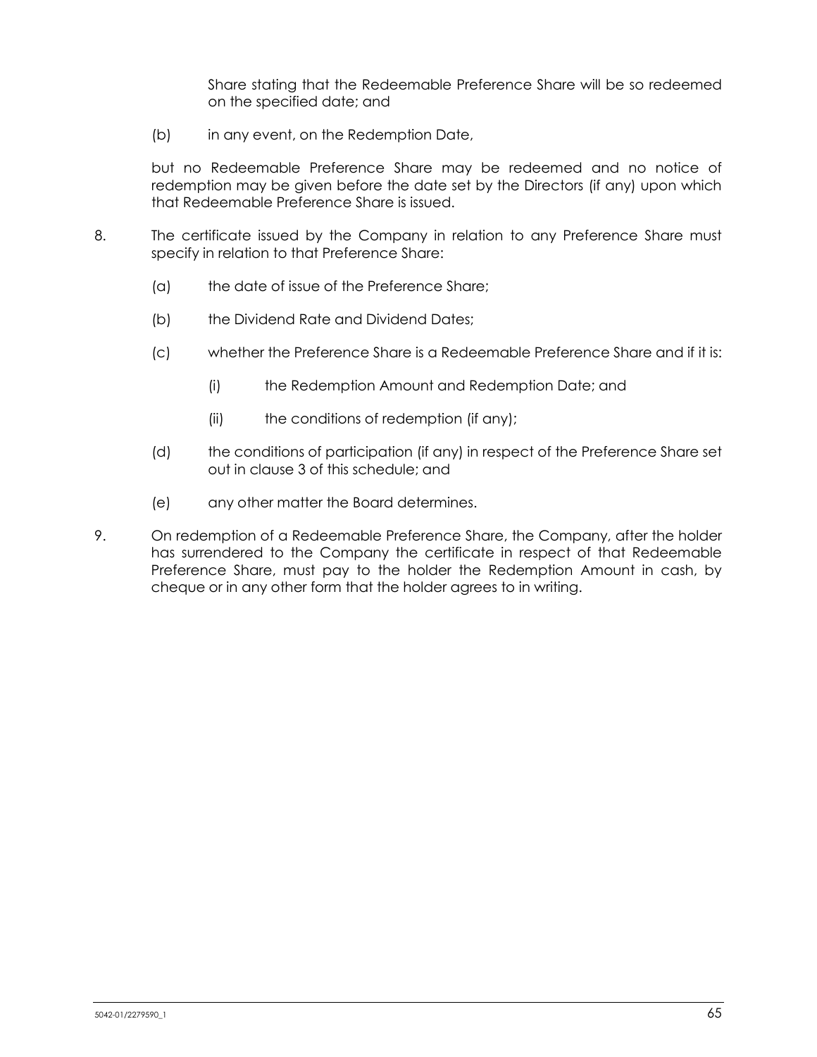Share stating that the Redeemable Preference Share will be so redeemed on the specified date; and

(b) in any event, on the Redemption Date,

but no Redeemable Preference Share may be redeemed and no notice of redemption may be given before the date set by the Directors (if any) upon which that Redeemable Preference Share is issued.

8. The certificate issued by the Company in relation to any Preference Share must specify in relation to that Preference Share:

   (a) the date of issue of the Preference Share;

   (b) the Dividend Rate and Dividend Dates;

   (c) whether the Preference Share is a Redeemable Preference Share and if it is:

      (i) the Redemption Amount and Redemption Date; and

      (ii) the conditions of redemption (if any);

   (d) the conditions of participation (if any) in respect of the Preference Share set out in clause 3 of this schedule; and

   (e) any other matter the Board determines.

9. On redemption of a Redeemable Preference Share, the Company, after the holder has surrendered to the Company the certificate in respect of that Redeemable Preference Share, must pay to the holder the Redemption Amount in cash, by cheque or in any other form that the holder agrees to in writing.